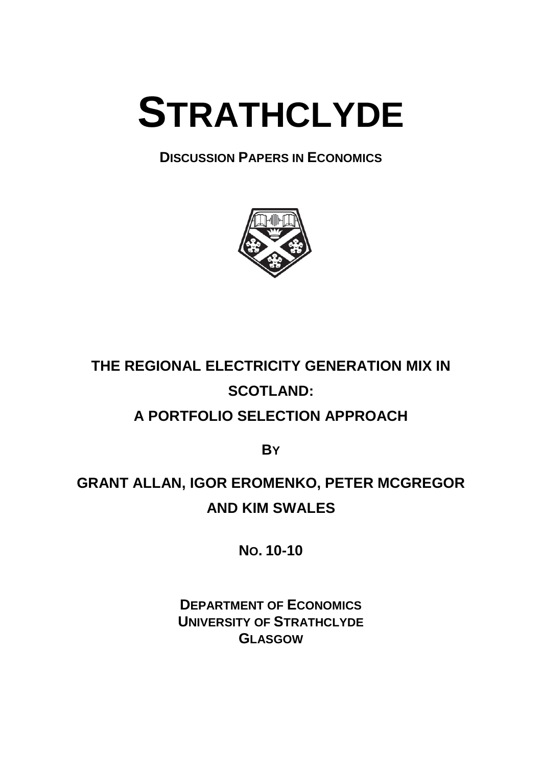# STRATHCLYDE

**DISCUSSION PAPERS IN ECONOMICS**

## THE REGIONAL ELECTRICITY GENERATION MIX IN SCOTLAND: A PORTFOLIO SELECTION APPROACH

**BY**

**GRANT ALLAN, IGOR EROMENKO, PETER MCGREGOR AND KIM SWALES**

**NO. 10-10**

**DEPARTMENT OF ECONOMICS**
**UNIVERSITY OF STRATHCLYDE**
**GLASGOW**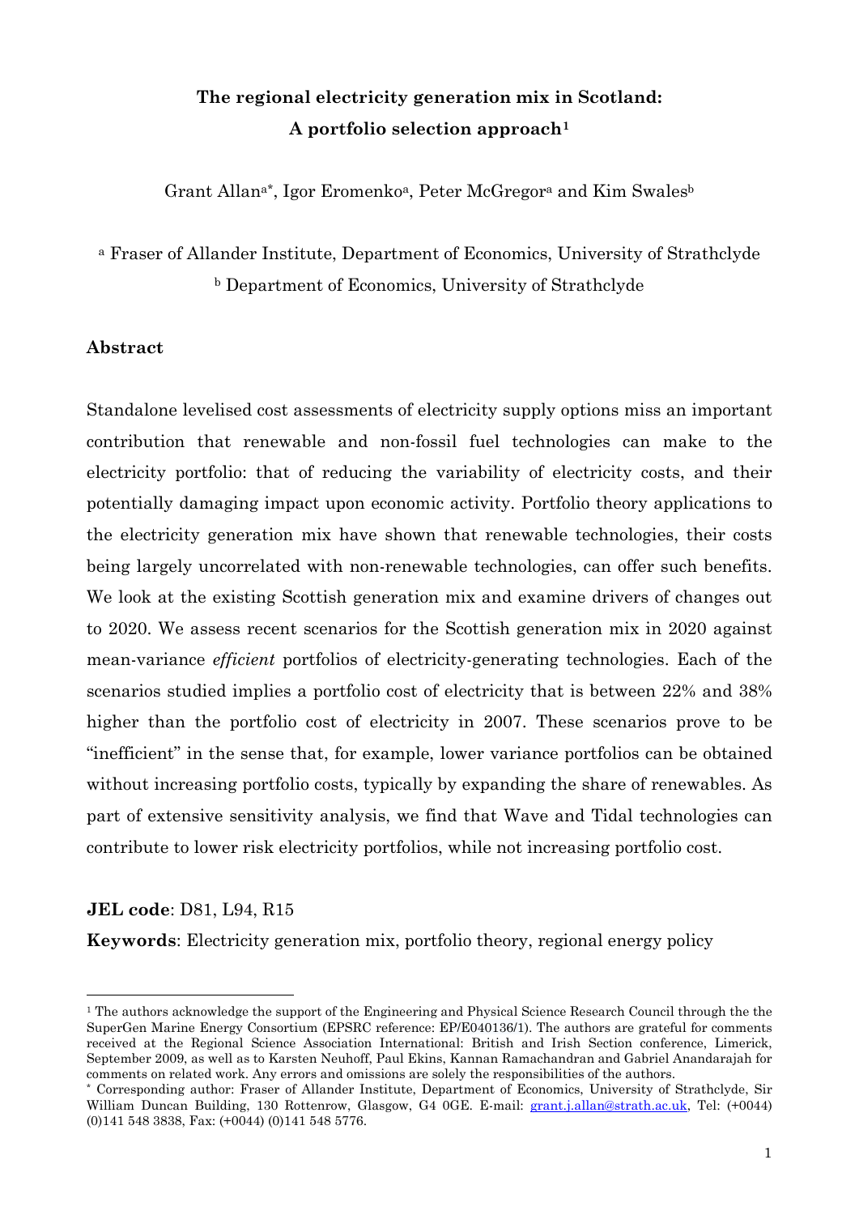# The regional electricity generation mix in Scotland: A portfolio selection approach[1]

Grant Allan[a*], Igor Eromenko[a], Peter McGregor[a] and Kim Swales[b]

[a] Fraser of Allander Institute, Department of Economics, University of Strathclyde

[b] Department of Economics, University of Strathclyde

## Abstract

Standalone levelised cost assessments of electricity supply options miss an important contribution that renewable and non-fossil fuel technologies can make to the electricity portfolio: that of reducing the variability of electricity costs, and their potentially damaging impact upon economic activity. Portfolio theory applications to the electricity generation mix have shown that renewable technologies, their costs being largely uncorrelated with non-renewable technologies, can offer such benefits. We look at the existing Scottish generation mix and examine drivers of changes out to 2020. We assess recent scenarios for the Scottish generation mix in 2020 against mean-variance *efficient* portfolios of electricity-generating technologies. Each of the scenarios studied implies a portfolio cost of electricity that is between 22% and 38% higher than the portfolio cost of electricity in 2007. These scenarios prove to be "inefficient" in the sense that, for example, lower variance portfolios can be obtained without increasing portfolio costs, typically by expanding the share of renewables. As part of extensive sensitivity analysis, we find that Wave and Tidal technologies can contribute to lower risk electricity portfolios, while not increasing portfolio cost.

**JEL code**: D81, L94, R15

**Keywords**: Electricity generation mix, portfolio theory, regional energy policy

---

[1] The authors acknowledge the support of the Engineering and Physical Science Research Council through the the SuperGen Marine Energy Consortium (EPSRC reference: EP/E040136/1). The authors are grateful for comments received at the Regional Science Association International: British and Irish Section conference, Limerick, September 2009, as well as to Karsten Neuhoff, Paul Ekins, Kannan Ramachandran and Gabriel Anandarajah for comments on related work. Any errors and omissions are solely the responsibilities of the authors.

[*] Corresponding author: Fraser of Allander Institute, Department of Economics, University of Strathclyde, Sir William Duncan Building, 130 Rottenrow, Glasgow, G4 0GE. E-mail: grant.j.allan@strath.ac.uk, Tel: (+0044) (0)141 548 3838, Fax: (+0044) (0)141 548 5776.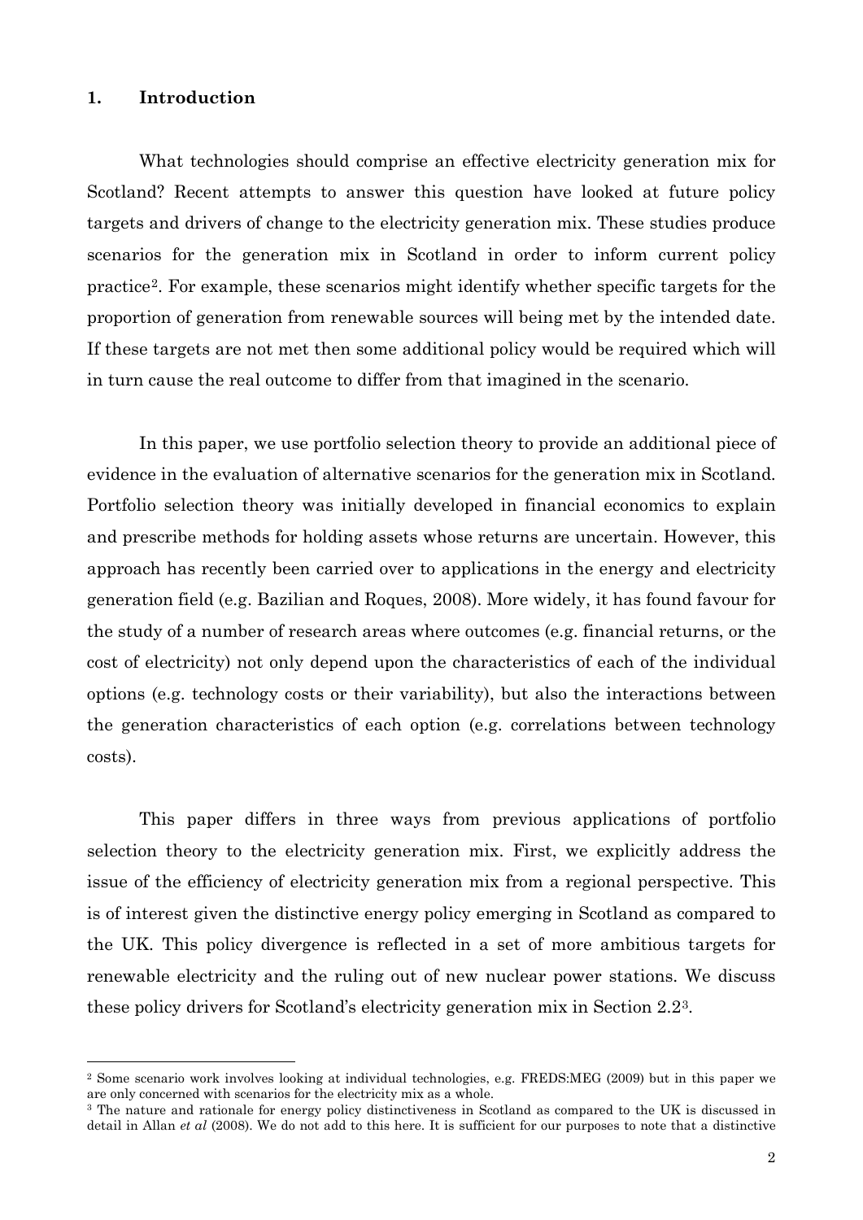## 1. Introduction

What technologies should comprise an effective electricity generation mix for Scotland? Recent attempts to answer this question have looked at future policy targets and drivers of change to the electricity generation mix. These studies produce scenarios for the generation mix in Scotland in order to inform current policy practice[2]. For example, these scenarios might identify whether specific targets for the proportion of generation from renewable sources will being met by the intended date. If these targets are not met then some additional policy would be required which will in turn cause the real outcome to differ from that imagined in the scenario.

In this paper, we use portfolio selection theory to provide an additional piece of evidence in the evaluation of alternative scenarios for the generation mix in Scotland. Portfolio selection theory was initially developed in financial economics to explain and prescribe methods for holding assets whose returns are uncertain. However, this approach has recently been carried over to applications in the energy and electricity generation field (e.g. Bazilian and Roques, 2008). More widely, it has found favour for the study of a number of research areas where outcomes (e.g. financial returns, or the cost of electricity) not only depend upon the characteristics of each of the individual options (e.g. technology costs or their variability), but also the interactions between the generation characteristics of each option (e.g. correlations between technology costs).

This paper differs in three ways from previous applications of portfolio selection theory to the electricity generation mix. First, we explicitly address the issue of the efficiency of electricity generation mix from a regional perspective. This is of interest given the distinctive energy policy emerging in Scotland as compared to the UK. This policy divergence is reflected in a set of more ambitious targets for renewable electricity and the ruling out of new nuclear power stations. We discuss these policy drivers for Scotland's electricity generation mix in Section 2.2[3].

[2] Some scenario work involves looking at individual technologies, e.g. FREDS:MEG (2009) but in this paper we are only concerned with scenarios for the electricity mix as a whole.

[3] The nature and rationale for energy policy distinctiveness in Scotland as compared to the UK is discussed in detail in Allan *et al* (2008). We do not add to this here. It is sufficient for our purposes to note that a distinctive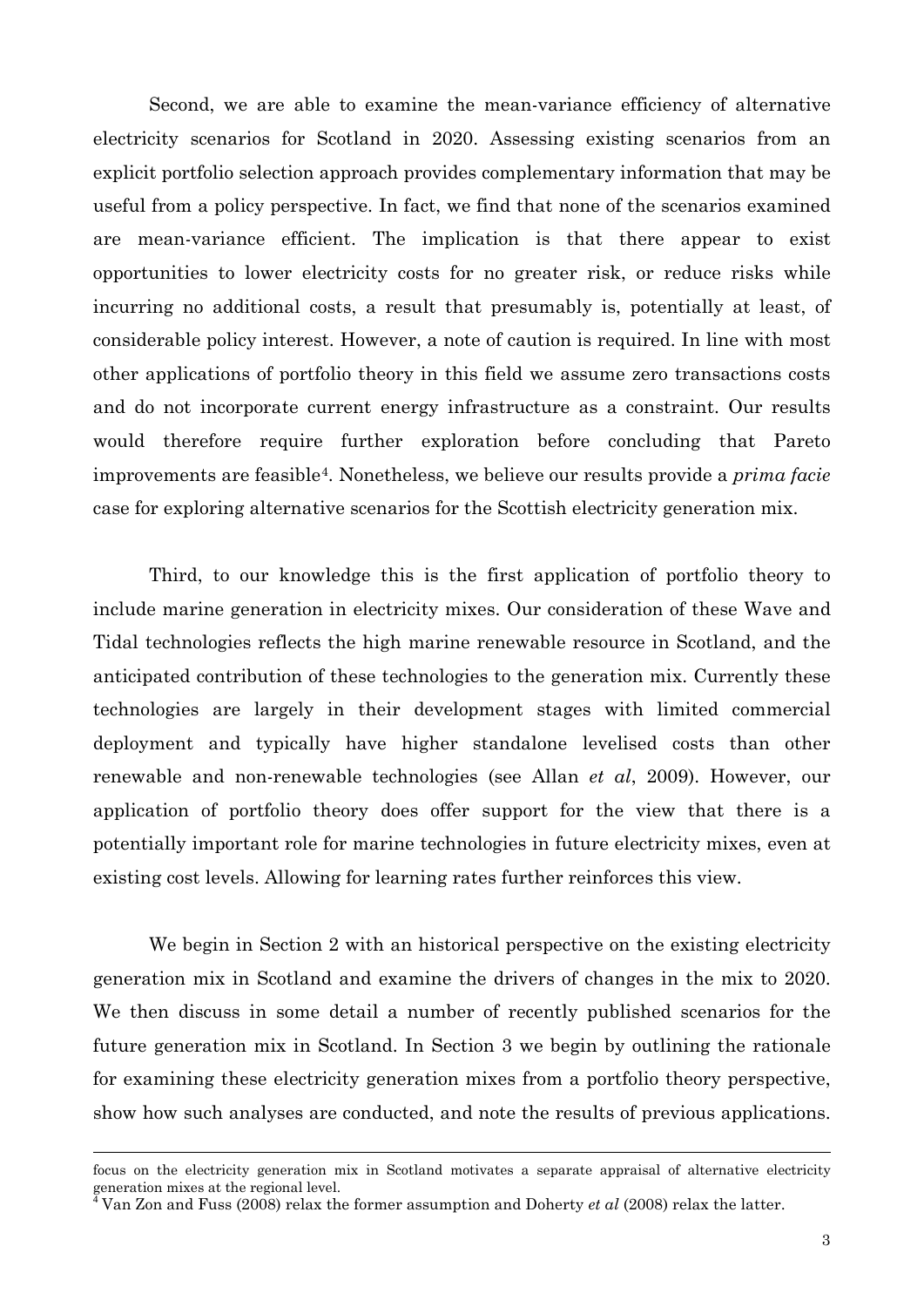Second, we are able to examine the mean-variance efficiency of alternative electricity scenarios for Scotland in 2020. Assessing existing scenarios from an explicit portfolio selection approach provides complementary information that may be useful from a policy perspective. In fact, we find that none of the scenarios examined are mean-variance efficient. The implication is that there appear to exist opportunities to lower electricity costs for no greater risk, or reduce risks while incurring no additional costs, a result that presumably is, potentially at least, of considerable policy interest. However, a note of caution is required. In line with most other applications of portfolio theory in this field we assume zero transactions costs and do not incorporate current energy infrastructure as a constraint. Our results would therefore require further exploration before concluding that Pareto improvements are feasible[4]. Nonetheless, we believe our results provide a *prima facie* case for exploring alternative scenarios for the Scottish electricity generation mix.

Third, to our knowledge this is the first application of portfolio theory to include marine generation in electricity mixes. Our consideration of these Wave and Tidal technologies reflects the high marine renewable resource in Scotland, and the anticipated contribution of these technologies to the generation mix. Currently these technologies are largely in their development stages with limited commercial deployment and typically have higher standalone levelised costs than other renewable and non-renewable technologies (see Allan *et al*, 2009). However, our application of portfolio theory does offer support for the view that there is a potentially important role for marine technologies in future electricity mixes, even at existing cost levels. Allowing for learning rates further reinforces this view.

We begin in Section 2 with an historical perspective on the existing electricity generation mix in Scotland and examine the drivers of changes in the mix to 2020. We then discuss in some detail a number of recently published scenarios for the future generation mix in Scotland. In Section 3 we begin by outlining the rationale for examining these electricity generation mixes from a portfolio theory perspective, show how such analyses are conducted, and note the results of previous applications.

---

focus on the electricity generation mix in Scotland motivates a separate appraisal of alternative electricity generation mixes at the regional level.

[4] Van Zon and Fuss (2008) relax the former assumption and Doherty *et al* (2008) relax the latter.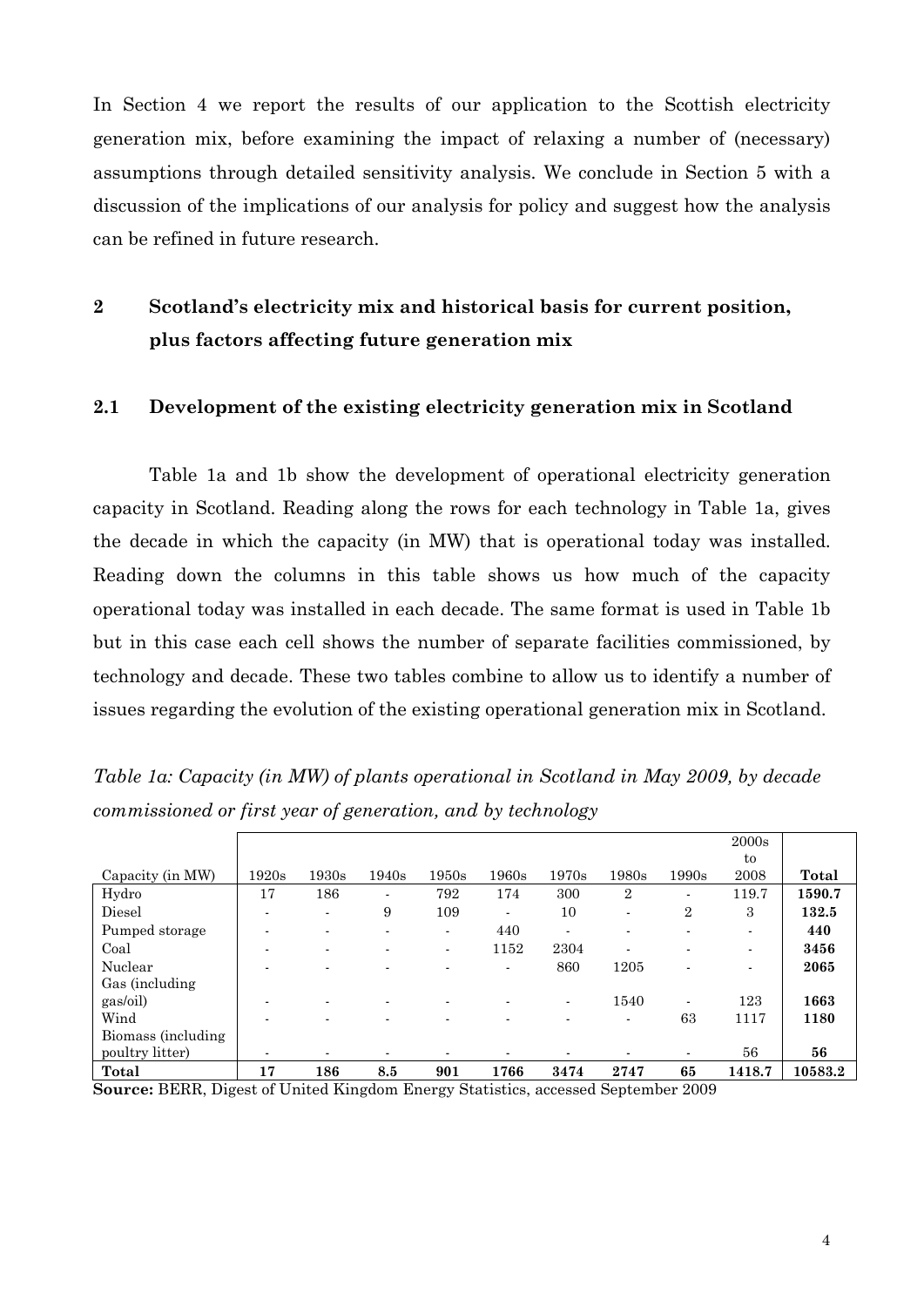In Section 4 we report the results of our application to the Scottish electricity generation mix, before examining the impact of relaxing a number of (necessary) assumptions through detailed sensitivity analysis. We conclude in Section 5 with a discussion of the implications of our analysis for policy and suggest how the analysis can be refined in future research.

## 2 Scotland's electricity mix and historical basis for current position, plus factors affecting future generation mix

### 2.1 Development of the existing electricity generation mix in Scotland

Table 1a and 1b show the development of operational electricity generation capacity in Scotland. Reading along the rows for each technology in Table 1a, gives the decade in which the capacity (in MW) that is operational today was installed. Reading down the columns in this table shows us how much of the capacity operational today was installed in each decade. The same format is used in Table 1b but in this case each cell shows the number of separate facilities commissioned, by technology and decade. These two tables combine to allow us to identify a number of issues regarding the evolution of the existing operational generation mix in Scotland.

*Table 1a: Capacity (in MW) of plants operational in Scotland in May 2009, by decade commissioned or first year of generation, and by technology*

| Capacity (in MW) | 1920s | 1930s | 1940s | 1950s | 1960s | 1970s | 1980s | 1990s | 2000s to 2008 | Total |
|---|---|---|---|---|---|---|---|---|---|---|
| Hydro | 17 | 186 | - | 792 | 174 | 300 | 2 | - | 119.7 | **1590.7** |
| Diesel | - | - | 9 | 109 | - | 10 | - | 2 | 3 | **132.5** |
| Pumped storage | - | - | - | - | 440 | - | - | - | - | **440** |
| Coal | - | - | - | - | 1152 | 2304 | - | - | - | **3456** |
| Nuclear | - | - | - | - | - | 860 | 1205 | - | - | **2065** |
| Gas (including gas/oil) | - | - | - | - | - | - | 1540 | - | 123 | **1663** |
| Wind | - | - | - | - | - | - | - | 63 | 1117 | **1180** |
| Biomass (including poultry litter) | - | - | - | - | - | - | - | - | 56 | **56** |
| **Total** | **17** | **186** | **8.5** | **901** | **1766** | **3474** | **2747** | **65** | **1418.7** | **10583.2** |

**Source:** BERR, Digest of United Kingdom Energy Statistics, accessed September 2009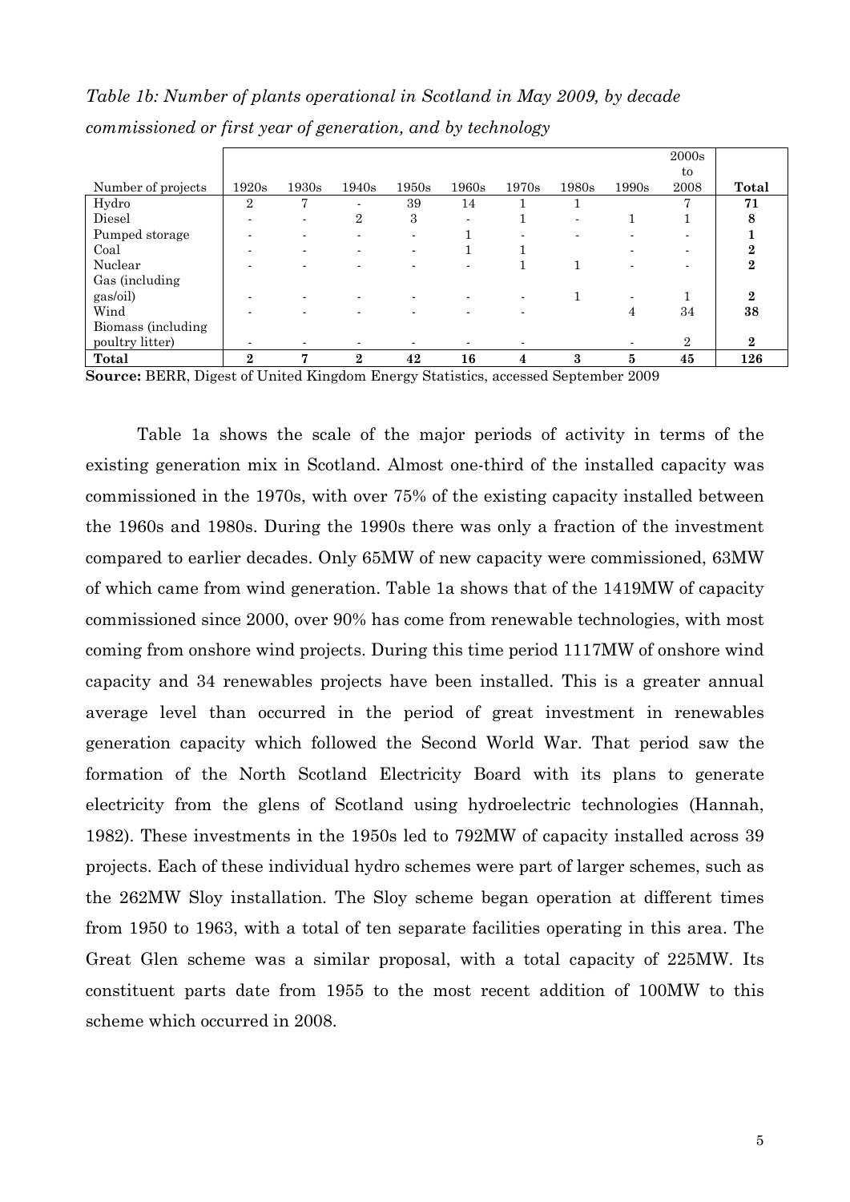*Table 1b: Number of plants operational in Scotland in May 2009, by decade commissioned or first year of generation, and by technology*

| Number of projects | 1920s | 1930s | 1940s | 1950s | 1960s | 1970s | 1980s | 1990s | 2000s to 2008 | Total |
|---|---|---|---|---|---|---|---|---|---|---|
| Hydro | 2 | 7 | - | 39 | 14 | 1 | 1 | | 7 | **71** |
| Diesel | - | - | 2 | 3 | - | 1 | - | 1 | 1 | **8** |
| Pumped storage | - | - | - | - | 1 | - | - | - | - | **1** |
| Coal | - | - | - | - | 1 | 1 | | - | - | **2** |
| Nuclear | - | - | - | - | - | 1 | 1 | - | - | **2** |
| Gas (including gas/oil) | - | - | - | - | - | - | 1 | - | 1 | **2** |
| Wind | - | - | - | - | - | - | | 4 | 34 | **38** |
| Biomass (including poultry litter) | - | - | - | - | - | - | | - | 2 | **2** |
| **Total** | **2** | **7** | **2** | **42** | **16** | **4** | **3** | **5** | **45** | **126** |

**Source:** BERR, Digest of United Kingdom Energy Statistics, accessed September 2009

Table 1a shows the scale of the major periods of activity in terms of the existing generation mix in Scotland. Almost one-third of the installed capacity was commissioned in the 1970s, with over 75% of the existing capacity installed between the 1960s and 1980s. During the 1990s there was only a fraction of the investment compared to earlier decades. Only 65MW of new capacity were commissioned, 63MW of which came from wind generation. Table 1a shows that of the 1419MW of capacity commissioned since 2000, over 90% has come from renewable technologies, with most coming from onshore wind projects. During this time period 1117MW of onshore wind capacity and 34 renewables projects have been installed. This is a greater annual average level than occurred in the period of great investment in renewables generation capacity which followed the Second World War. That period saw the formation of the North Scotland Electricity Board with its plans to generate electricity from the glens of Scotland using hydroelectric technologies (Hannah, 1982). These investments in the 1950s led to 792MW of capacity installed across 39 projects. Each of these individual hydro schemes were part of larger schemes, such as the 262MW Sloy installation. The Sloy scheme began operation at different times from 1950 to 1963, with a total of ten separate facilities operating in this area. The Great Glen scheme was a similar proposal, with a total capacity of 225MW. Its constituent parts date from 1955 to the most recent addition of 100MW to this scheme which occurred in 2008.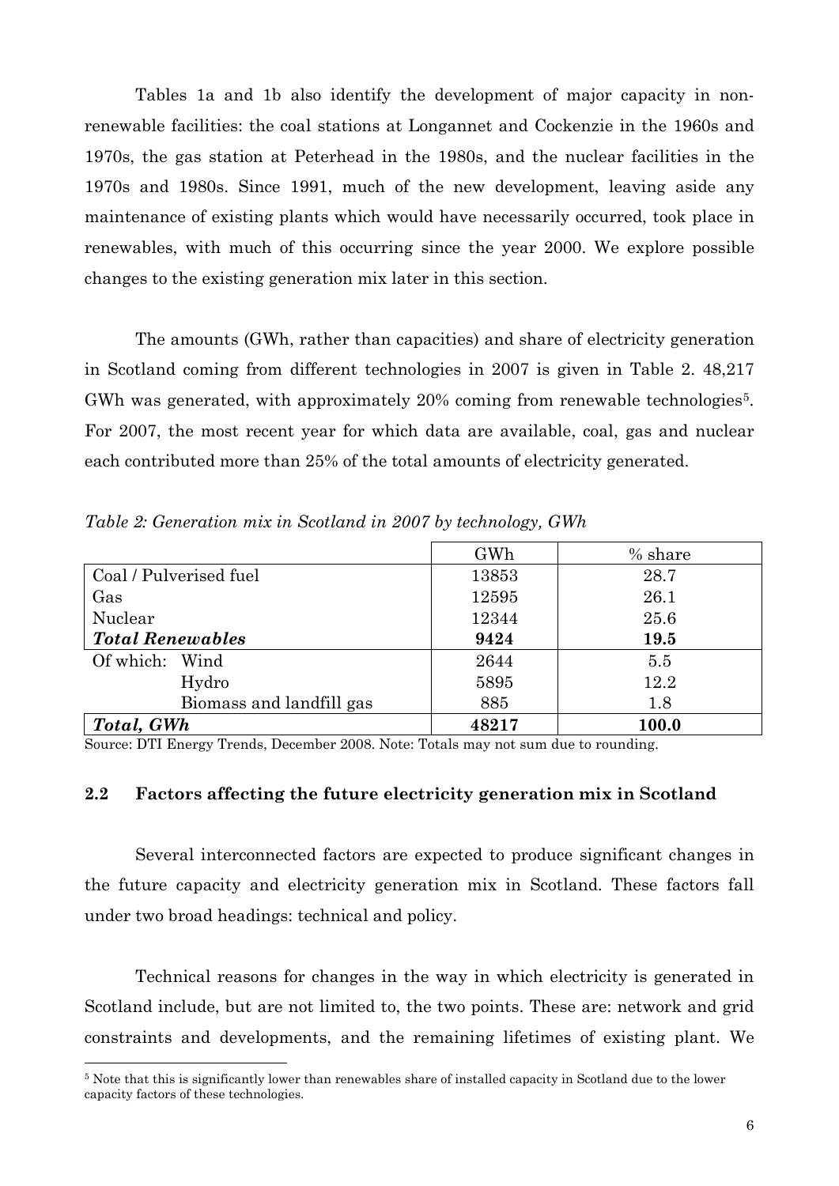Tables 1a and 1b also identify the development of major capacity in non-renewable facilities: the coal stations at Longannet and Cockenzie in the 1960s and 1970s, the gas station at Peterhead in the 1980s, and the nuclear facilities in the 1970s and 1980s. Since 1991, much of the new development, leaving aside any maintenance of existing plants which would have necessarily occurred, took place in renewables, with much of this occurring since the year 2000. We explore possible changes to the existing generation mix later in this section.

The amounts (GWh, rather than capacities) and share of electricity generation in Scotland coming from different technologies in 2007 is given in Table 2. 48,217 GWh was generated, with approximately 20% coming from renewable technologies[5]. For 2007, the most recent year for which data are available, coal, gas and nuclear each contributed more than 25% of the total amounts of electricity generated.

*Table 2: Generation mix in Scotland in 2007 by technology, GWh*

| | GWh | % share |
|---|---|---|
| Coal / Pulverised fuel | 13853 | 28.7 |
| Gas | 12595 | 26.1 |
| Nuclear | 12344 | 25.6 |
| ***Total Renewables*** | **9424** | **19.5** |
| Of which: Wind | 2644 | 5.5 |
| Hydro | 5895 | 12.2 |
| Biomass and landfill gas | 885 | 1.8 |
| ***Total, GWh*** | **48217** | **100.0** |

Source: DTI Energy Trends, December 2008. Note: Totals may not sum due to rounding.

## 2.2 Factors affecting the future electricity generation mix in Scotland

Several interconnected factors are expected to produce significant changes in the future capacity and electricity generation mix in Scotland. These factors fall under two broad headings: technical and policy.

Technical reasons for changes in the way in which electricity is generated in Scotland include, but are not limited to, the two points. These are: network and grid constraints and developments, and the remaining lifetimes of existing plant. We

[5] Note that this is significantly lower than renewables share of installed capacity in Scotland due to the lower capacity factors of these technologies.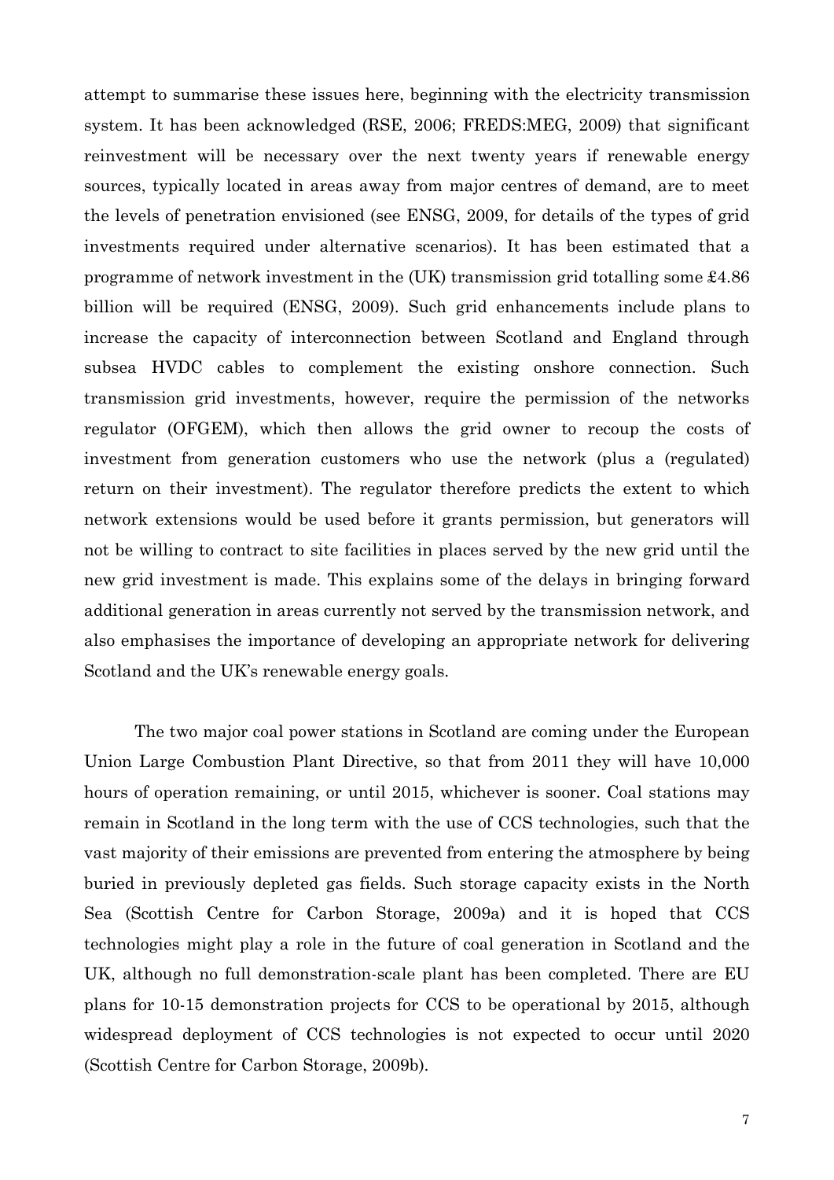attempt to summarise these issues here, beginning with the electricity transmission system. It has been acknowledged (RSE, 2006; FREDS:MEG, 2009) that significant reinvestment will be necessary over the next twenty years if renewable energy sources, typically located in areas away from major centres of demand, are to meet the levels of penetration envisioned (see ENSG, 2009, for details of the types of grid investments required under alternative scenarios). It has been estimated that a programme of network investment in the (UK) transmission grid totalling some £4.86 billion will be required (ENSG, 2009). Such grid enhancements include plans to increase the capacity of interconnection between Scotland and England through subsea HVDC cables to complement the existing onshore connection. Such transmission grid investments, however, require the permission of the networks regulator (OFGEM), which then allows the grid owner to recoup the costs of investment from generation customers who use the network (plus a (regulated) return on their investment). The regulator therefore predicts the extent to which network extensions would be used before it grants permission, but generators will not be willing to contract to site facilities in places served by the new grid until the new grid investment is made. This explains some of the delays in bringing forward additional generation in areas currently not served by the transmission network, and also emphasises the importance of developing an appropriate network for delivering Scotland and the UK's renewable energy goals.

The two major coal power stations in Scotland are coming under the European Union Large Combustion Plant Directive, so that from 2011 they will have 10,000 hours of operation remaining, or until 2015, whichever is sooner. Coal stations may remain in Scotland in the long term with the use of CCS technologies, such that the vast majority of their emissions are prevented from entering the atmosphere by being buried in previously depleted gas fields. Such storage capacity exists in the North Sea (Scottish Centre for Carbon Storage, 2009a) and it is hoped that CCS technologies might play a role in the future of coal generation in Scotland and the UK, although no full demonstration-scale plant has been completed. There are EU plans for 10-15 demonstration projects for CCS to be operational by 2015, although widespread deployment of CCS technologies is not expected to occur until 2020 (Scottish Centre for Carbon Storage, 2009b).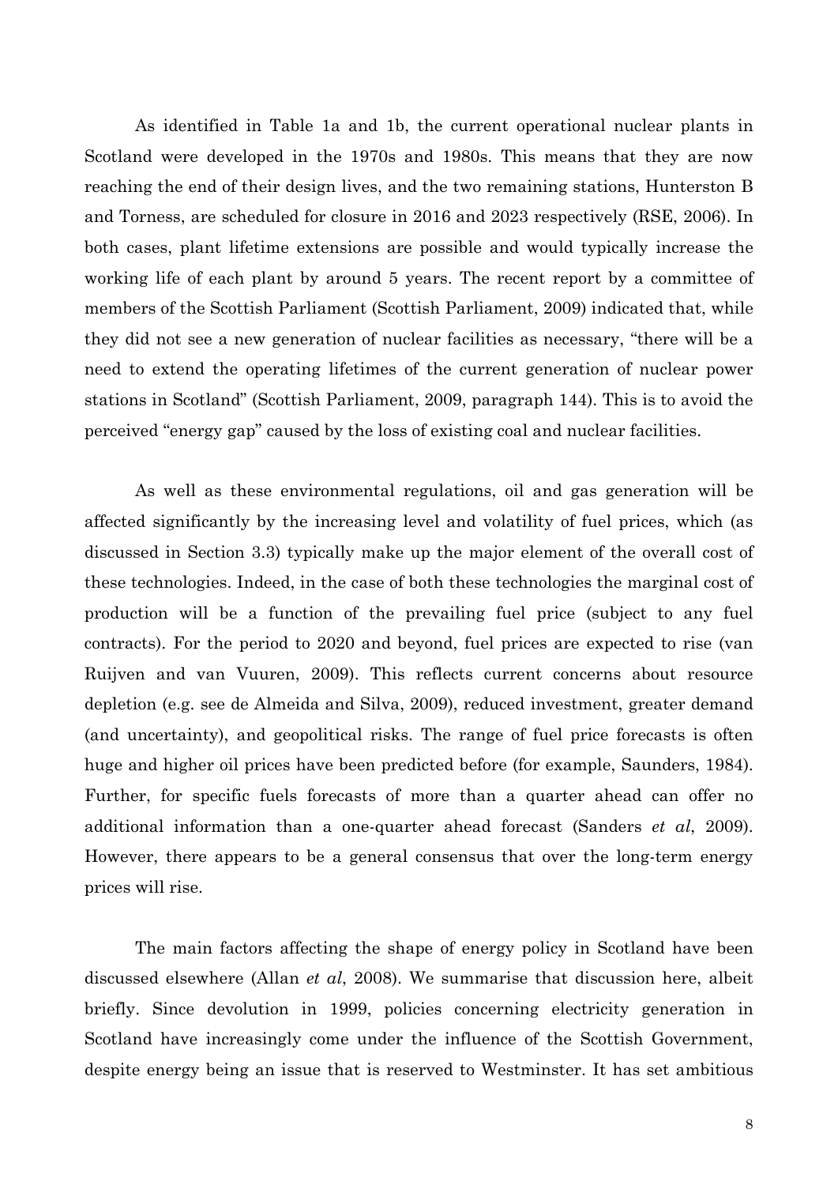As identified in Table 1a and 1b, the current operational nuclear plants in Scotland were developed in the 1970s and 1980s. This means that they are now reaching the end of their design lives, and the two remaining stations, Hunterston B and Torness, are scheduled for closure in 2016 and 2023 respectively (RSE, 2006). In both cases, plant lifetime extensions are possible and would typically increase the working life of each plant by around 5 years. The recent report by a committee of members of the Scottish Parliament (Scottish Parliament, 2009) indicated that, while they did not see a new generation of nuclear facilities as necessary, "there will be a need to extend the operating lifetimes of the current generation of nuclear power stations in Scotland" (Scottish Parliament, 2009, paragraph 144). This is to avoid the perceived "energy gap" caused by the loss of existing coal and nuclear facilities.

As well as these environmental regulations, oil and gas generation will be affected significantly by the increasing level and volatility of fuel prices, which (as discussed in Section 3.3) typically make up the major element of the overall cost of these technologies. Indeed, in the case of both these technologies the marginal cost of production will be a function of the prevailing fuel price (subject to any fuel contracts). For the period to 2020 and beyond, fuel prices are expected to rise (van Ruijven and van Vuuren, 2009). This reflects current concerns about resource depletion (e.g. see de Almeida and Silva, 2009), reduced investment, greater demand (and uncertainty), and geopolitical risks. The range of fuel price forecasts is often huge and higher oil prices have been predicted before (for example, Saunders, 1984). Further, for specific fuels forecasts of more than a quarter ahead can offer no additional information than a one-quarter ahead forecast (Sanders *et al*, 2009). However, there appears to be a general consensus that over the long-term energy prices will rise.

The main factors affecting the shape of energy policy in Scotland have been discussed elsewhere (Allan *et al*, 2008). We summarise that discussion here, albeit briefly. Since devolution in 1999, policies concerning electricity generation in Scotland have increasingly come under the influence of the Scottish Government, despite energy being an issue that is reserved to Westminster. It has set ambitious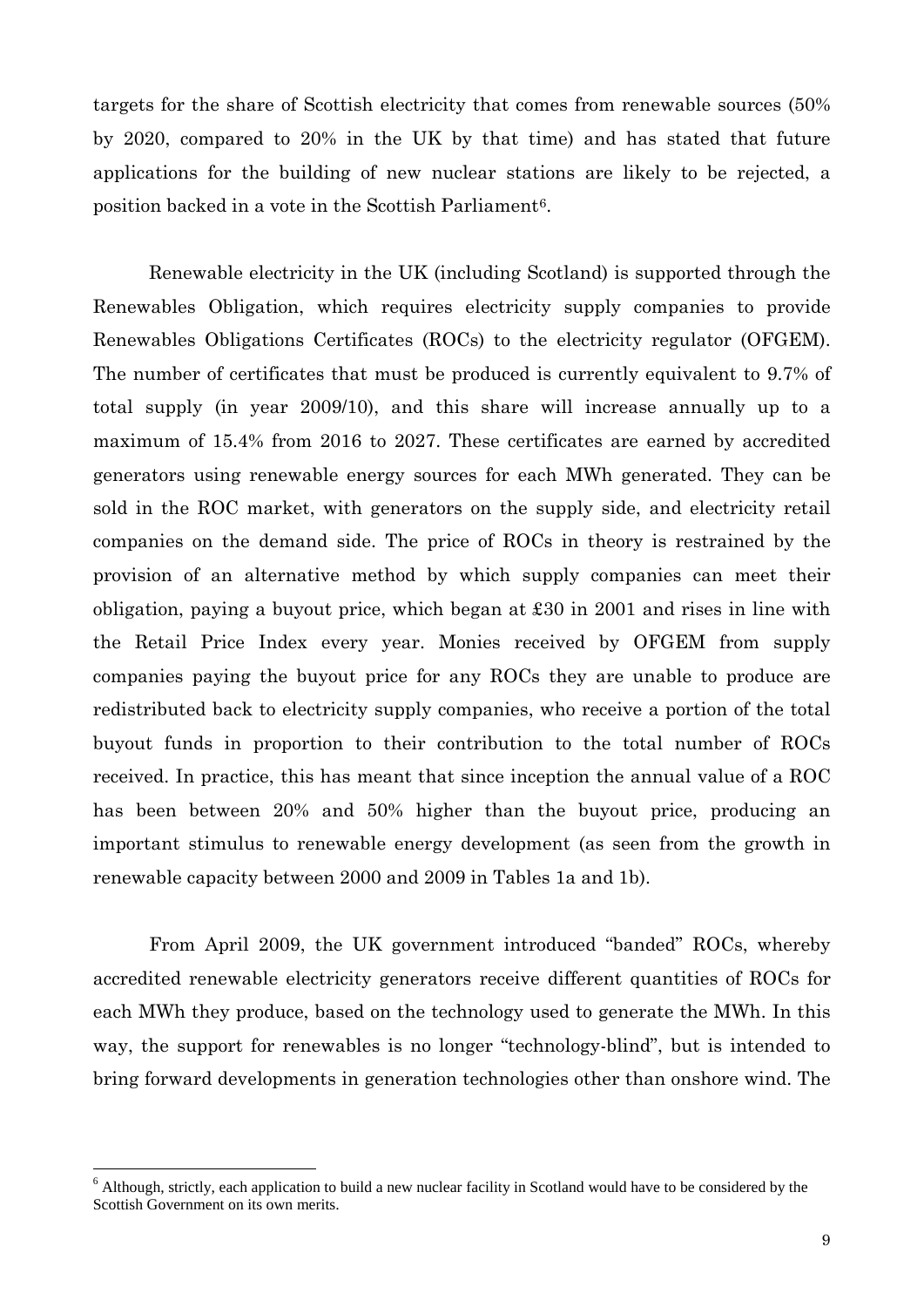targets for the share of Scottish electricity that comes from renewable sources (50% by 2020, compared to 20% in the UK by that time) and has stated that future applications for the building of new nuclear stations are likely to be rejected, a position backed in a vote in the Scottish Parliament[6].

Renewable electricity in the UK (including Scotland) is supported through the Renewables Obligation, which requires electricity supply companies to provide Renewables Obligations Certificates (ROCs) to the electricity regulator (OFGEM). The number of certificates that must be produced is currently equivalent to 9.7% of total supply (in year 2009/10), and this share will increase annually up to a maximum of 15.4% from 2016 to 2027. These certificates are earned by accredited generators using renewable energy sources for each MWh generated. They can be sold in the ROC market, with generators on the supply side, and electricity retail companies on the demand side. The price of ROCs in theory is restrained by the provision of an alternative method by which supply companies can meet their obligation, paying a buyout price, which began at £30 in 2001 and rises in line with the Retail Price Index every year. Monies received by OFGEM from supply companies paying the buyout price for any ROCs they are unable to produce are redistributed back to electricity supply companies, who receive a portion of the total buyout funds in proportion to their contribution to the total number of ROCs received. In practice, this has meant that since inception the annual value of a ROC has been between 20% and 50% higher than the buyout price, producing an important stimulus to renewable energy development (as seen from the growth in renewable capacity between 2000 and 2009 in Tables 1a and 1b).

From April 2009, the UK government introduced "banded" ROCs, whereby accredited renewable electricity generators receive different quantities of ROCs for each MWh they produce, based on the technology used to generate the MWh. In this way, the support for renewables is no longer "technology-blind", but is intended to bring forward developments in generation technologies other than onshore wind. The

[6] Although, strictly, each application to build a new nuclear facility in Scotland would have to be considered by the Scottish Government on its own merits.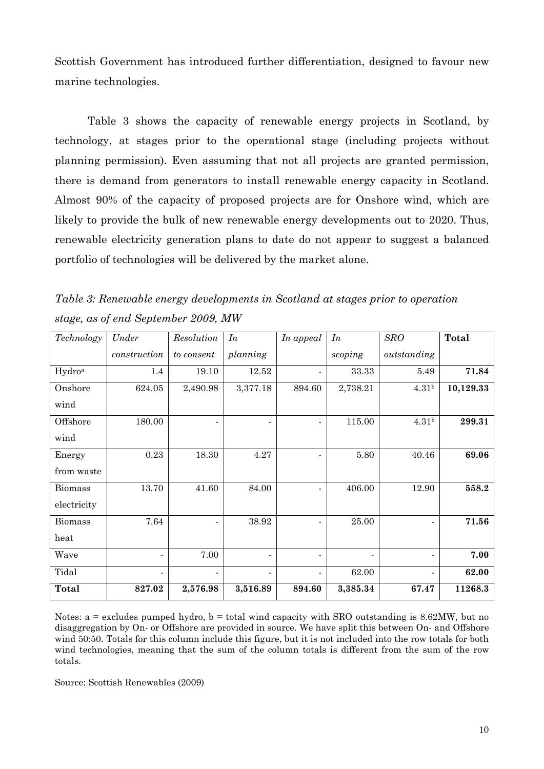Scottish Government has introduced further differentiation, designed to favour new marine technologies.

Table 3 shows the capacity of renewable energy projects in Scotland, by technology, at stages prior to the operational stage (including projects without planning permission). Even assuming that not all projects are granted permission, there is demand from generators to install renewable energy capacity in Scotland. Almost 90% of the capacity of proposed projects are for Onshore wind, which are likely to provide the bulk of new renewable energy developments out to 2020. Thus, renewable electricity generation plans to date do not appear to suggest a balanced portfolio of technologies will be delivered by the market alone.

*Table 3: Renewable energy developments in Scotland at stages prior to operation stage, as of end September 2009, MW*

| *Technology* | *Under construction* | *Resolution to consent* | *In planning* | *In appeal* | *In scoping* | *SRO outstanding* | **Total** |
|---|---|---|---|---|---|---|---|
| Hydro[a] | 1.4 | 19.10 | 12.52 | - | 33.33 | 5.49 | **71.84** |
| Onshore wind | 624.05 | 2,490.98 | 3,377.18 | 894.60 | 2,738.21 | 4.31[b] | **10,129.33** |
| Offshore wind | 180.00 | - | - | - | 115.00 | 4.31[b] | **299.31** |
| Energy from waste | 0.23 | 18.30 | 4.27 | - | 5.80 | 40.46 | **69.06** |
| Biomass electricity | 13.70 | 41.60 | 84.00 | - | 406.00 | 12.90 | **558.2** |
| Biomass heat | 7.64 | - | 38.92 | - | 25.00 | - | **71.56** |
| Wave | - | 7.00 | - | - | - | - | **7.00** |
| Tidal | - | - | - | - | 62.00 | - | **62.00** |
| **Total** | **827.02** | **2,576.98** | **3,516.89** | **894.60** | **3,385.34** | **67.47** | **11268.3** |

Notes: a = excludes pumped hydro, b = total wind capacity with SRO outstanding is 8.62MW, but no disaggregation by On- or Offshore are provided in source. We have split this between On- and Offshore wind 50:50. Totals for this column include this figure, but it is not included into the row totals for both wind technologies, meaning that the sum of the column totals is different from the sum of the row totals.

Source: Scottish Renewables (2009)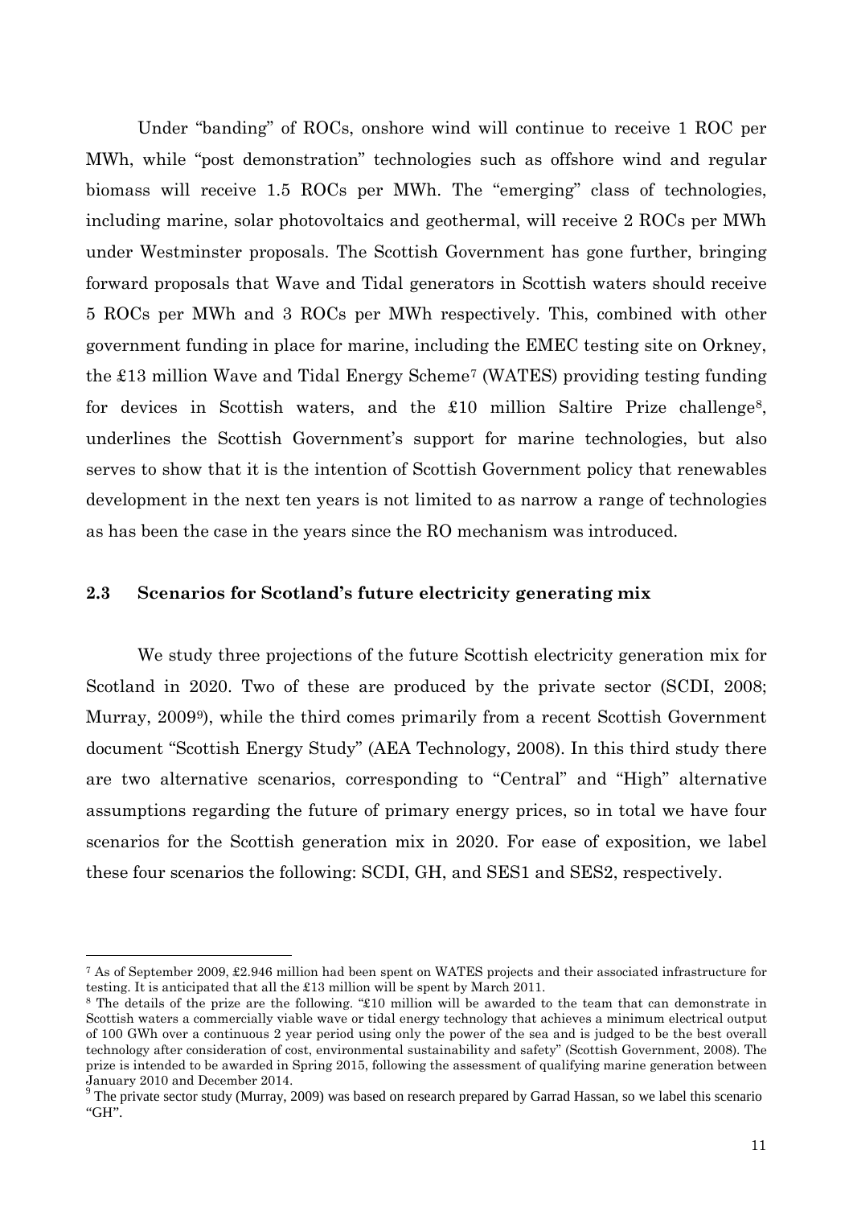Under "banding" of ROCs, onshore wind will continue to receive 1 ROC per MWh, while "post demonstration" technologies such as offshore wind and regular biomass will receive 1.5 ROCs per MWh. The "emerging" class of technologies, including marine, solar photovoltaics and geothermal, will receive 2 ROCs per MWh under Westminster proposals. The Scottish Government has gone further, bringing forward proposals that Wave and Tidal generators in Scottish waters should receive 5 ROCs per MWh and 3 ROCs per MWh respectively. This, combined with other government funding in place for marine, including the EMEC testing site on Orkney, the £13 million Wave and Tidal Energy Scheme[7] (WATES) providing testing funding for devices in Scottish waters, and the £10 million Saltire Prize challenge[8], underlines the Scottish Government's support for marine technologies, but also serves to show that it is the intention of Scottish Government policy that renewables development in the next ten years is not limited to as narrow a range of technologies as has been the case in the years since the RO mechanism was introduced.

### 2.3 Scenarios for Scotland's future electricity generating mix

We study three projections of the future Scottish electricity generation mix for Scotland in 2020. Two of these are produced by the private sector (SCDI, 2008; Murray, 2009[9]), while the third comes primarily from a recent Scottish Government document "Scottish Energy Study" (AEA Technology, 2008). In this third study there are two alternative scenarios, corresponding to "Central" and "High" alternative assumptions regarding the future of primary energy prices, so in total we have four scenarios for the Scottish generation mix in 2020. For ease of exposition, we label these four scenarios the following: SCDI, GH, and SES1 and SES2, respectively.

---

[7] As of September 2009, £2.946 million had been spent on WATES projects and their associated infrastructure for testing. It is anticipated that all the £13 million will be spent by March 2011.

[8] The details of the prize are the following. "£10 million will be awarded to the team that can demonstrate in Scottish waters a commercially viable wave or tidal energy technology that achieves a minimum electrical output of 100 GWh over a continuous 2 year period using only the power of the sea and is judged to be the best overall technology after consideration of cost, environmental sustainability and safety" (Scottish Government, 2008). The prize is intended to be awarded in Spring 2015, following the assessment of qualifying marine generation between January 2010 and December 2014.

[9] The private sector study (Murray, 2009) was based on research prepared by Garrad Hassan, so we label this scenario "GH".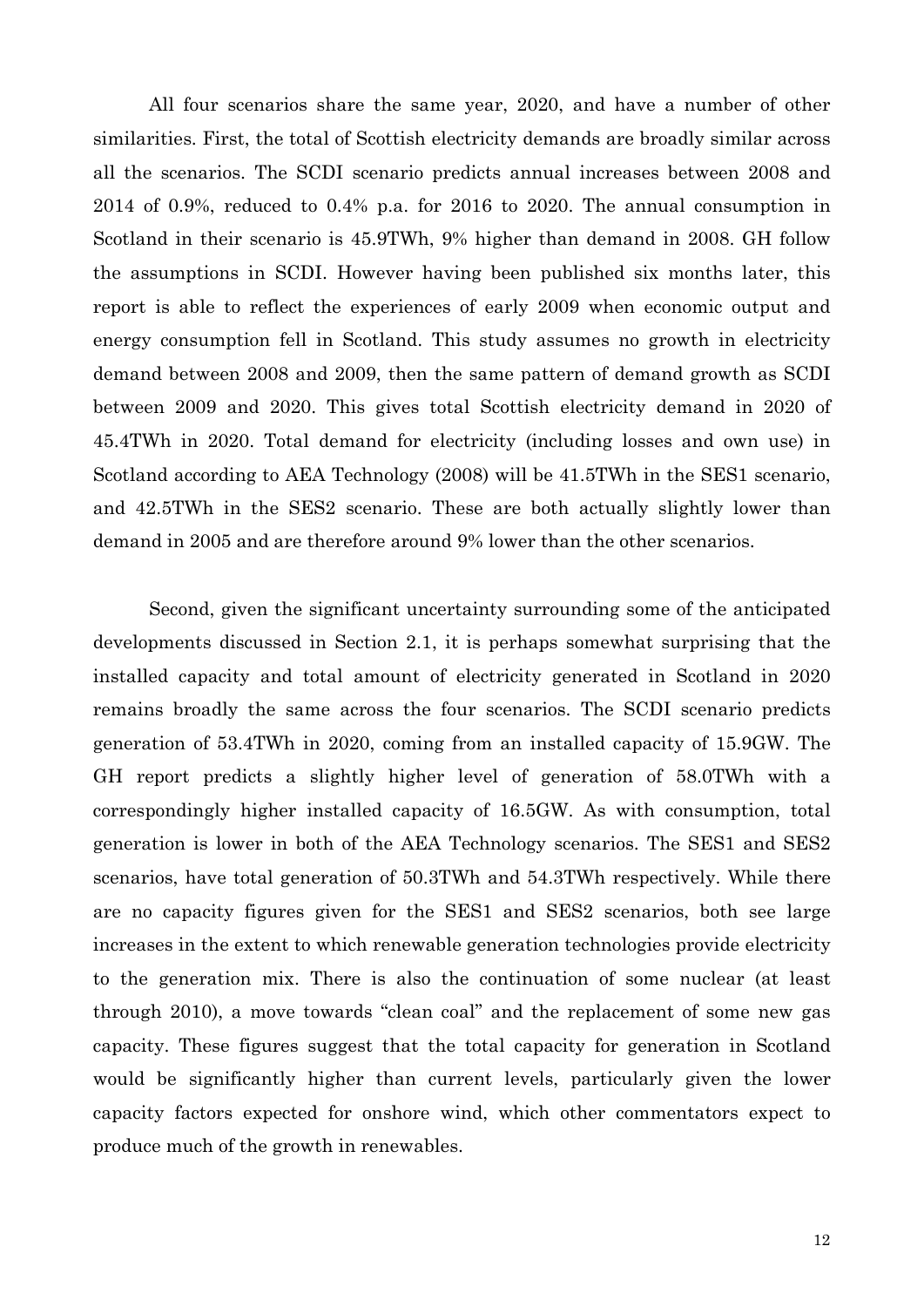All four scenarios share the same year, 2020, and have a number of other similarities. First, the total of Scottish electricity demands are broadly similar across all the scenarios. The SCDI scenario predicts annual increases between 2008 and 2014 of 0.9%, reduced to 0.4% p.a. for 2016 to 2020. The annual consumption in Scotland in their scenario is 45.9TWh, 9% higher than demand in 2008. GH follow the assumptions in SCDI. However having been published six months later, this report is able to reflect the experiences of early 2009 when economic output and energy consumption fell in Scotland. This study assumes no growth in electricity demand between 2008 and 2009, then the same pattern of demand growth as SCDI between 2009 and 2020. This gives total Scottish electricity demand in 2020 of 45.4TWh in 2020. Total demand for electricity (including losses and own use) in Scotland according to AEA Technology (2008) will be 41.5TWh in the SES1 scenario, and 42.5TWh in the SES2 scenario. These are both actually slightly lower than demand in 2005 and are therefore around 9% lower than the other scenarios.

Second, given the significant uncertainty surrounding some of the anticipated developments discussed in Section 2.1, it is perhaps somewhat surprising that the installed capacity and total amount of electricity generated in Scotland in 2020 remains broadly the same across the four scenarios. The SCDI scenario predicts generation of 53.4TWh in 2020, coming from an installed capacity of 15.9GW. The GH report predicts a slightly higher level of generation of 58.0TWh with a correspondingly higher installed capacity of 16.5GW. As with consumption, total generation is lower in both of the AEA Technology scenarios. The SES1 and SES2 scenarios, have total generation of 50.3TWh and 54.3TWh respectively. While there are no capacity figures given for the SES1 and SES2 scenarios, both see large increases in the extent to which renewable generation technologies provide electricity to the generation mix. There is also the continuation of some nuclear (at least through 2010), a move towards "clean coal" and the replacement of some new gas capacity. These figures suggest that the total capacity for generation in Scotland would be significantly higher than current levels, particularly given the lower capacity factors expected for onshore wind, which other commentators expect to produce much of the growth in renewables.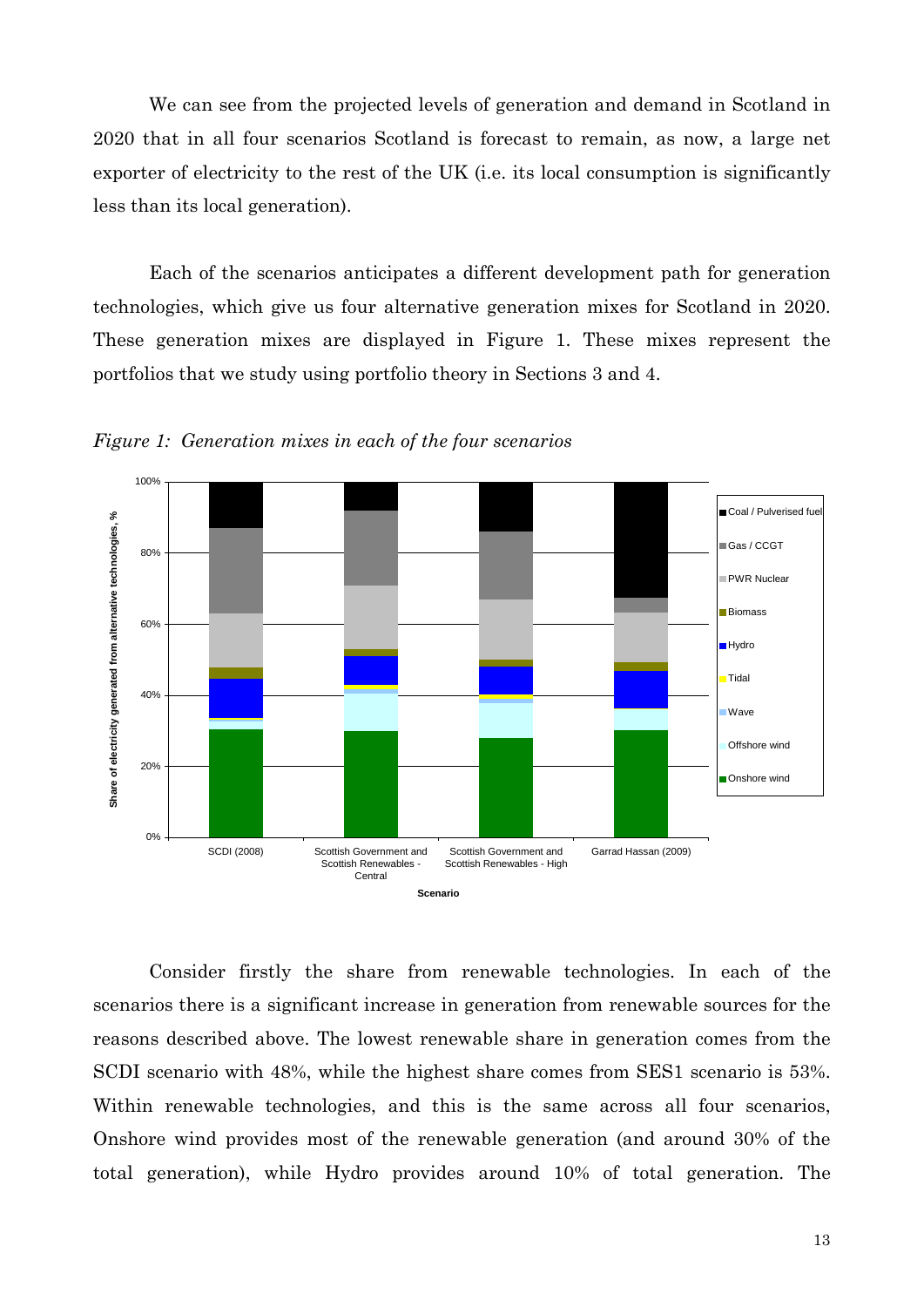We can see from the projected levels of generation and demand in Scotland in 2020 that in all four scenarios Scotland is forecast to remain, as now, a large net exporter of electricity to the rest of the UK (i.e. its local consumption is significantly less than its local generation).

Each of the scenarios anticipates a different development path for generation technologies, which give us four alternative generation mixes for Scotland in 2020. These generation mixes are displayed in Figure 1. These mixes represent the portfolios that we study using portfolio theory in Sections 3 and 4.

*Figure 1: Generation mixes in each of the four scenarios*

Consider firstly the share from renewable technologies. In each of the scenarios there is a significant increase in generation from renewable sources for the reasons described above. The lowest renewable share in generation comes from the SCDI scenario with 48%, while the highest share comes from SES1 scenario is 53%. Within renewable technologies, and this is the same across all four scenarios, Onshore wind provides most of the renewable generation (and around 30% of the total generation), while Hydro provides around 10% of total generation. The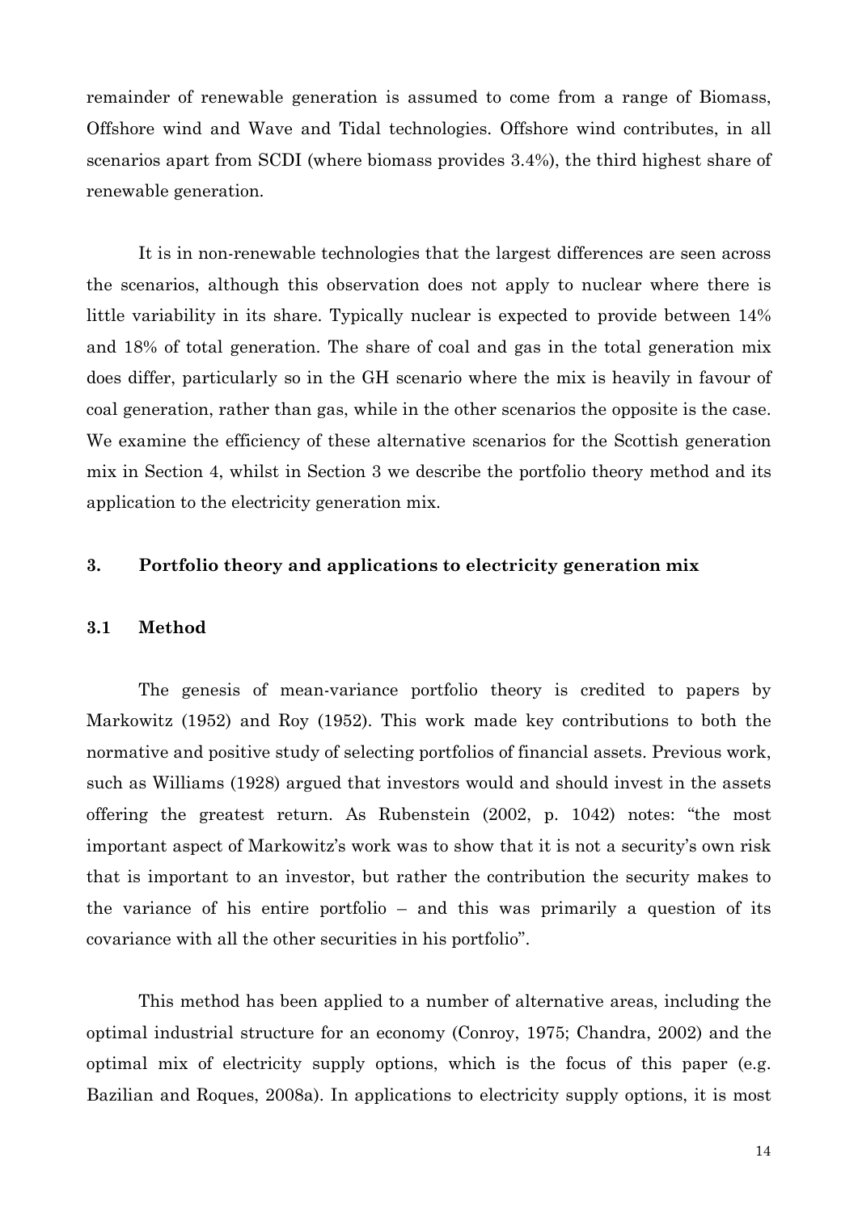remainder of renewable generation is assumed to come from a range of Biomass, Offshore wind and Wave and Tidal technologies. Offshore wind contributes, in all scenarios apart from SCDI (where biomass provides 3.4%), the third highest share of renewable generation.

It is in non-renewable technologies that the largest differences are seen across the scenarios, although this observation does not apply to nuclear where there is little variability in its share. Typically nuclear is expected to provide between 14% and 18% of total generation. The share of coal and gas in the total generation mix does differ, particularly so in the GH scenario where the mix is heavily in favour of coal generation, rather than gas, while in the other scenarios the opposite is the case. We examine the efficiency of these alternative scenarios for the Scottish generation mix in Section 4, whilst in Section 3 we describe the portfolio theory method and its application to the electricity generation mix.

## 3. Portfolio theory and applications to electricity generation mix

### 3.1 Method

The genesis of mean-variance portfolio theory is credited to papers by Markowitz (1952) and Roy (1952). This work made key contributions to both the normative and positive study of selecting portfolios of financial assets. Previous work, such as Williams (1928) argued that investors would and should invest in the assets offering the greatest return. As Rubenstein (2002, p. 1042) notes: "the most important aspect of Markowitz's work was to show that it is not a security's own risk that is important to an investor, but rather the contribution the security makes to the variance of his entire portfolio – and this was primarily a question of its covariance with all the other securities in his portfolio".

This method has been applied to a number of alternative areas, including the optimal industrial structure for an economy (Conroy, 1975; Chandra, 2002) and the optimal mix of electricity supply options, which is the focus of this paper (e.g. Bazilian and Roques, 2008a). In applications to electricity supply options, it is most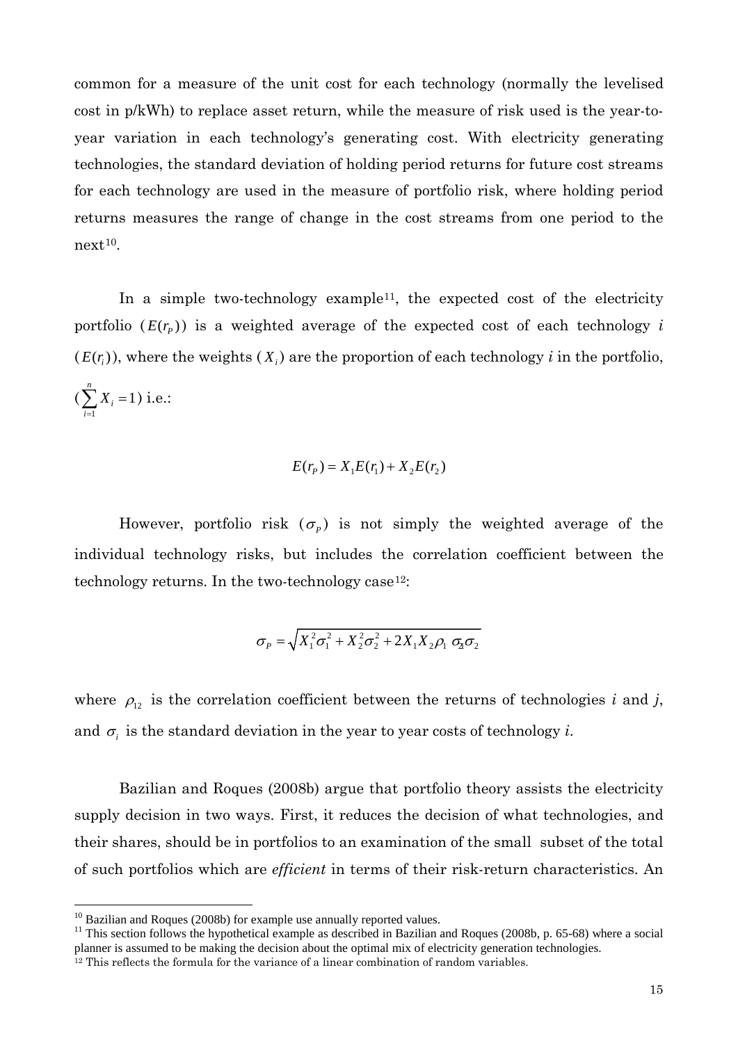common for a measure of the unit cost for each technology (normally the levelised cost in p/kWh) to replace asset return, while the measure of risk used is the year-to-year variation in each technology's generating cost. With electricity generating technologies, the standard deviation of holding period returns for future cost streams for each technology are used in the measure of portfolio risk, where holding period returns measures the range of change in the cost streams from one period to the next[10].

In a simple two-technology example[11], the expected cost of the electricity portfolio ($E(r_P)$) is a weighted average of the expected cost of each technology *i* ($E(r_i)$), where the weights ($X_i$) are the proportion of each technology *i* in the portfolio, ($\sum_{i=1}^{n} X_i = 1$) i.e.:

$$E(r_P) = X_1 E(r_1) + X_2 E(r_2)$$

However, portfolio risk ($\sigma_P$) is not simply the weighted average of the individual technology risks, but includes the correlation coefficient between the technology returns. In the two-technology case[12]:

$$\sigma_P = \sqrt{X_1^2 \sigma_1^2 + X_2^2 \sigma_2^2 + 2 X_1 X_2 \rho_{12} \sigma_1 \sigma_2}$$

where $\rho_{12}$ is the correlation coefficient between the returns of technologies *i* and *j*, and $\sigma_i$ is the standard deviation in the year to year costs of technology *i*.

Bazilian and Roques (2008b) argue that portfolio theory assists the electricity supply decision in two ways. First, it reduces the decision of what technologies, and their shares, should be in portfolios to an examination of the small subset of the total of such portfolios which are *efficient* in terms of their risk-return characteristics. An

---

[10] Bazilian and Roques (2008b) for example use annually reported values.

[11] This section follows the hypothetical example as described in Bazilian and Roques (2008b, p. 65-68) where a social planner is assumed to be making the decision about the optimal mix of electricity generation technologies.

[12] This reflects the formula for the variance of a linear combination of random variables.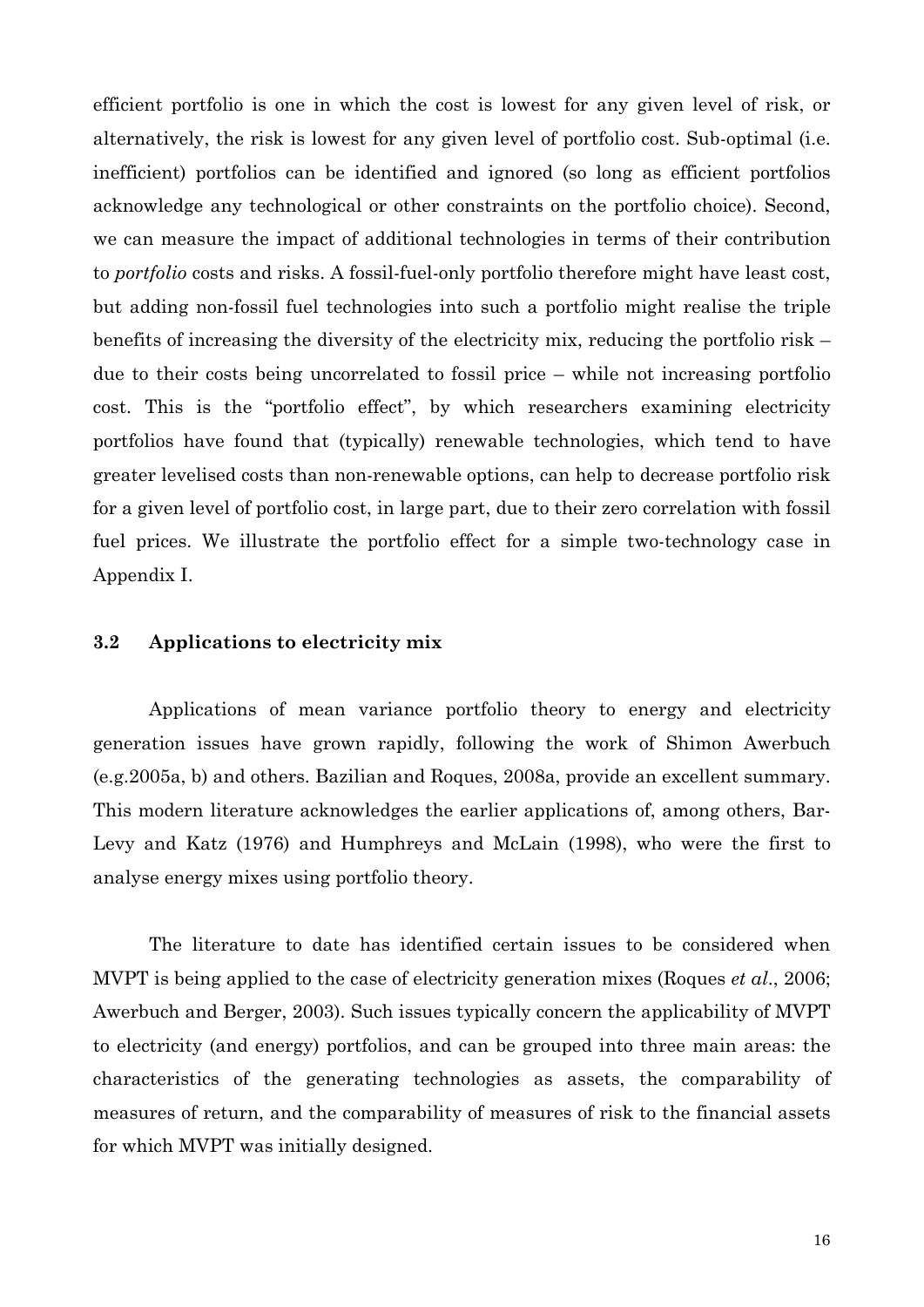efficient portfolio is one in which the cost is lowest for any given level of risk, or alternatively, the risk is lowest for any given level of portfolio cost. Sub-optimal (i.e. inefficient) portfolios can be identified and ignored (so long as efficient portfolios acknowledge any technological or other constraints on the portfolio choice). Second, we can measure the impact of additional technologies in terms of their contribution to *portfolio* costs and risks. A fossil-fuel-only portfolio therefore might have least cost, but adding non-fossil fuel technologies into such a portfolio might realise the triple benefits of increasing the diversity of the electricity mix, reducing the portfolio risk – due to their costs being uncorrelated to fossil price – while not increasing portfolio cost. This is the "portfolio effect", by which researchers examining electricity portfolios have found that (typically) renewable technologies, which tend to have greater levelised costs than non-renewable options, can help to decrease portfolio risk for a given level of portfolio cost, in large part, due to their zero correlation with fossil fuel prices. We illustrate the portfolio effect for a simple two-technology case in Appendix I.

### 3.2 Applications to electricity mix

Applications of mean variance portfolio theory to energy and electricity generation issues have grown rapidly, following the work of Shimon Awerbuch (e.g.2005a, b) and others. Bazilian and Roques, 2008a, provide an excellent summary. This modern literature acknowledges the earlier applications of, among others, Bar-Levy and Katz (1976) and Humphreys and McLain (1998), who were the first to analyse energy mixes using portfolio theory.

The literature to date has identified certain issues to be considered when MVPT is being applied to the case of electricity generation mixes (Roques *et al*., 2006; Awerbuch and Berger, 2003). Such issues typically concern the applicability of MVPT to electricity (and energy) portfolios, and can be grouped into three main areas: the characteristics of the generating technologies as assets, the comparability of measures of return, and the comparability of measures of risk to the financial assets for which MVPT was initially designed.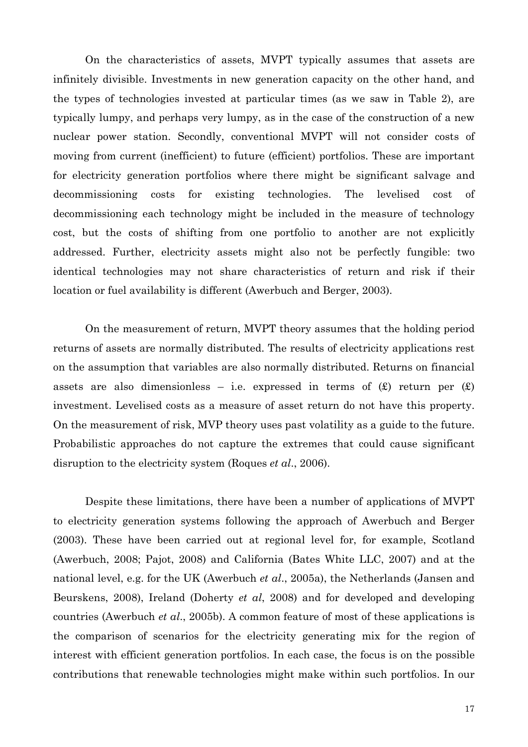On the characteristics of assets, MVPT typically assumes that assets are infinitely divisible. Investments in new generation capacity on the other hand, and the types of technologies invested at particular times (as we saw in Table 2), are typically lumpy, and perhaps very lumpy, as in the case of the construction of a new nuclear power station. Secondly, conventional MVPT will not consider costs of moving from current (inefficient) to future (efficient) portfolios. These are important for electricity generation portfolios where there might be significant salvage and decommissioning costs for existing technologies. The levelised cost of decommissioning each technology might be included in the measure of technology cost, but the costs of shifting from one portfolio to another are not explicitly addressed. Further, electricity assets might also not be perfectly fungible: two identical technologies may not share characteristics of return and risk if their location or fuel availability is different (Awerbuch and Berger, 2003).

On the measurement of return, MVPT theory assumes that the holding period returns of assets are normally distributed. The results of electricity applications rest on the assumption that variables are also normally distributed. Returns on financial assets are also dimensionless – i.e. expressed in terms of (£) return per (£) investment. Levelised costs as a measure of asset return do not have this property. On the measurement of risk, MVP theory uses past volatility as a guide to the future. Probabilistic approaches do not capture the extremes that could cause significant disruption to the electricity system (Roques *et al*., 2006).

Despite these limitations, there have been a number of applications of MVPT to electricity generation systems following the approach of Awerbuch and Berger (2003). These have been carried out at regional level for, for example, Scotland (Awerbuch, 2008; Pajot, 2008) and California (Bates White LLC, 2007) and at the national level, e.g. for the UK (Awerbuch *et al*., 2005a), the Netherlands (Jansen and Beurskens, 2008), Ireland (Doherty *et al*, 2008) and for developed and developing countries (Awerbuch *et al*., 2005b). A common feature of most of these applications is the comparison of scenarios for the electricity generating mix for the region of interest with efficient generation portfolios. In each case, the focus is on the possible contributions that renewable technologies might make within such portfolios. In our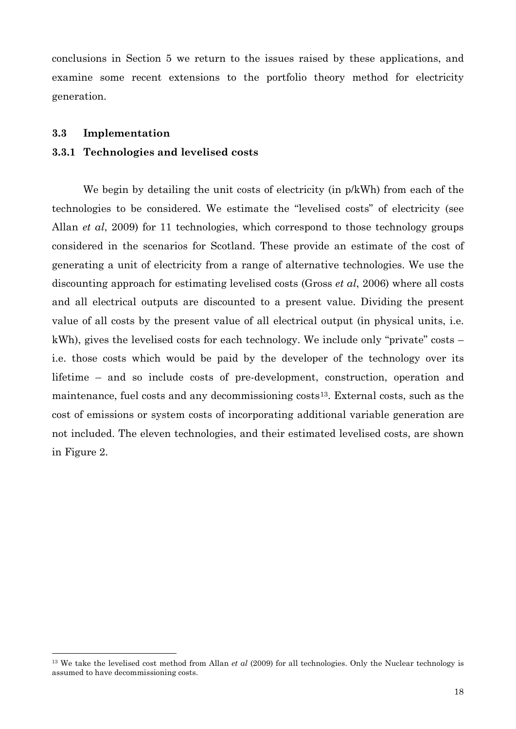conclusions in Section 5 we return to the issues raised by these applications, and examine some recent extensions to the portfolio theory method for electricity generation.

### 3.3 Implementation

#### 3.3.1 Technologies and levelised costs

We begin by detailing the unit costs of electricity (in p/kWh) from each of the technologies to be considered. We estimate the "levelised costs" of electricity (see Allan *et al*, 2009) for 11 technologies, which correspond to those technology groups considered in the scenarios for Scotland. These provide an estimate of the cost of generating a unit of electricity from a range of alternative technologies. We use the discounting approach for estimating levelised costs (Gross *et al*, 2006) where all costs and all electrical outputs are discounted to a present value. Dividing the present value of all costs by the present value of all electrical output (in physical units, i.e. kWh), gives the levelised costs for each technology. We include only "private" costs – i.e. those costs which would be paid by the developer of the technology over its lifetime – and so include costs of pre-development, construction, operation and maintenance, fuel costs and any decommissioning costs[13]. External costs, such as the cost of emissions or system costs of incorporating additional variable generation are not included. The eleven technologies, and their estimated levelised costs, are shown in Figure 2.

[13] We take the levelised cost method from Allan *et al* (2009) for all technologies. Only the Nuclear technology is assumed to have decommissioning costs.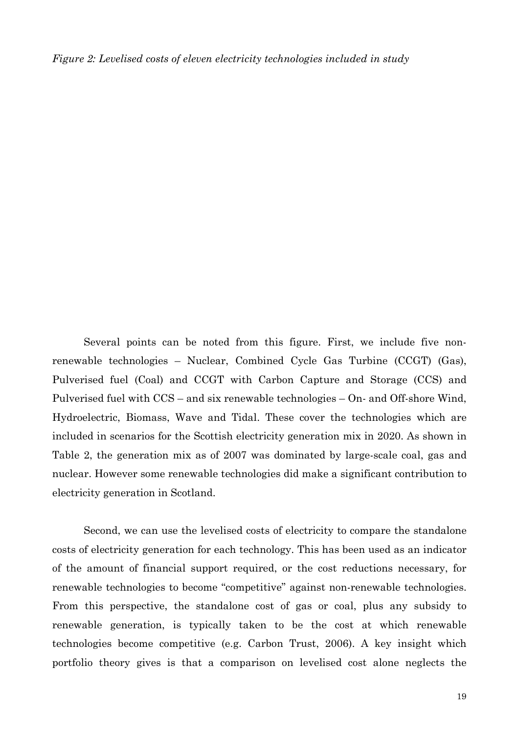*Figure 2: Levelised costs of eleven electricity technologies included in study*

Several points can be noted from this figure. First, we include five non-renewable technologies – Nuclear, Combined Cycle Gas Turbine (CCGT) (Gas), Pulverised fuel (Coal) and CCGT with Carbon Capture and Storage (CCS) and Pulverised fuel with CCS – and six renewable technologies – On- and Off-shore Wind, Hydroelectric, Biomass, Wave and Tidal. These cover the technologies which are included in scenarios for the Scottish electricity generation mix in 2020. As shown in Table 2, the generation mix as of 2007 was dominated by large-scale coal, gas and nuclear. However some renewable technologies did make a significant contribution to electricity generation in Scotland.

Second, we can use the levelised costs of electricity to compare the standalone costs of electricity generation for each technology. This has been used as an indicator of the amount of financial support required, or the cost reductions necessary, for renewable technologies to become "competitive" against non-renewable technologies. From this perspective, the standalone cost of gas or coal, plus any subsidy to renewable generation, is typically taken to be the cost at which renewable technologies become competitive (e.g. Carbon Trust, 2006). A key insight which portfolio theory gives is that a comparison on levelised cost alone neglects the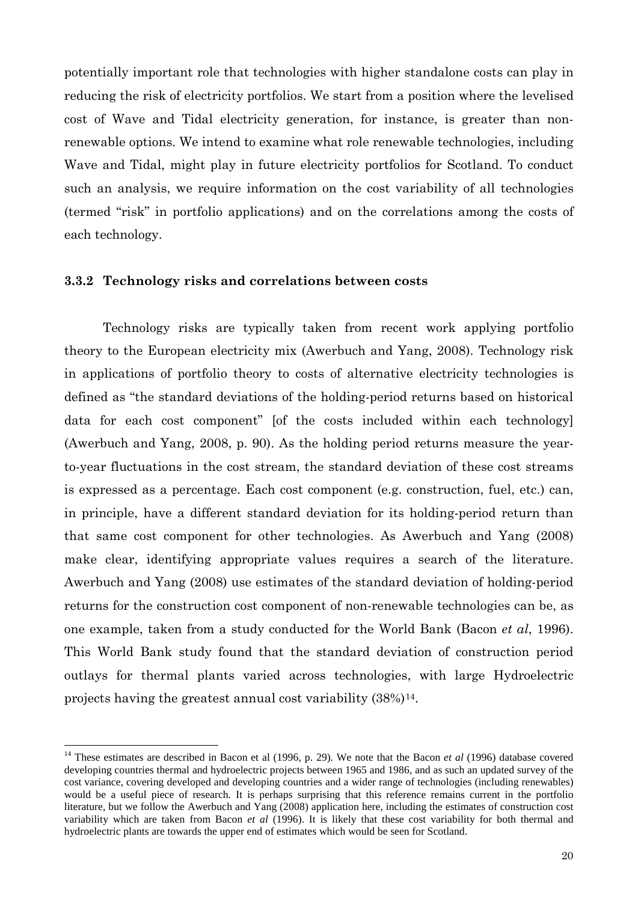potentially important role that technologies with higher standalone costs can play in reducing the risk of electricity portfolios. We start from a position where the levelised cost of Wave and Tidal electricity generation, for instance, is greater than non-renewable options. We intend to examine what role renewable technologies, including Wave and Tidal, might play in future electricity portfolios for Scotland. To conduct such an analysis, we require information on the cost variability of all technologies (termed "risk" in portfolio applications) and on the correlations among the costs of each technology.

### 3.3.2 Technology risks and correlations between costs

Technology risks are typically taken from recent work applying portfolio theory to the European electricity mix (Awerbuch and Yang, 2008). Technology risk in applications of portfolio theory to costs of alternative electricity technologies is defined as "the standard deviations of the holding-period returns based on historical data for each cost component" [of the costs included within each technology] (Awerbuch and Yang, 2008, p. 90). As the holding period returns measure the year-to-year fluctuations in the cost stream, the standard deviation of these cost streams is expressed as a percentage. Each cost component (e.g. construction, fuel, etc.) can, in principle, have a different standard deviation for its holding-period return than that same cost component for other technologies. As Awerbuch and Yang (2008) make clear, identifying appropriate values requires a search of the literature. Awerbuch and Yang (2008) use estimates of the standard deviation of holding-period returns for the construction cost component of non-renewable technologies can be, as one example, taken from a study conducted for the World Bank (Bacon *et al*, 1996). This World Bank study found that the standard deviation of construction period outlays for thermal plants varied across technologies, with large Hydroelectric projects having the greatest annual cost variability (38%)[14].

---

[14] These estimates are described in Bacon et al (1996, p. 29). We note that the Bacon *et al* (1996) database covered developing countries thermal and hydroelectric projects between 1965 and 1986, and as such an updated survey of the cost variance, covering developed and developing countries and a wider range of technologies (including renewables) would be a useful piece of research. It is perhaps surprising that this reference remains current in the portfolio literature, but we follow the Awerbuch and Yang (2008) application here, including the estimates of construction cost variability which are taken from Bacon *et al* (1996). It is likely that these cost variability for both thermal and hydroelectric plants are towards the upper end of estimates which would be seen for Scotland.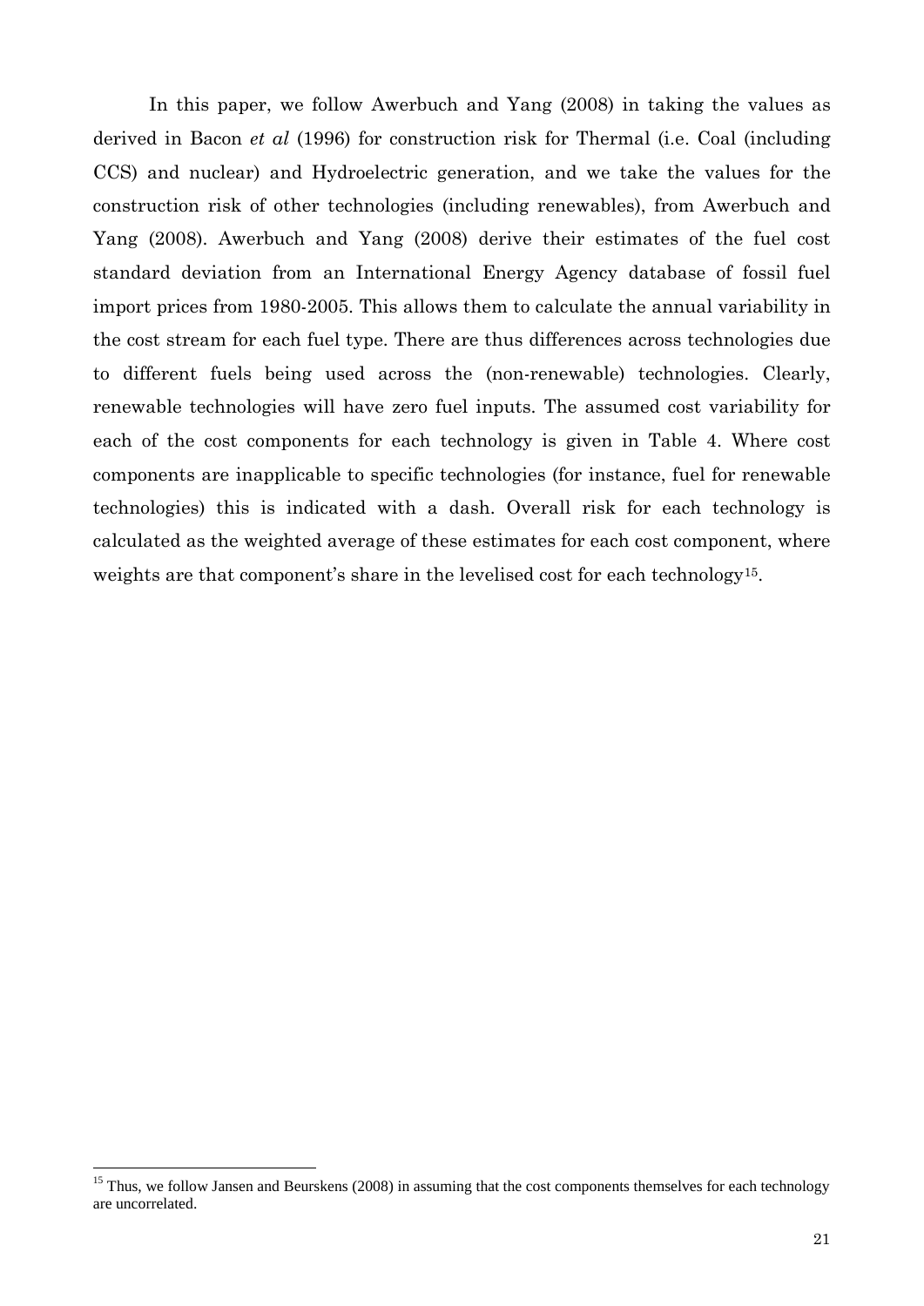In this paper, we follow Awerbuch and Yang (2008) in taking the values as derived in Bacon *et al* (1996) for construction risk for Thermal (i.e. Coal (including CCS) and nuclear) and Hydroelectric generation, and we take the values for the construction risk of other technologies (including renewables), from Awerbuch and Yang (2008). Awerbuch and Yang (2008) derive their estimates of the fuel cost standard deviation from an International Energy Agency database of fossil fuel import prices from 1980-2005. This allows them to calculate the annual variability in the cost stream for each fuel type. There are thus differences across technologies due to different fuels being used across the (non-renewable) technologies. Clearly, renewable technologies will have zero fuel inputs. The assumed cost variability for each of the cost components for each technology is given in Table 4. Where cost components are inapplicable to specific technologies (for instance, fuel for renewable technologies) this is indicated with a dash. Overall risk for each technology is calculated as the weighted average of these estimates for each cost component, where weights are that component's share in the levelised cost for each technology[15].

[15] Thus, we follow Jansen and Beurskens (2008) in assuming that the cost components themselves for each technology are uncorrelated.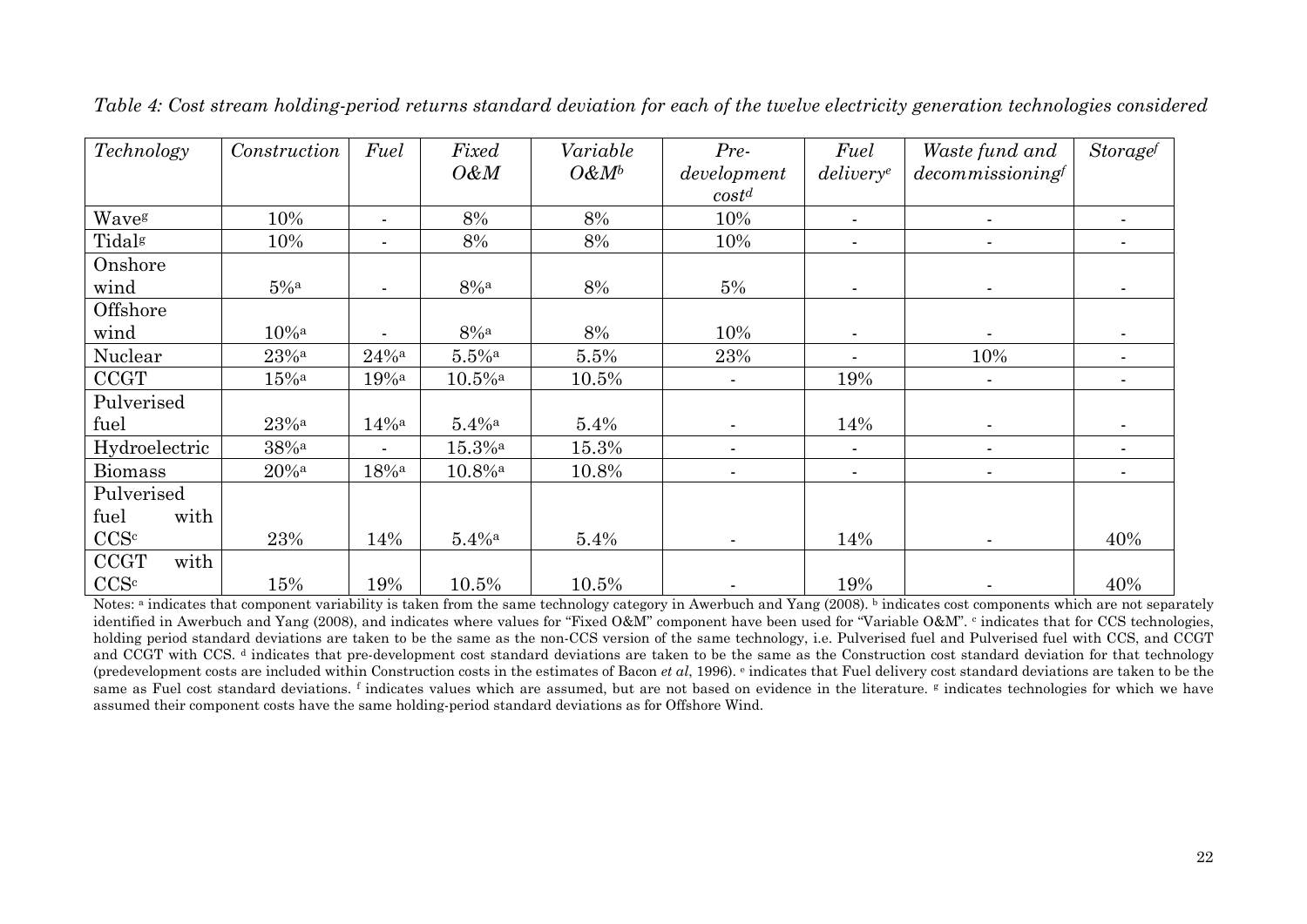*Table 4: Cost stream holding-period returns standard deviation for each of the twelve electricity generation technologies considered*

| *Technology* | *Construction* | *Fuel* | *Fixed O&M* | *Variable O&M*[b] | *Pre-development cost*[d] | *Fuel delivery*[e] | *Waste fund and decommissioning*[f] | *Storage*[f] |
|---|---|---|---|---|---|---|---|---|
| Wave[g] | 10% | - | 8% | 8% | 10% | - | - | - |
| Tidal[g] | 10% | - | 8% | 8% | 10% | - | - | - |
| Onshore wind | 5%[a] | - | 8%[a] | 8% | 5% | - | - | - |
| Offshore wind | 10%[a] | - | 8%[a] | 8% | 10% | - | - | - |
| Nuclear | 23%[a] | 24%[a] | 5.5%[a] | 5.5% | 23% | - | 10% | - |
| CCGT | 15%[a] | 19%[a] | 10.5%[a] | 10.5% | - | 19% | - | - |
| Pulverised fuel | 23%[a] | 14%[a] | 5.4%[a] | 5.4% | - | 14% | - | - |
| Hydroelectric | 38%[a] | - | 15.3%[a] | 15.3% | - | - | - | - |
| Biomass | 20%[a] | 18%[a] | 10.8%[a] | 10.8% | - | - | - | - |
| Pulverised fuel with CCS[c] | 23% | 14% | 5.4%[a] | 5.4% | - | 14% | - | 40% |
| CCGT with CCS[c] | 15% | 19% | 10.5% | 10.5% | - | 19% | - | 40% |

Notes: [a] indicates that component variability is taken from the same technology category in Awerbuch and Yang (2008). [b] indicates cost components which are not separately identified in Awerbuch and Yang (2008), and indicates where values for "Fixed O&M" component have been used for "Variable O&M". [c] indicates that for CCS technologies, holding period standard deviations are taken to be the same as the non-CCS version of the same technology, i.e. Pulverised fuel and Pulverised fuel with CCS, and CCGT and CCGT with CCS. [d] indicates that pre-development cost standard deviations are taken to be the same as the Construction cost standard deviation for that technology (predevelopment costs are included within Construction costs in the estimates of Bacon *et al*, 1996). [e] indicates that Fuel delivery cost standard deviations are taken to be the same as Fuel cost standard deviations. [f] indicates values which are assumed, but are not based on evidence in the literature. [g] indicates technologies for which we have assumed their component costs have the same holding-period standard deviations as for Offshore Wind.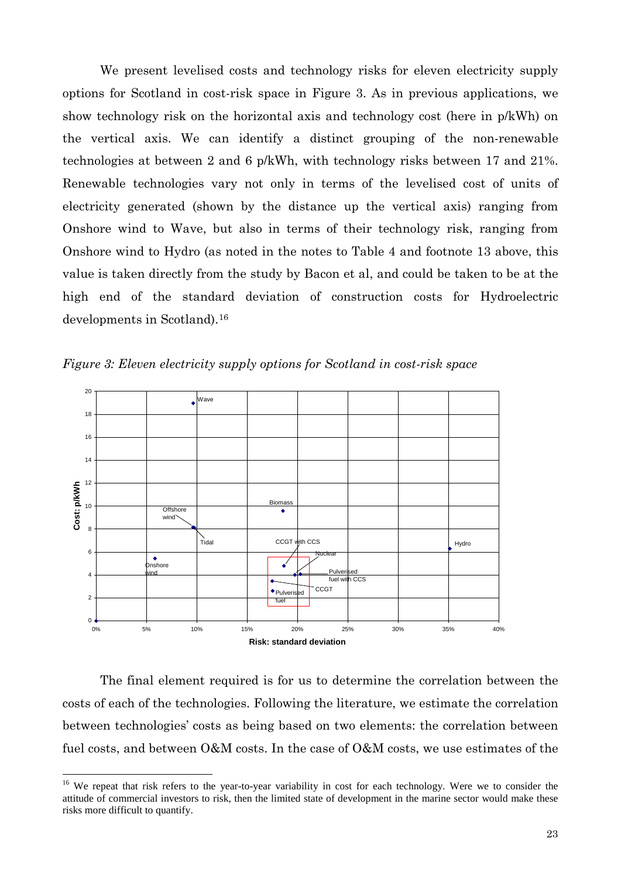We present levelised costs and technology risks for eleven electricity supply options for Scotland in cost-risk space in Figure 3. As in previous applications, we show technology risk on the horizontal axis and technology cost (here in p/kWh) on the vertical axis. We can identify a distinct grouping of the non-renewable technologies at between 2 and 6 p/kWh, with technology risks between 17 and 21%. Renewable technologies vary not only in terms of the levelised cost of units of electricity generated (shown by the distance up the vertical axis) ranging from Onshore wind to Wave, but also in terms of their technology risk, ranging from Onshore wind to Hydro (as noted in the notes to Table 4 and footnote 13 above, this value is taken directly from the study by Bacon et al, and could be taken to be at the high end of the standard deviation of construction costs for Hydroelectric developments in Scotland).[16]

*Figure 3: Eleven electricity supply options for Scotland in cost-risk space*

The final element required is for us to determine the correlation between the costs of each of the technologies. Following the literature, we estimate the correlation between technologies' costs as being based on two elements: the correlation between fuel costs, and between O&M costs. In the case of O&M costs, we use estimates of the

[16] We repeat that risk refers to the year-to-year variability in cost for each technology. Were we to consider the attitude of commercial investors to risk, then the limited state of development in the marine sector would make these risks more difficult to quantify.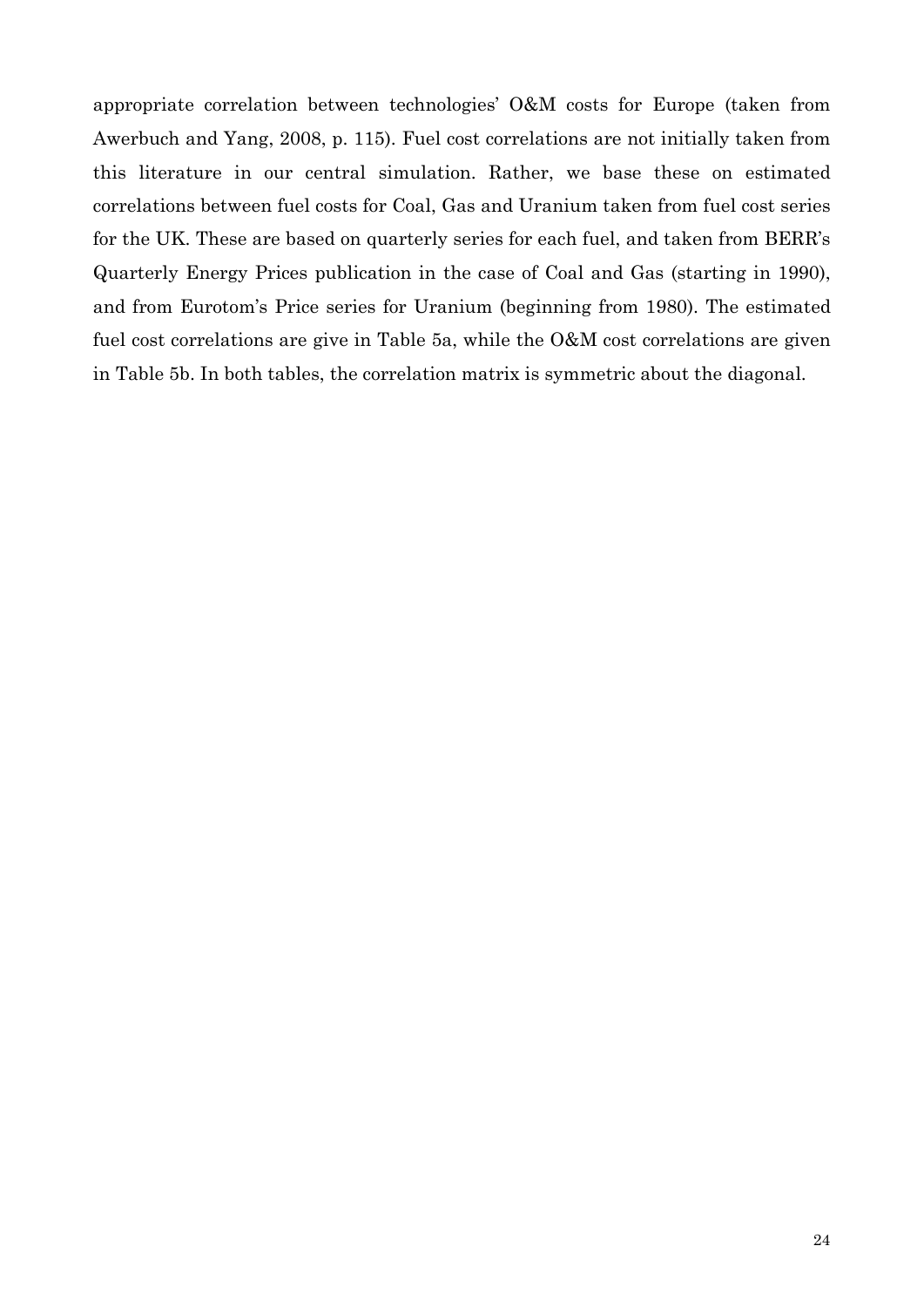appropriate correlation between technologies' O&M costs for Europe (taken from Awerbuch and Yang, 2008, p. 115). Fuel cost correlations are not initially taken from this literature in our central simulation. Rather, we base these on estimated correlations between fuel costs for Coal, Gas and Uranium taken from fuel cost series for the UK. These are based on quarterly series for each fuel, and taken from BERR's Quarterly Energy Prices publication in the case of Coal and Gas (starting in 1990), and from Eurotom's Price series for Uranium (beginning from 1980). The estimated fuel cost correlations are give in Table 5a, while the O&M cost correlations are given in Table 5b. In both tables, the correlation matrix is symmetric about the diagonal.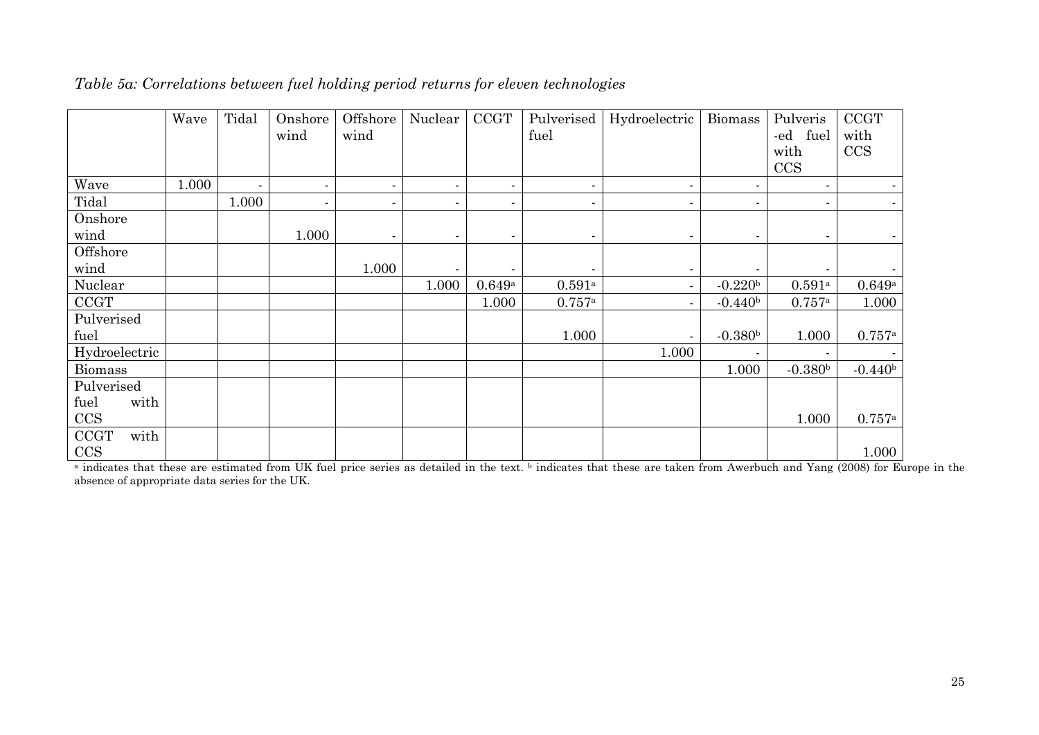*Table 5a: Correlations between fuel holding period returns for eleven technologies*

| | Wave | Tidal | Onshore wind | Offshore wind | Nuclear | CCGT | Pulverised fuel | Hydroelectric | Biomass | Pulverised fuel with CCS | CCGT with CCS |
|---|---|---|---|---|---|---|---|---|---|---|---|
| Wave | 1.000 | - | - | - | - | - | - | - | - | - | - |
| Tidal | | 1.000 | - | - | - | - | - | - | - | - | - |
| Onshore wind | | | 1.000 | - | - | - | - | - | - | - | - |
| Offshore wind | | | | 1.000 | - | - | - | - | - | - | - |
| Nuclear | | | | | 1.000 | 0.649[a] | 0.591[a] | - | -0.220[b] | 0.591[a] | 0.649[a] |
| CCGT | | | | | | 1.000 | 0.757[a] | - | -0.440[b] | 0.757[a] | 1.000 |
| Pulverised fuel | | | | | | | 1.000 | - | -0.380[b] | 1.000 | 0.757[a] |
| Hydroelectric | | | | | | | | 1.000 | - | - | - |
| Biomass | | | | | | | | | 1.000 | -0.380[b] | -0.440[b] |
| Pulverised fuel with CCS | | | | | | | | | | 1.000 | 0.757[a] |
| CCGT with CCS | | | | | | | | | | | 1.000 |

[a] indicates that these are estimated from UK fuel price series as detailed in the text. [b] indicates that these are taken from Awerbuch and Yang (2008) for Europe in the absence of appropriate data series for the UK.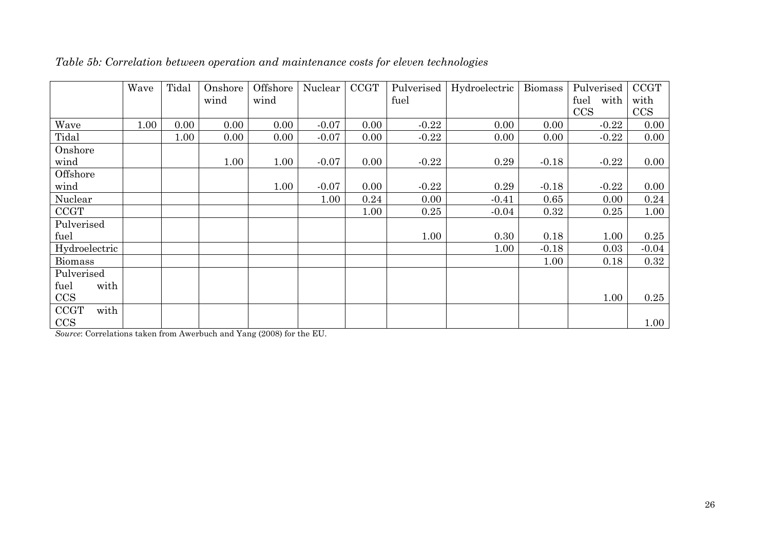*Table 5b: Correlation between operation and maintenance costs for eleven technologies*

| | Wave | Tidal | Onshore wind | Offshore wind | Nuclear | CCGT | Pulverised fuel | Hydroelectric | Biomass | Pulverised fuel with CCS | CCGT with CCS |
|---|---|---|---|---|---|---|---|---|---|---|---|
| Wave | 1.00 | 0.00 | 0.00 | 0.00 | -0.07 | 0.00 | -0.22 | 0.00 | 0.00 | -0.22 | 0.00 |
| Tidal | | 1.00 | 0.00 | 0.00 | -0.07 | 0.00 | -0.22 | 0.00 | 0.00 | -0.22 | 0.00 |
| Onshore wind | | | 1.00 | 1.00 | -0.07 | 0.00 | -0.22 | 0.29 | -0.18 | -0.22 | 0.00 |
| Offshore wind | | | | 1.00 | -0.07 | 0.00 | -0.22 | 0.29 | -0.18 | -0.22 | 0.00 |
| Nuclear | | | | | 1.00 | 0.24 | 0.00 | -0.41 | 0.65 | 0.00 | 0.24 |
| CCGT | | | | | | 1.00 | 0.25 | -0.04 | 0.32 | 0.25 | 1.00 |
| Pulverised fuel | | | | | | | 1.00 | 0.30 | 0.18 | 1.00 | 0.25 |
| Hydroelectric | | | | | | | | 1.00 | -0.18 | 0.03 | -0.04 |
| Biomass | | | | | | | | | 1.00 | 0.18 | 0.32 |
| Pulverised fuel with CCS | | | | | | | | | | 1.00 | 0.25 |
| CCGT with CCS | | | | | | | | | | | 1.00 |

*Source*: Correlations taken from Awerbuch and Yang (2008) for the EU.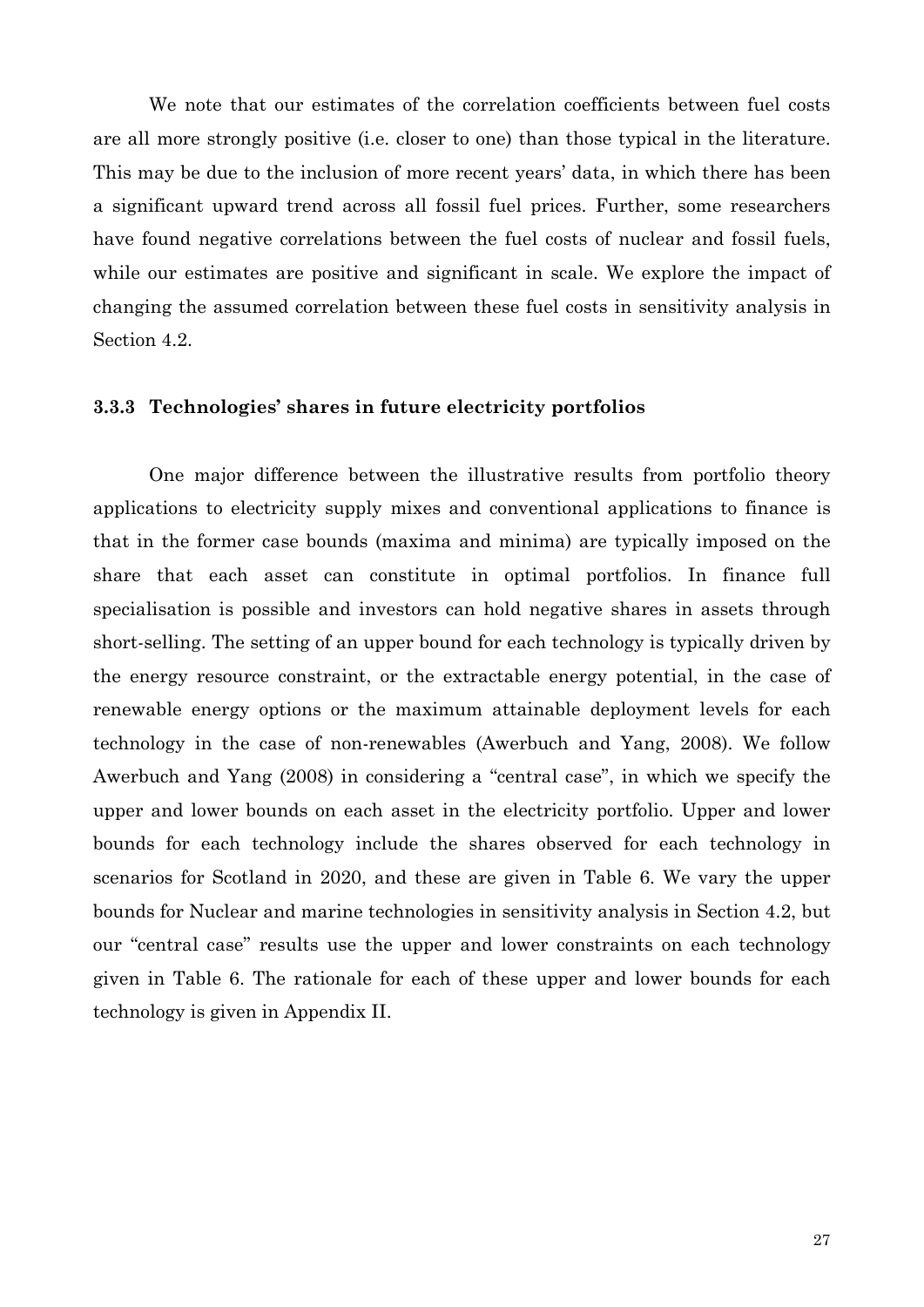We note that our estimates of the correlation coefficients between fuel costs are all more strongly positive (i.e. closer to one) than those typical in the literature. This may be due to the inclusion of more recent years' data, in which there has been a significant upward trend across all fossil fuel prices. Further, some researchers have found negative correlations between the fuel costs of nuclear and fossil fuels, while our estimates are positive and significant in scale. We explore the impact of changing the assumed correlation between these fuel costs in sensitivity analysis in Section 4.2.

### 3.3.3 Technologies' shares in future electricity portfolios

One major difference between the illustrative results from portfolio theory applications to electricity supply mixes and conventional applications to finance is that in the former case bounds (maxima and minima) are typically imposed on the share that each asset can constitute in optimal portfolios. In finance full specialisation is possible and investors can hold negative shares in assets through short-selling. The setting of an upper bound for each technology is typically driven by the energy resource constraint, or the extractable energy potential, in the case of renewable energy options or the maximum attainable deployment levels for each technology in the case of non-renewables (Awerbuch and Yang, 2008). We follow Awerbuch and Yang (2008) in considering a "central case", in which we specify the upper and lower bounds on each asset in the electricity portfolio. Upper and lower bounds for each technology include the shares observed for each technology in scenarios for Scotland in 2020, and these are given in Table 6. We vary the upper bounds for Nuclear and marine technologies in sensitivity analysis in Section 4.2, but our "central case" results use the upper and lower constraints on each technology given in Table 6. The rationale for each of these upper and lower bounds for each technology is given in Appendix II.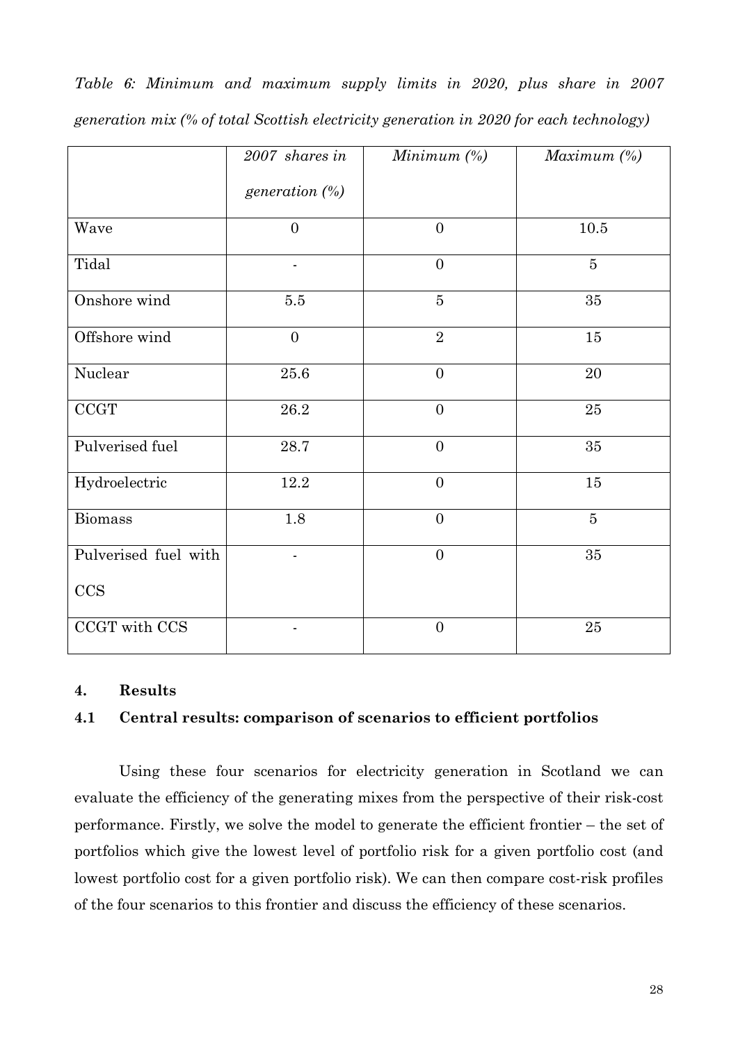*Table 6: Minimum and maximum supply limits in 2020, plus share in 2007 generation mix (% of total Scottish electricity generation in 2020 for each technology)*

| | *2007 shares in generation (%)* | *Minimum (%)* | *Maximum (%)* |
|---|---|---|---|
| Wave | 0 | 0 | 10.5 |
| Tidal | - | 0 | 5 |
| Onshore wind | 5.5 | 5 | 35 |
| Offshore wind | 0 | 2 | 15 |
| Nuclear | 25.6 | 0 | 20 |
| CCGT | 26.2 | 0 | 25 |
| Pulverised fuel | 28.7 | 0 | 35 |
| Hydroelectric | 12.2 | 0 | 15 |
| Biomass | 1.8 | 0 | 5 |
| Pulverised fuel with CCS | - | 0 | 35 |
| CCGT with CCS | - | 0 | 25 |

## 4. Results

### 4.1 Central results: comparison of scenarios to efficient portfolios

Using these four scenarios for electricity generation in Scotland we can evaluate the efficiency of the generating mixes from the perspective of their risk-cost performance. Firstly, we solve the model to generate the efficient frontier – the set of portfolios which give the lowest level of portfolio risk for a given portfolio cost (and lowest portfolio cost for a given portfolio risk). We can then compare cost-risk profiles of the four scenarios to this frontier and discuss the efficiency of these scenarios.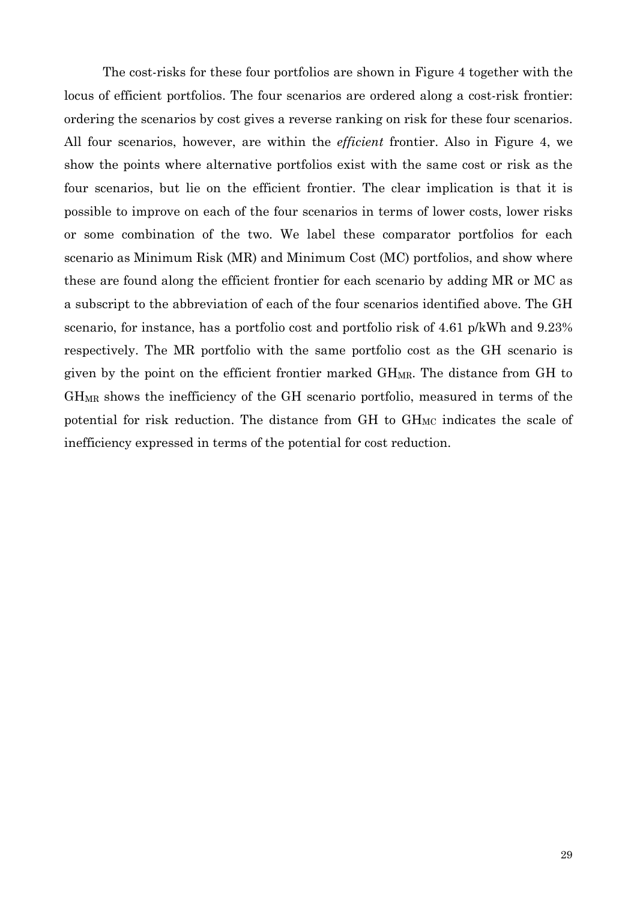The cost-risks for these four portfolios are shown in Figure 4 together with the locus of efficient portfolios. The four scenarios are ordered along a cost-risk frontier: ordering the scenarios by cost gives a reverse ranking on risk for these four scenarios. All four scenarios, however, are within the *efficient* frontier. Also in Figure 4, we show the points where alternative portfolios exist with the same cost or risk as the four scenarios, but lie on the efficient frontier. The clear implication is that it is possible to improve on each of the four scenarios in terms of lower costs, lower risks or some combination of the two. We label these comparator portfolios for each scenario as Minimum Risk (MR) and Minimum Cost (MC) portfolios, and show where these are found along the efficient frontier for each scenario by adding MR or MC as a subscript to the abbreviation of each of the four scenarios identified above. The GH scenario, for instance, has a portfolio cost and portfolio risk of 4.61 p/kWh and 9.23% respectively. The MR portfolio with the same portfolio cost as the GH scenario is given by the point on the efficient frontier marked $GH_{MR}$. The distance from GH to $GH_{MR}$ shows the inefficiency of the GH scenario portfolio, measured in terms of the potential for risk reduction. The distance from GH to $GH_{MC}$ indicates the scale of inefficiency expressed in terms of the potential for cost reduction.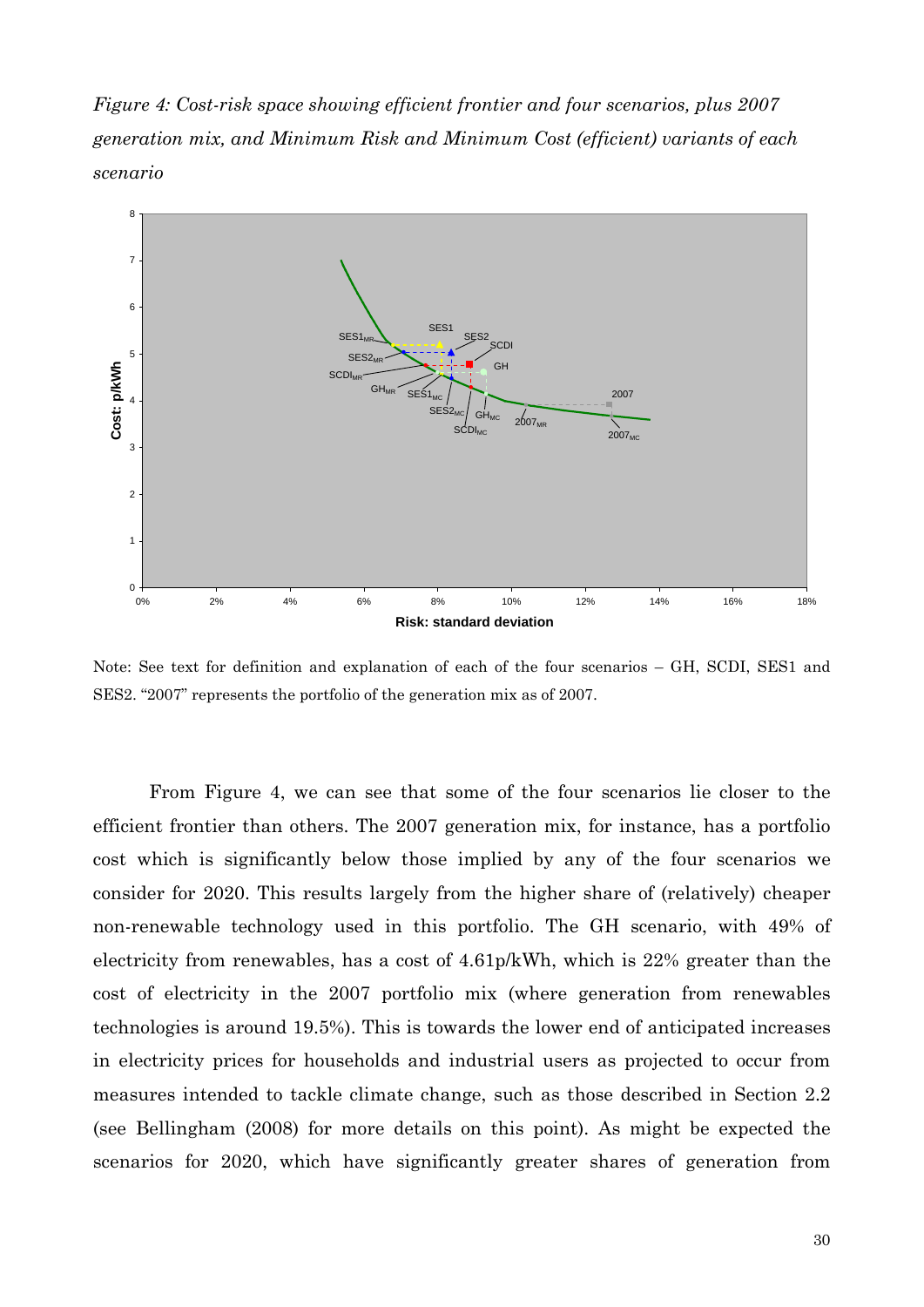*Figure 4: Cost-risk space showing efficient frontier and four scenarios, plus 2007 generation mix, and Minimum Risk and Minimum Cost (efficient) variants of each scenario*

Note: See text for definition and explanation of each of the four scenarios – GH, SCDI, SES1 and SES2. "2007" represents the portfolio of the generation mix as of 2007.

From Figure 4, we can see that some of the four scenarios lie closer to the efficient frontier than others. The 2007 generation mix, for instance, has a portfolio cost which is significantly below those implied by any of the four scenarios we consider for 2020. This results largely from the higher share of (relatively) cheaper non-renewable technology used in this portfolio. The GH scenario, with 49% of electricity from renewables, has a cost of 4.61p/kWh, which is 22% greater than the cost of electricity in the 2007 portfolio mix (where generation from renewables technologies is around 19.5%). This is towards the lower end of anticipated increases in electricity prices for households and industrial users as projected to occur from measures intended to tackle climate change, such as those described in Section 2.2 (see Bellingham (2008) for more details on this point). As might be expected the scenarios for 2020, which have significantly greater shares of generation from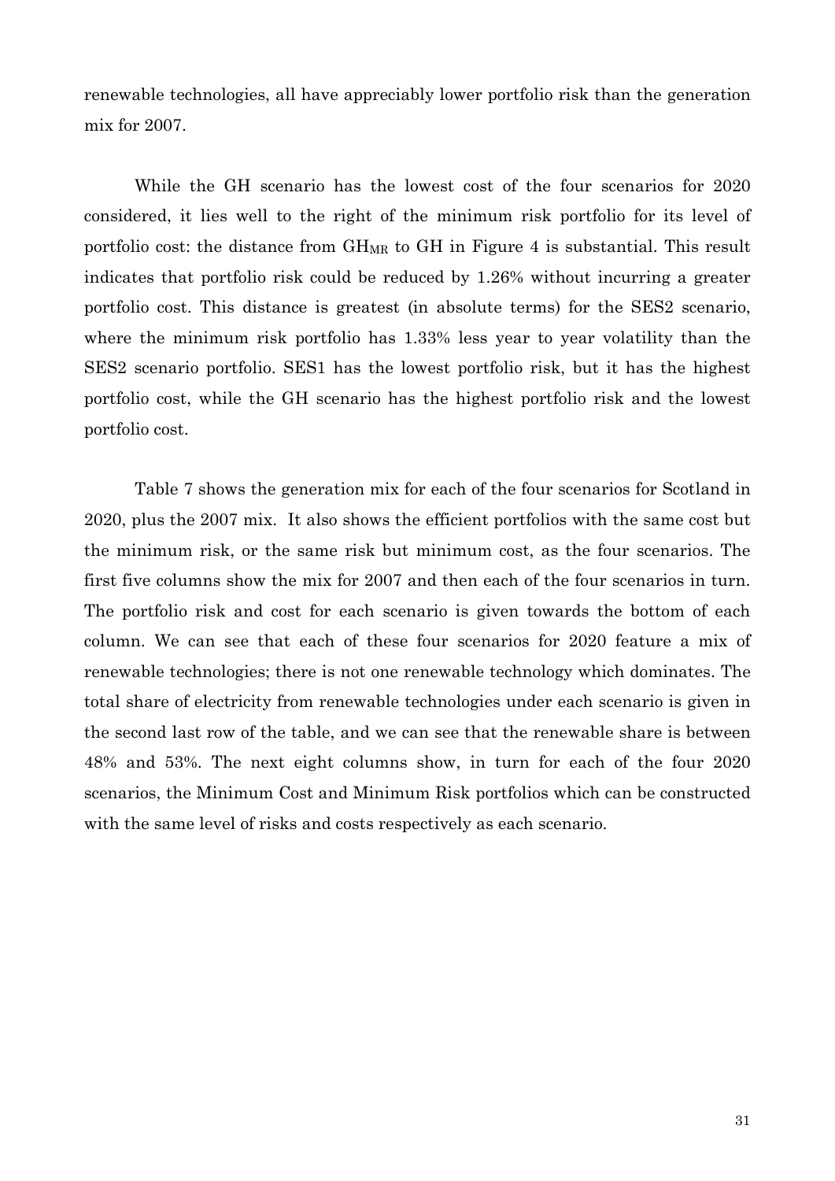renewable technologies, all have appreciably lower portfolio risk than the generation mix for 2007.

While the GH scenario has the lowest cost of the four scenarios for 2020 considered, it lies well to the right of the minimum risk portfolio for its level of portfolio cost: the distance from $GH_{MR}$ to GH in Figure 4 is substantial. This result indicates that portfolio risk could be reduced by 1.26% without incurring a greater portfolio cost. This distance is greatest (in absolute terms) for the SES2 scenario, where the minimum risk portfolio has 1.33% less year to year volatility than the SES2 scenario portfolio. SES1 has the lowest portfolio risk, but it has the highest portfolio cost, while the GH scenario has the highest portfolio risk and the lowest portfolio cost.

Table 7 shows the generation mix for each of the four scenarios for Scotland in 2020, plus the 2007 mix. It also shows the efficient portfolios with the same cost but the minimum risk, or the same risk but minimum cost, as the four scenarios. The first five columns show the mix for 2007 and then each of the four scenarios in turn. The portfolio risk and cost for each scenario is given towards the bottom of each column. We can see that each of these four scenarios for 2020 feature a mix of renewable technologies; there is not one renewable technology which dominates. The total share of electricity from renewable technologies under each scenario is given in the second last row of the table, and we can see that the renewable share is between 48% and 53%. The next eight columns show, in turn for each of the four 2020 scenarios, the Minimum Cost and Minimum Risk portfolios which can be constructed with the same level of risks and costs respectively as each scenario.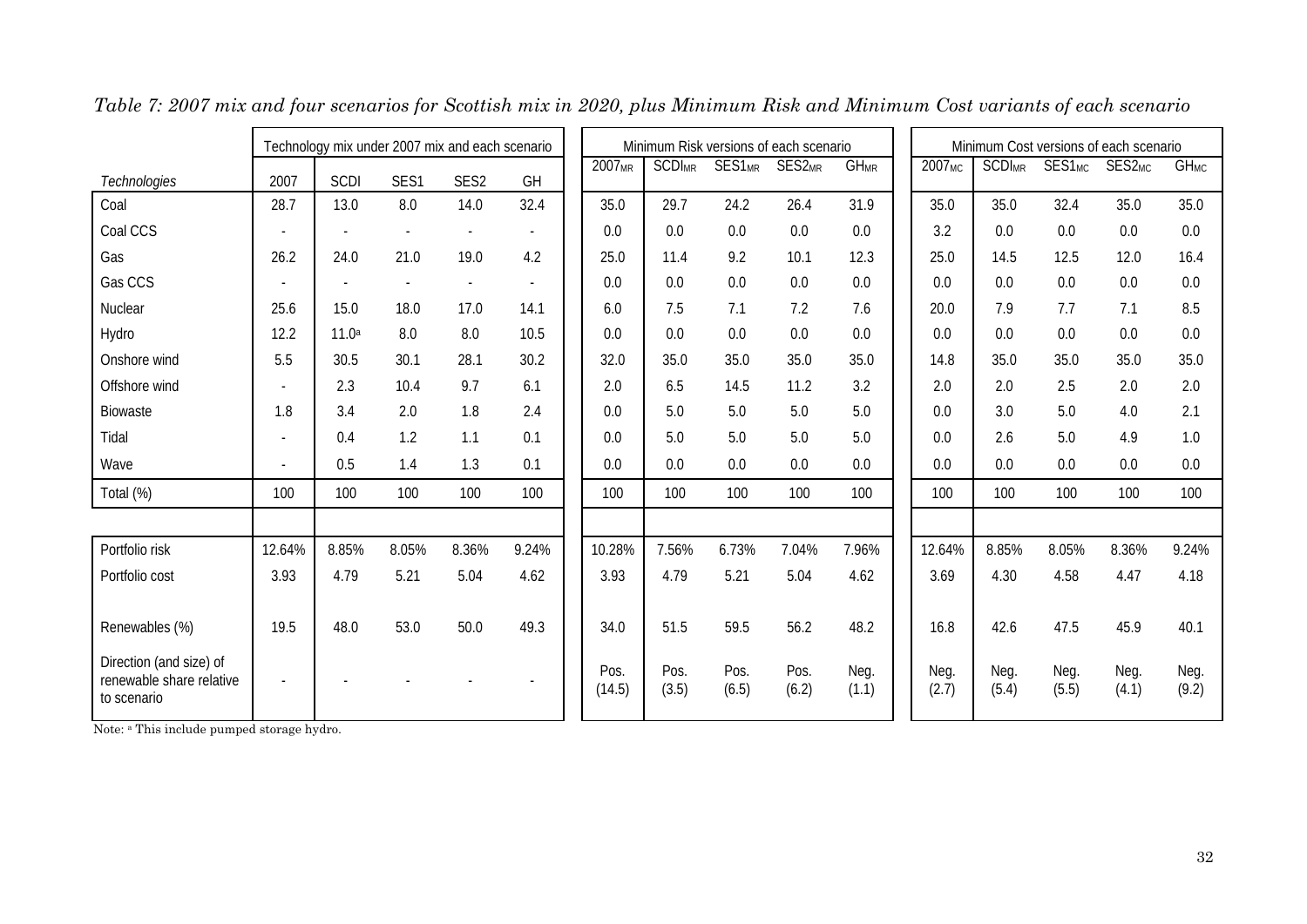*Table 7: 2007 mix and four scenarios for Scottish mix in 2020, plus Minimum Risk and Minimum Cost variants of each scenario*

| | Technology mix under 2007 mix and each scenario | | | | | Minimum Risk versions of each scenario | | | | | Minimum Cost versions of each scenario | | | | |
|---|---|---|---|---|---|---|---|---|---|---|---|---|---|---|---|
| *Technologies* | 2007 | SCDI | SES1 | SES2 | GH | $2007_{MR}$ | $SCDI_{MR}$ | $SES1_{MR}$ | $SES2_{MR}$ | $GH_{MR}$ | $2007_{MC}$ | $SCDI_{MR}$ | $SES1_{MC}$ | $SES2_{MC}$ | $GH_{MC}$ |
| Coal | 28.7 | 13.0 | 8.0 | 14.0 | 32.4 | 35.0 | 29.7 | 24.2 | 26.4 | 31.9 | 35.0 | 35.0 | 32.4 | 35.0 | 35.0 |
| Coal CCS | - | - | - | - | - | 0.0 | 0.0 | 0.0 | 0.0 | 0.0 | 3.2 | 0.0 | 0.0 | 0.0 | 0.0 |
| Gas | 26.2 | 24.0 | 21.0 | 19.0 | 4.2 | 25.0 | 11.4 | 9.2 | 10.1 | 12.3 | 25.0 | 14.5 | 12.5 | 12.0 | 16.4 |
| Gas CCS | - | - | - | - | - | 0.0 | 0.0 | 0.0 | 0.0 | 0.0 | 0.0 | 0.0 | 0.0 | 0.0 | 0.0 |
| Nuclear | 25.6 | 15.0 | 18.0 | 17.0 | 14.1 | 6.0 | 7.5 | 7.1 | 7.2 | 7.6 | 20.0 | 7.9 | 7.7 | 7.1 | 8.5 |
| Hydro | 12.2 | 11.0[a] | 8.0 | 8.0 | 10.5 | 0.0 | 0.0 | 0.0 | 0.0 | 0.0 | 0.0 | 0.0 | 0.0 | 0.0 | 0.0 |
| Onshore wind | 5.5 | 30.5 | 30.1 | 28.1 | 30.2 | 32.0 | 35.0 | 35.0 | 35.0 | 35.0 | 14.8 | 35.0 | 35.0 | 35.0 | 35.0 |
| Offshore wind | - | 2.3 | 10.4 | 9.7 | 6.1 | 2.0 | 6.5 | 14.5 | 11.2 | 3.2 | 2.0 | 2.0 | 2.5 | 2.0 | 2.0 |
| Biowaste | 1.8 | 3.4 | 2.0 | 1.8 | 2.4 | 0.0 | 5.0 | 5.0 | 5.0 | 5.0 | 0.0 | 3.0 | 5.0 | 4.0 | 2.1 |
| Tidal | - | 0.4 | 1.2 | 1.1 | 0.1 | 0.0 | 5.0 | 5.0 | 5.0 | 5.0 | 0.0 | 2.6 | 5.0 | 4.9 | 1.0 |
| Wave | - | 0.5 | 1.4 | 1.3 | 0.1 | 0.0 | 0.0 | 0.0 | 0.0 | 0.0 | 0.0 | 0.0 | 0.0 | 0.0 | 0.0 |
| Total (%) | 100 | 100 | 100 | 100 | 100 | 100 | 100 | 100 | 100 | 100 | 100 | 100 | 100 | 100 | 100 |
| | | | | | | | | | | | | | | | |
| Portfolio risk | 12.64% | 8.85% | 8.05% | 8.36% | 9.24% | 10.28% | 7.56% | 6.73% | 7.04% | 7.96% | 12.64% | 8.85% | 8.05% | 8.36% | 9.24% |
| Portfolio cost | 3.93 | 4.79 | 5.21 | 5.04 | 4.62 | 3.93 | 4.79 | 5.21 | 5.04 | 4.62 | 3.69 | 4.30 | 4.58 | 4.47 | 4.18 |
| Renewables (%) | 19.5 | 48.0 | 53.0 | 50.0 | 49.3 | 34.0 | 51.5 | 59.5 | 56.2 | 48.2 | 16.8 | 42.6 | 47.5 | 45.9 | 40.1 |
| Direction (and size) of renewable share relative to scenario | - | - | - | - | - | Pos. (14.5) | Pos. (3.5) | Pos. (6.5) | Pos. (6.2) | Neg. (1.1) | Neg. (2.7) | Neg. (5.4) | Neg. (5.5) | Neg. (4.1) | Neg. (9.2) |

Note: [a] This include pumped storage hydro.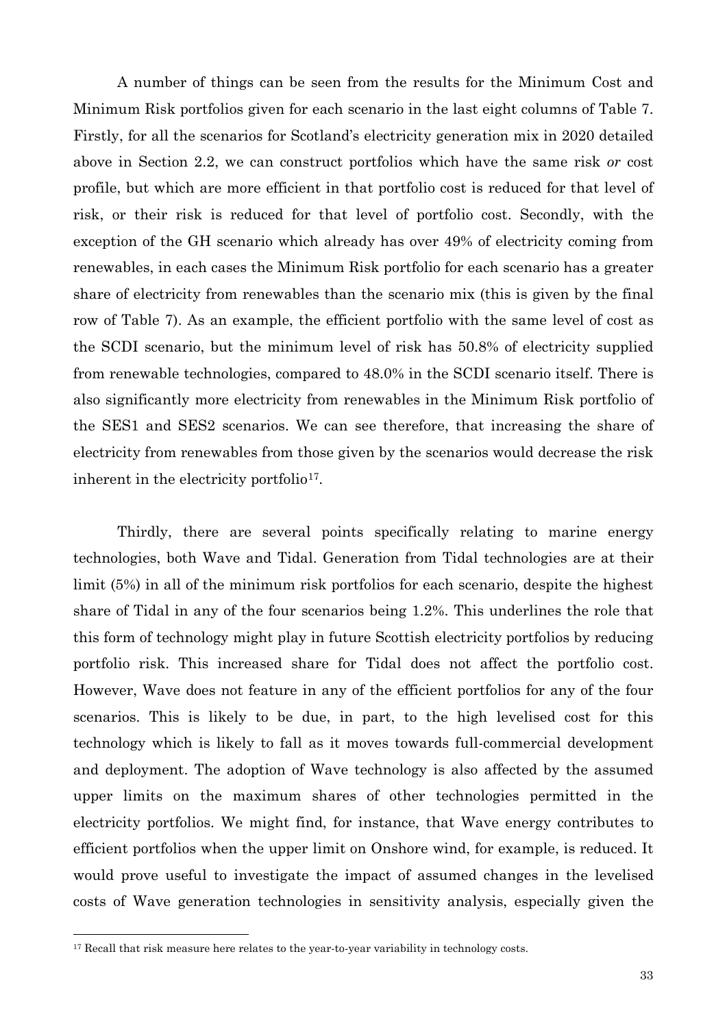A number of things can be seen from the results for the Minimum Cost and Minimum Risk portfolios given for each scenario in the last eight columns of Table 7. Firstly, for all the scenarios for Scotland's electricity generation mix in 2020 detailed above in Section 2.2, we can construct portfolios which have the same risk *or* cost profile, but which are more efficient in that portfolio cost is reduced for that level of risk, or their risk is reduced for that level of portfolio cost. Secondly, with the exception of the GH scenario which already has over 49% of electricity coming from renewables, in each cases the Minimum Risk portfolio for each scenario has a greater share of electricity from renewables than the scenario mix (this is given by the final row of Table 7). As an example, the efficient portfolio with the same level of cost as the SCDI scenario, but the minimum level of risk has 50.8% of electricity supplied from renewable technologies, compared to 48.0% in the SCDI scenario itself. There is also significantly more electricity from renewables in the Minimum Risk portfolio of the SES1 and SES2 scenarios. We can see therefore, that increasing the share of electricity from renewables from those given by the scenarios would decrease the risk inherent in the electricity portfolio[17].

Thirdly, there are several points specifically relating to marine energy technologies, both Wave and Tidal. Generation from Tidal technologies are at their limit (5%) in all of the minimum risk portfolios for each scenario, despite the highest share of Tidal in any of the four scenarios being 1.2%. This underlines the role that this form of technology might play in future Scottish electricity portfolios by reducing portfolio risk. This increased share for Tidal does not affect the portfolio cost. However, Wave does not feature in any of the efficient portfolios for any of the four scenarios. This is likely to be due, in part, to the high levelised cost for this technology which is likely to fall as it moves towards full-commercial development and deployment. The adoption of Wave technology is also affected by the assumed upper limits on the maximum shares of other technologies permitted in the electricity portfolios. We might find, for instance, that Wave energy contributes to efficient portfolios when the upper limit on Onshore wind, for example, is reduced. It would prove useful to investigate the impact of assumed changes in the levelised costs of Wave generation technologies in sensitivity analysis, especially given the

[17] Recall that risk measure here relates to the year-to-year variability in technology costs.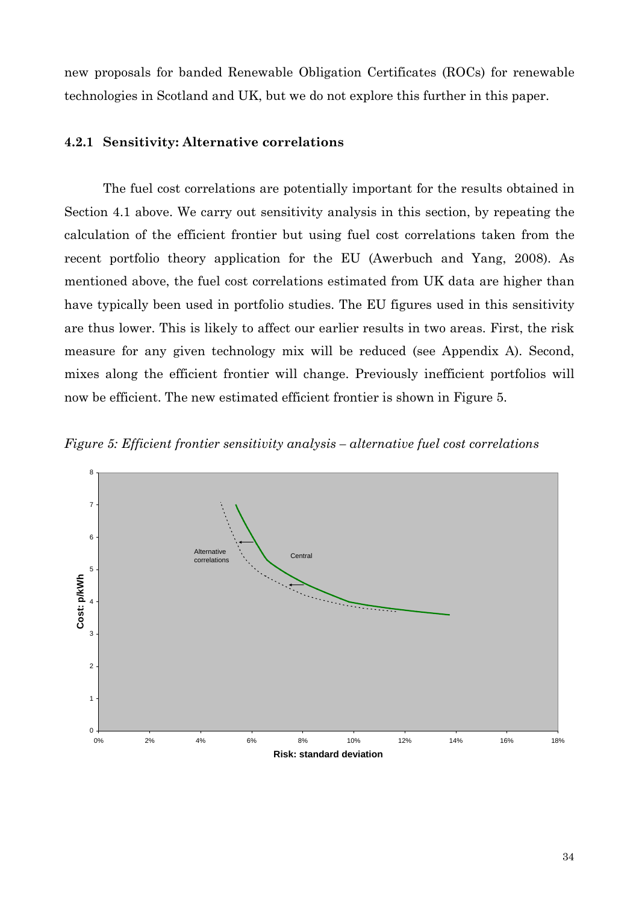new proposals for banded Renewable Obligation Certificates (ROCs) for renewable technologies in Scotland and UK, but we do not explore this further in this paper.

### 4.2.1 Sensitivity: Alternative correlations

The fuel cost correlations are potentially important for the results obtained in Section 4.1 above. We carry out sensitivity analysis in this section, by repeating the calculation of the efficient frontier but using fuel cost correlations taken from the recent portfolio theory application for the EU (Awerbuch and Yang, 2008). As mentioned above, the fuel cost correlations estimated from UK data are higher than have typically been used in portfolio studies. The EU figures used in this sensitivity are thus lower. This is likely to affect our earlier results in two areas. First, the risk measure for any given technology mix will be reduced (see Appendix A). Second, mixes along the efficient frontier will change. Previously inefficient portfolios will now be efficient. The new estimated efficient frontier is shown in Figure 5.

*Figure 5: Efficient frontier sensitivity analysis – alternative fuel cost correlations*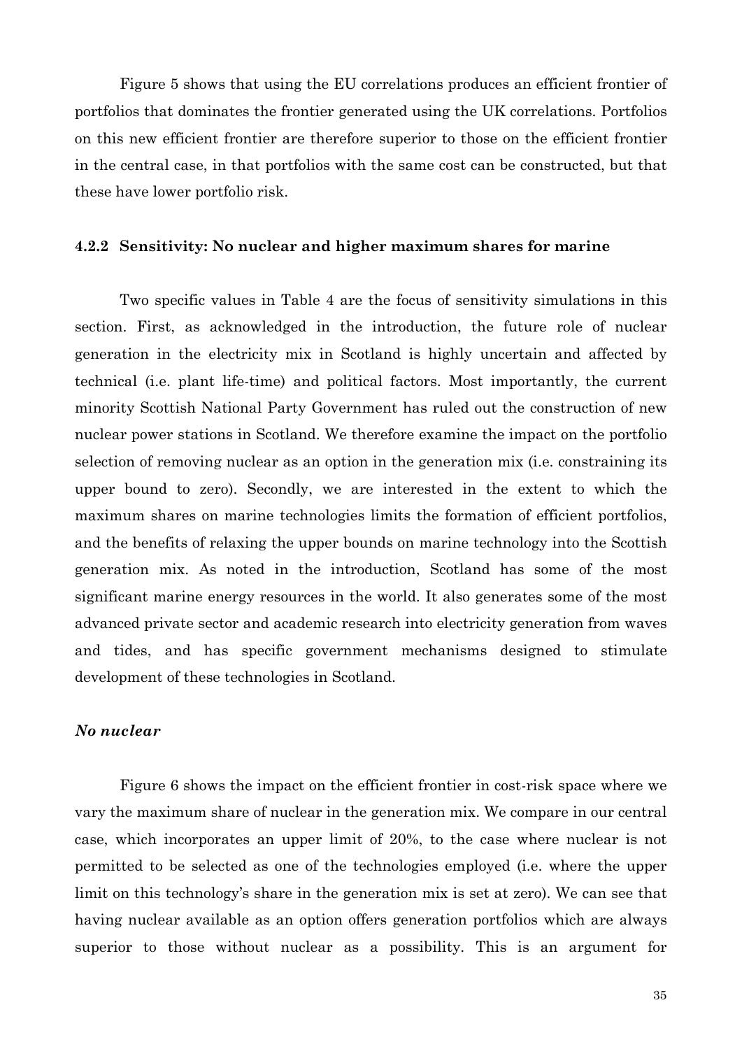Figure 5 shows that using the EU correlations produces an efficient frontier of portfolios that dominates the frontier generated using the UK correlations. Portfolios on this new efficient frontier are therefore superior to those on the efficient frontier in the central case, in that portfolios with the same cost can be constructed, but that these have lower portfolio risk.

### 4.2.2 Sensitivity: No nuclear and higher maximum shares for marine

Two specific values in Table 4 are the focus of sensitivity simulations in this section. First, as acknowledged in the introduction, the future role of nuclear generation in the electricity mix in Scotland is highly uncertain and affected by technical (i.e. plant life-time) and political factors. Most importantly, the current minority Scottish National Party Government has ruled out the construction of new nuclear power stations in Scotland. We therefore examine the impact on the portfolio selection of removing nuclear as an option in the generation mix (i.e. constraining its upper bound to zero). Secondly, we are interested in the extent to which the maximum shares on marine technologies limits the formation of efficient portfolios, and the benefits of relaxing the upper bounds on marine technology into the Scottish generation mix. As noted in the introduction, Scotland has some of the most significant marine energy resources in the world. It also generates some of the most advanced private sector and academic research into electricity generation from waves and tides, and has specific government mechanisms designed to stimulate development of these technologies in Scotland.

#### *No nuclear*

Figure 6 shows the impact on the efficient frontier in cost-risk space where we vary the maximum share of nuclear in the generation mix. We compare in our central case, which incorporates an upper limit of 20%, to the case where nuclear is not permitted to be selected as one of the technologies employed (i.e. where the upper limit on this technology's share in the generation mix is set at zero). We can see that having nuclear available as an option offers generation portfolios which are always superior to those without nuclear as a possibility. This is an argument for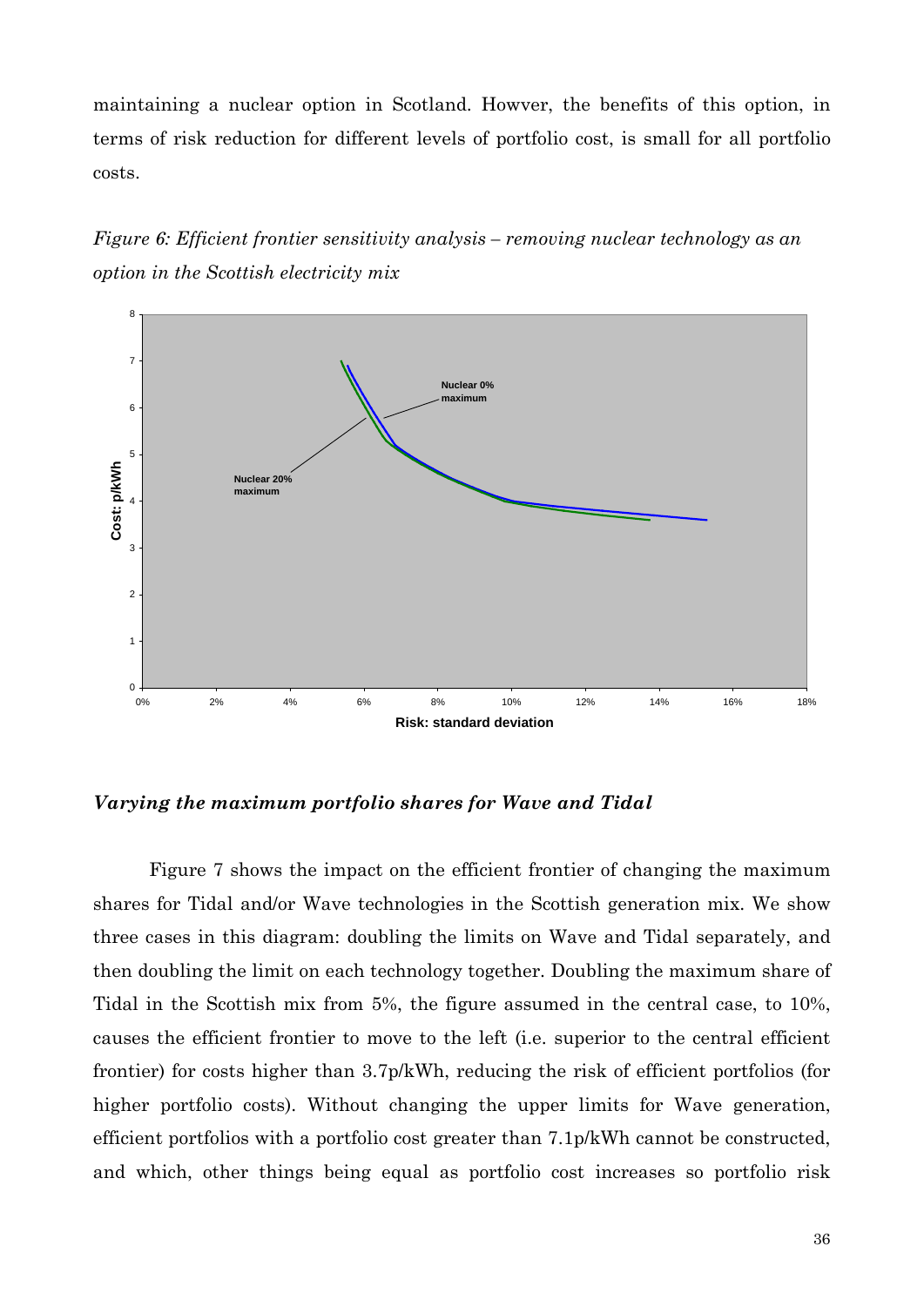maintaining a nuclear option in Scotland. Howver, the benefits of this option, in terms of risk reduction for different levels of portfolio cost, is small for all portfolio costs.

*Figure 6: Efficient frontier sensitivity analysis – removing nuclear technology as an option in the Scottish electricity mix*

### *Varying the maximum portfolio shares for Wave and Tidal*

Figure 7 shows the impact on the efficient frontier of changing the maximum shares for Tidal and/or Wave technologies in the Scottish generation mix. We show three cases in this diagram: doubling the limits on Wave and Tidal separately, and then doubling the limit on each technology together. Doubling the maximum share of Tidal in the Scottish mix from 5%, the figure assumed in the central case, to 10%, causes the efficient frontier to move to the left (i.e. superior to the central efficient frontier) for costs higher than 3.7p/kWh, reducing the risk of efficient portfolios (for higher portfolio costs). Without changing the upper limits for Wave generation, efficient portfolios with a portfolio cost greater than 7.1p/kWh cannot be constructed, and which, other things being equal as portfolio cost increases so portfolio risk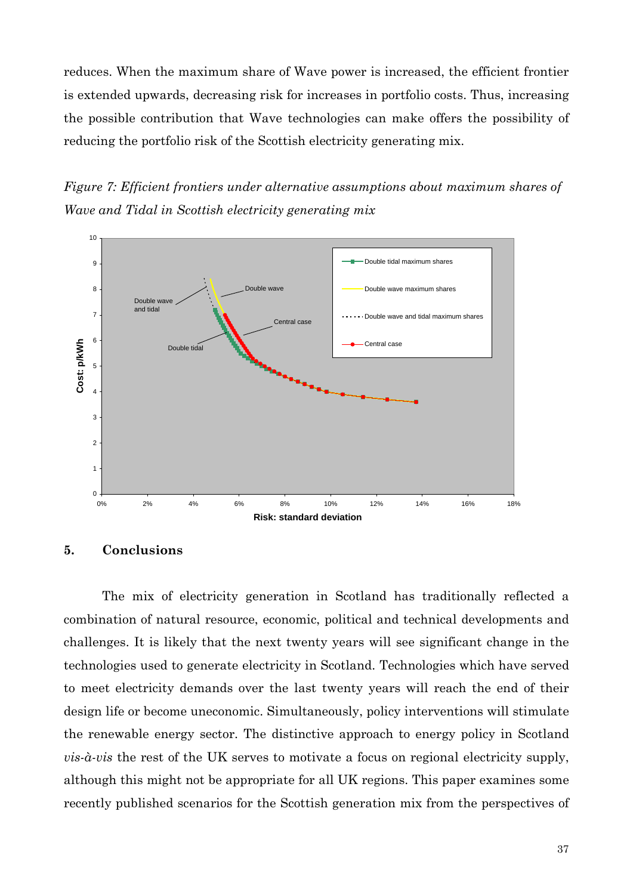reduces. When the maximum share of Wave power is increased, the efficient frontier is extended upwards, decreasing risk for increases in portfolio costs. Thus, increasing the possible contribution that Wave technologies can make offers the possibility of reducing the portfolio risk of the Scottish electricity generating mix.

*Figure 7: Efficient frontiers under alternative assumptions about maximum shares of Wave and Tidal in Scottish electricity generating mix*

## 5. Conclusions

The mix of electricity generation in Scotland has traditionally reflected a combination of natural resource, economic, political and technical developments and challenges. It is likely that the next twenty years will see significant change in the technologies used to generate electricity in Scotland. Technologies which have served to meet electricity demands over the last twenty years will reach the end of their design life or become uneconomic. Simultaneously, policy interventions will stimulate the renewable energy sector. The distinctive approach to energy policy in Scotland *vis-à-vis* the rest of the UK serves to motivate a focus on regional electricity supply, although this might not be appropriate for all UK regions. This paper examines some recently published scenarios for the Scottish generation mix from the perspectives of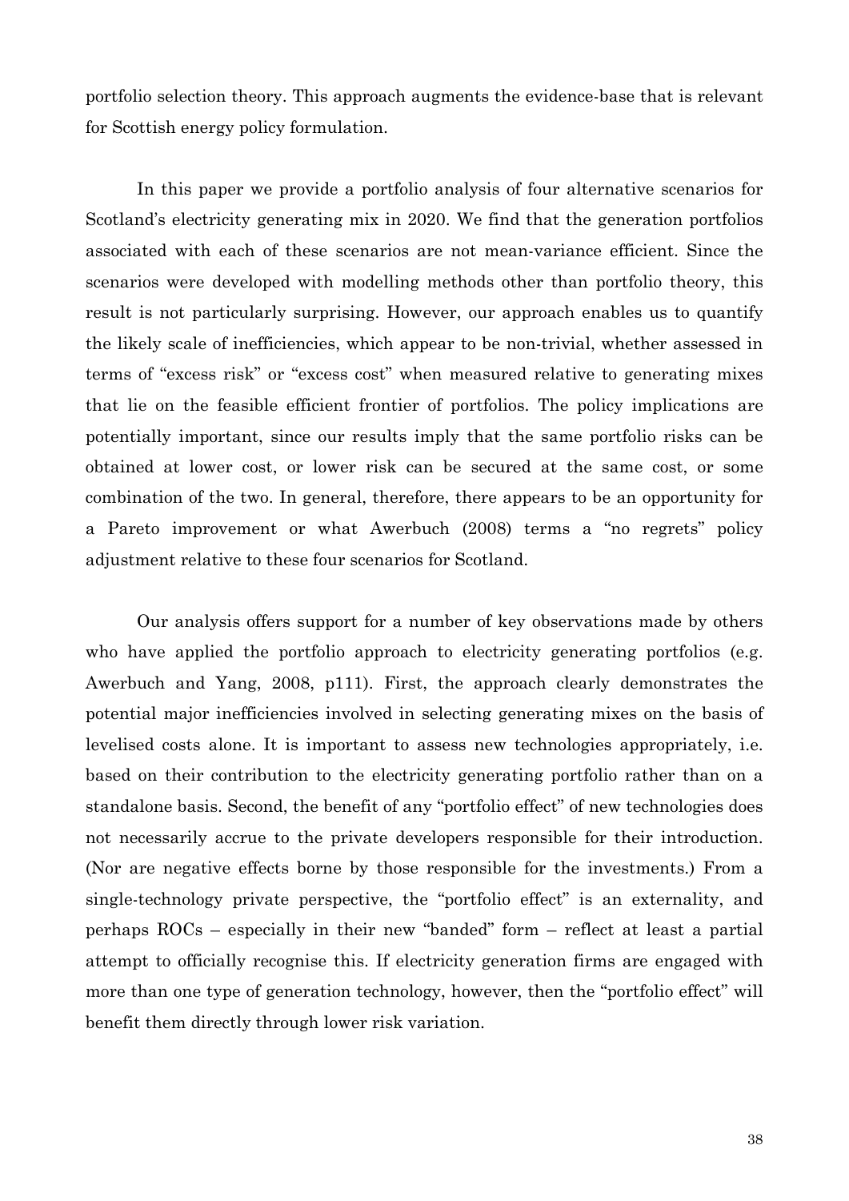portfolio selection theory. This approach augments the evidence-base that is relevant for Scottish energy policy formulation.

In this paper we provide a portfolio analysis of four alternative scenarios for Scotland's electricity generating mix in 2020. We find that the generation portfolios associated with each of these scenarios are not mean-variance efficient. Since the scenarios were developed with modelling methods other than portfolio theory, this result is not particularly surprising. However, our approach enables us to quantify the likely scale of inefficiencies, which appear to be non-trivial, whether assessed in terms of "excess risk" or "excess cost" when measured relative to generating mixes that lie on the feasible efficient frontier of portfolios. The policy implications are potentially important, since our results imply that the same portfolio risks can be obtained at lower cost, or lower risk can be secured at the same cost, or some combination of the two. In general, therefore, there appears to be an opportunity for a Pareto improvement or what Awerbuch (2008) terms a "no regrets" policy adjustment relative to these four scenarios for Scotland.

Our analysis offers support for a number of key observations made by others who have applied the portfolio approach to electricity generating portfolios (e.g. Awerbuch and Yang, 2008, p111). First, the approach clearly demonstrates the potential major inefficiencies involved in selecting generating mixes on the basis of levelised costs alone. It is important to assess new technologies appropriately, i.e. based on their contribution to the electricity generating portfolio rather than on a standalone basis. Second, the benefit of any "portfolio effect" of new technologies does not necessarily accrue to the private developers responsible for their introduction. (Nor are negative effects borne by those responsible for the investments.) From a single-technology private perspective, the "portfolio effect" is an externality, and perhaps ROCs – especially in their new "banded" form – reflect at least a partial attempt to officially recognise this. If electricity generation firms are engaged with more than one type of generation technology, however, then the "portfolio effect" will benefit them directly through lower risk variation.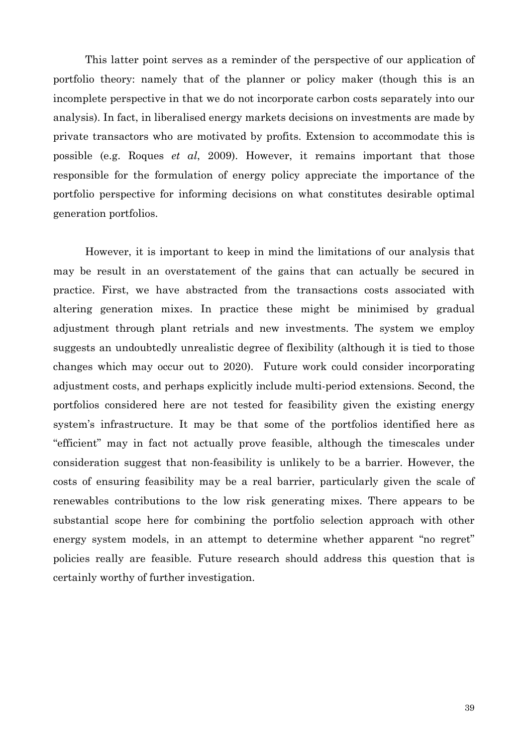This latter point serves as a reminder of the perspective of our application of portfolio theory: namely that of the planner or policy maker (though this is an incomplete perspective in that we do not incorporate carbon costs separately into our analysis). In fact, in liberalised energy markets decisions on investments are made by private transactors who are motivated by profits. Extension to accommodate this is possible (e.g. Roques *et al*, 2009). However, it remains important that those responsible for the formulation of energy policy appreciate the importance of the portfolio perspective for informing decisions on what constitutes desirable optimal generation portfolios.

However, it is important to keep in mind the limitations of our analysis that may be result in an overstatement of the gains that can actually be secured in practice. First, we have abstracted from the transactions costs associated with altering generation mixes. In practice these might be minimised by gradual adjustment through plant retrials and new investments. The system we employ suggests an undoubtedly unrealistic degree of flexibility (although it is tied to those changes which may occur out to 2020). Future work could consider incorporating adjustment costs, and perhaps explicitly include multi-period extensions. Second, the portfolios considered here are not tested for feasibility given the existing energy system's infrastructure. It may be that some of the portfolios identified here as "efficient" may in fact not actually prove feasible, although the timescales under consideration suggest that non-feasibility is unlikely to be a barrier. However, the costs of ensuring feasibility may be a real barrier, particularly given the scale of renewables contributions to the low risk generating mixes. There appears to be substantial scope here for combining the portfolio selection approach with other energy system models, in an attempt to determine whether apparent "no regret" policies really are feasible. Future research should address this question that is certainly worthy of further investigation.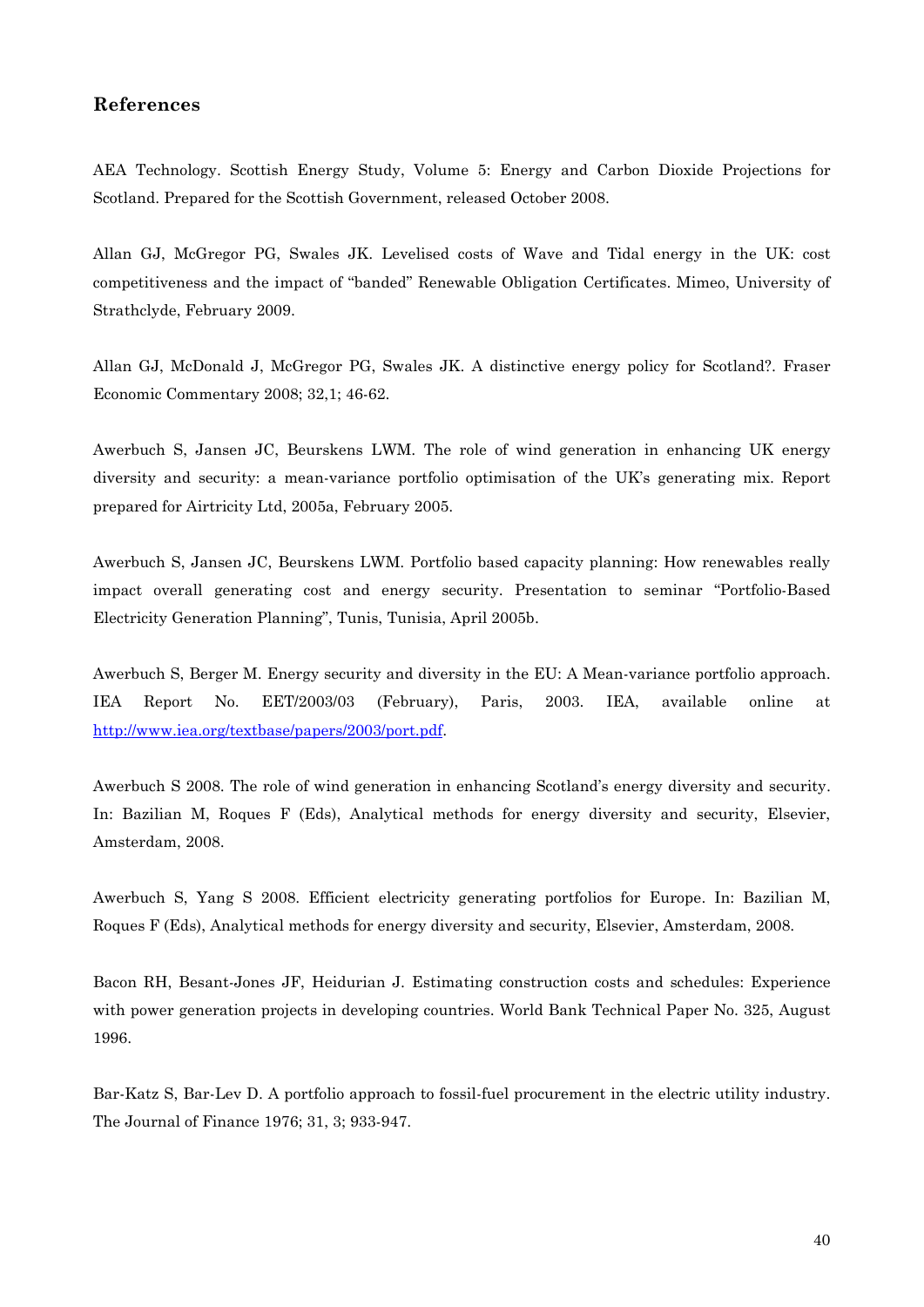## References

AEA Technology. Scottish Energy Study, Volume 5: Energy and Carbon Dioxide Projections for Scotland. Prepared for the Scottish Government, released October 2008.

Allan GJ, McGregor PG, Swales JK. Levelised costs of Wave and Tidal energy in the UK: cost competitiveness and the impact of "banded" Renewable Obligation Certificates. Mimeo, University of Strathclyde, February 2009.

Allan GJ, McDonald J, McGregor PG, Swales JK. A distinctive energy policy for Scotland?. Fraser Economic Commentary 2008; 32,1; 46-62.

Awerbuch S, Jansen JC, Beurskens LWM. The role of wind generation in enhancing UK energy diversity and security: a mean-variance portfolio optimisation of the UK's generating mix. Report prepared for Airtricity Ltd, 2005a, February 2005.

Awerbuch S, Jansen JC, Beurskens LWM. Portfolio based capacity planning: How renewables really impact overall generating cost and energy security. Presentation to seminar "Portfolio-Based Electricity Generation Planning", Tunis, Tunisia, April 2005b.

Awerbuch S, Berger M. Energy security and diversity in the EU: A Mean-variance portfolio approach. IEA Report No. EET/2003/03 (February), Paris, 2003. IEA, available online at http://www.iea.org/textbase/papers/2003/port.pdf.

Awerbuch S 2008. The role of wind generation in enhancing Scotland's energy diversity and security. In: Bazilian M, Roques F (Eds), Analytical methods for energy diversity and security, Elsevier, Amsterdam, 2008.

Awerbuch S, Yang S 2008. Efficient electricity generating portfolios for Europe. In: Bazilian M, Roques F (Eds), Analytical methods for energy diversity and security, Elsevier, Amsterdam, 2008.

Bacon RH, Besant-Jones JF, Heidurian J. Estimating construction costs and schedules: Experience with power generation projects in developing countries. World Bank Technical Paper No. 325, August 1996.

Bar-Katz S, Bar-Lev D. A portfolio approach to fossil-fuel procurement in the electric utility industry. The Journal of Finance 1976; 31, 3; 933-947.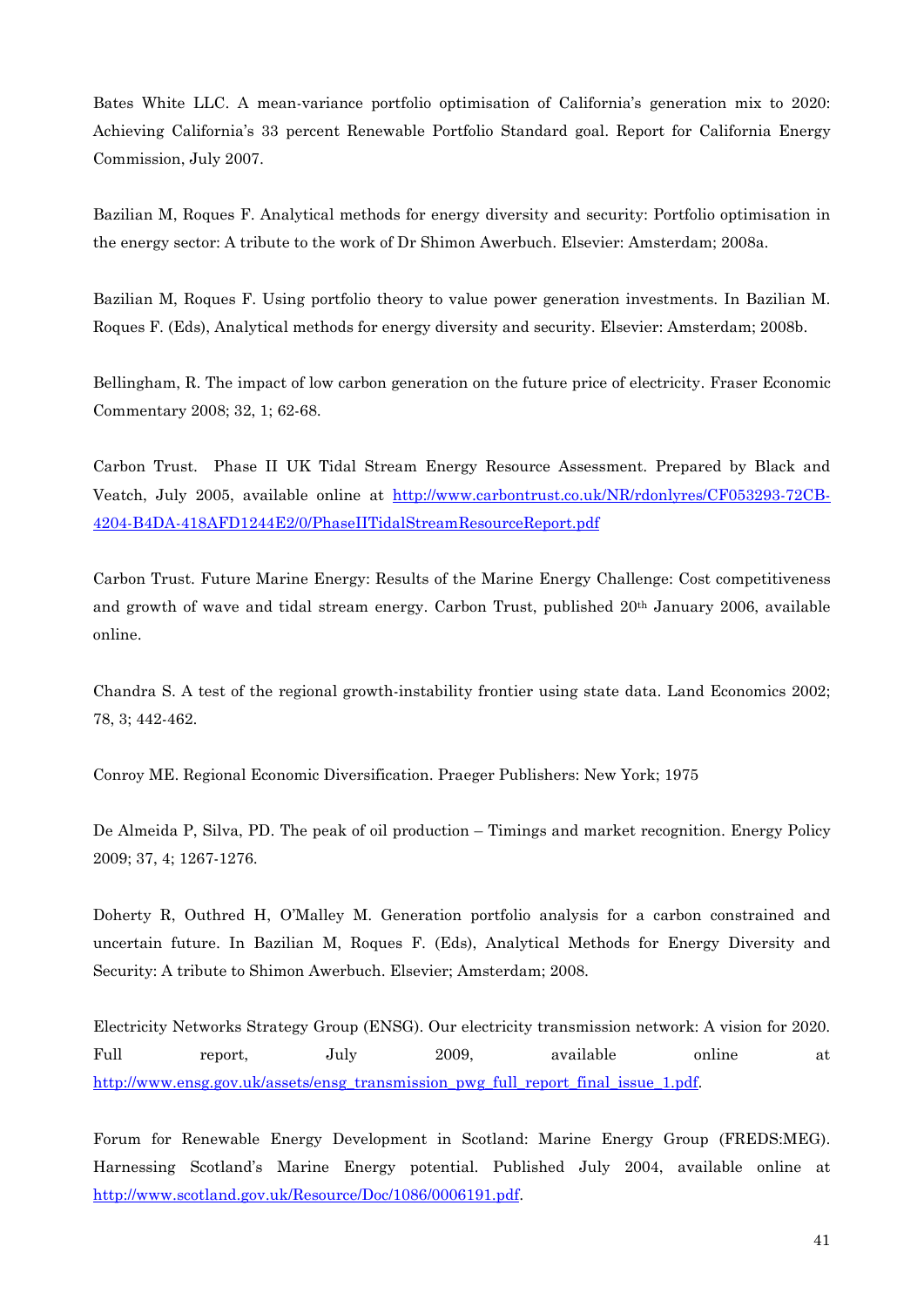Bates White LLC. A mean-variance portfolio optimisation of California's generation mix to 2020: Achieving California's 33 percent Renewable Portfolio Standard goal. Report for California Energy Commission, July 2007.

Bazilian M, Roques F. Analytical methods for energy diversity and security: Portfolio optimisation in the energy sector: A tribute to the work of Dr Shimon Awerbuch. Elsevier: Amsterdam; 2008a.

Bazilian M, Roques F. Using portfolio theory to value power generation investments. In Bazilian M. Roques F. (Eds), Analytical methods for energy diversity and security. Elsevier: Amsterdam; 2008b.

Bellingham, R. The impact of low carbon generation on the future price of electricity. Fraser Economic Commentary 2008; 32, 1; 62-68.

Carbon Trust. Phase II UK Tidal Stream Energy Resource Assessment. Prepared by Black and Veatch, July 2005, available online at http://www.carbontrust.co.uk/NR/rdonlyres/CF053293-72CB-4204-B4DA-418AFD1244E2/0/PhaseIITidalStreamResourceReport.pdf

Carbon Trust. Future Marine Energy: Results of the Marine Energy Challenge: Cost competitiveness and growth of wave and tidal stream energy. Carbon Trust, published 20th January 2006, available online.

Chandra S. A test of the regional growth-instability frontier using state data. Land Economics 2002; 78, 3; 442-462.

Conroy ME. Regional Economic Diversification. Praeger Publishers: New York; 1975

De Almeida P, Silva, PD. The peak of oil production – Timings and market recognition. Energy Policy 2009; 37, 4; 1267-1276.

Doherty R, Outhred H, O'Malley M. Generation portfolio analysis for a carbon constrained and uncertain future. In Bazilian M, Roques F. (Eds), Analytical Methods for Energy Diversity and Security: A tribute to Shimon Awerbuch. Elsevier; Amsterdam; 2008.

Electricity Networks Strategy Group (ENSG). Our electricity transmission network: A vision for 2020. Full report, July 2009, available online at http://www.ensg.gov.uk/assets/ensg_transmission_pwg_full_report_final_issue_1.pdf.

Forum for Renewable Energy Development in Scotland: Marine Energy Group (FREDS:MEG). Harnessing Scotland's Marine Energy potential. Published July 2004, available online at http://www.scotland.gov.uk/Resource/Doc/1086/0006191.pdf.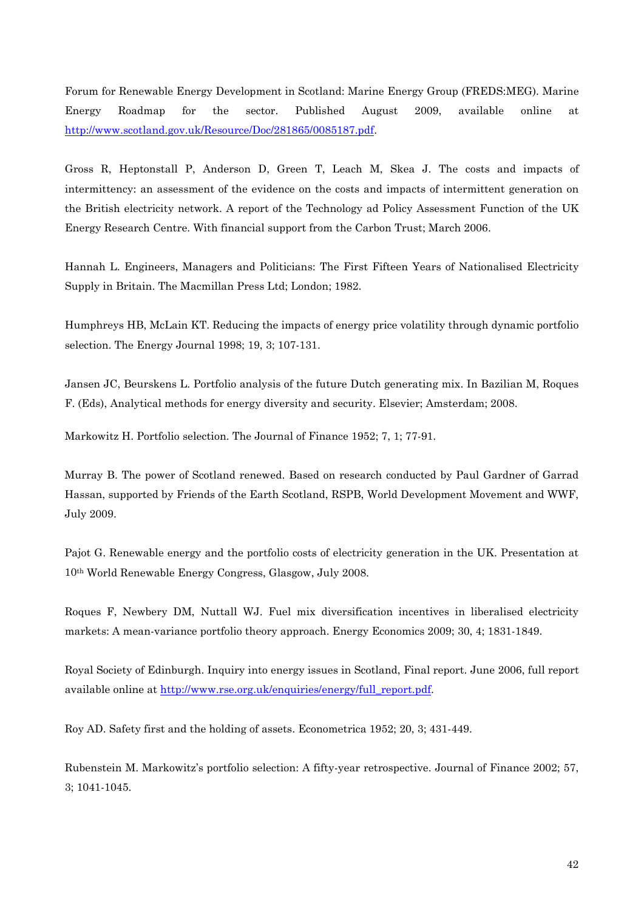Forum for Renewable Energy Development in Scotland: Marine Energy Group (FREDS:MEG). Marine Energy Roadmap for the sector. Published August 2009, available online at http://www.scotland.gov.uk/Resource/Doc/281865/0085187.pdf.

Gross R, Heptonstall P, Anderson D, Green T, Leach M, Skea J. The costs and impacts of intermittency: an assessment of the evidence on the costs and impacts of intermittent generation on the British electricity network. A report of the Technology ad Policy Assessment Function of the UK Energy Research Centre. With financial support from the Carbon Trust; March 2006.

Hannah L. Engineers, Managers and Politicians: The First Fifteen Years of Nationalised Electricity Supply in Britain. The Macmillan Press Ltd; London; 1982.

Humphreys HB, McLain KT. Reducing the impacts of energy price volatility through dynamic portfolio selection. The Energy Journal 1998; 19, 3; 107-131.

Jansen JC, Beurskens L. Portfolio analysis of the future Dutch generating mix. In Bazilian M, Roques F. (Eds), Analytical methods for energy diversity and security. Elsevier; Amsterdam; 2008.

Markowitz H. Portfolio selection. The Journal of Finance 1952; 7, 1; 77-91.

Murray B. The power of Scotland renewed. Based on research conducted by Paul Gardner of Garrad Hassan, supported by Friends of the Earth Scotland, RSPB, World Development Movement and WWF, July 2009.

Pajot G. Renewable energy and the portfolio costs of electricity generation in the UK. Presentation at 10th World Renewable Energy Congress, Glasgow, July 2008.

Roques F, Newbery DM, Nuttall WJ. Fuel mix diversification incentives in liberalised electricity markets: A mean-variance portfolio theory approach. Energy Economics 2009; 30, 4; 1831-1849.

Royal Society of Edinburgh. Inquiry into energy issues in Scotland, Final report. June 2006, full report available online at http://www.rse.org.uk/enquiries/energy/full_report.pdf.

Roy AD. Safety first and the holding of assets. Econometrica 1952; 20, 3; 431-449.

Rubenstein M. Markowitz's portfolio selection: A fifty-year retrospective. Journal of Finance 2002; 57, 3; 1041-1045.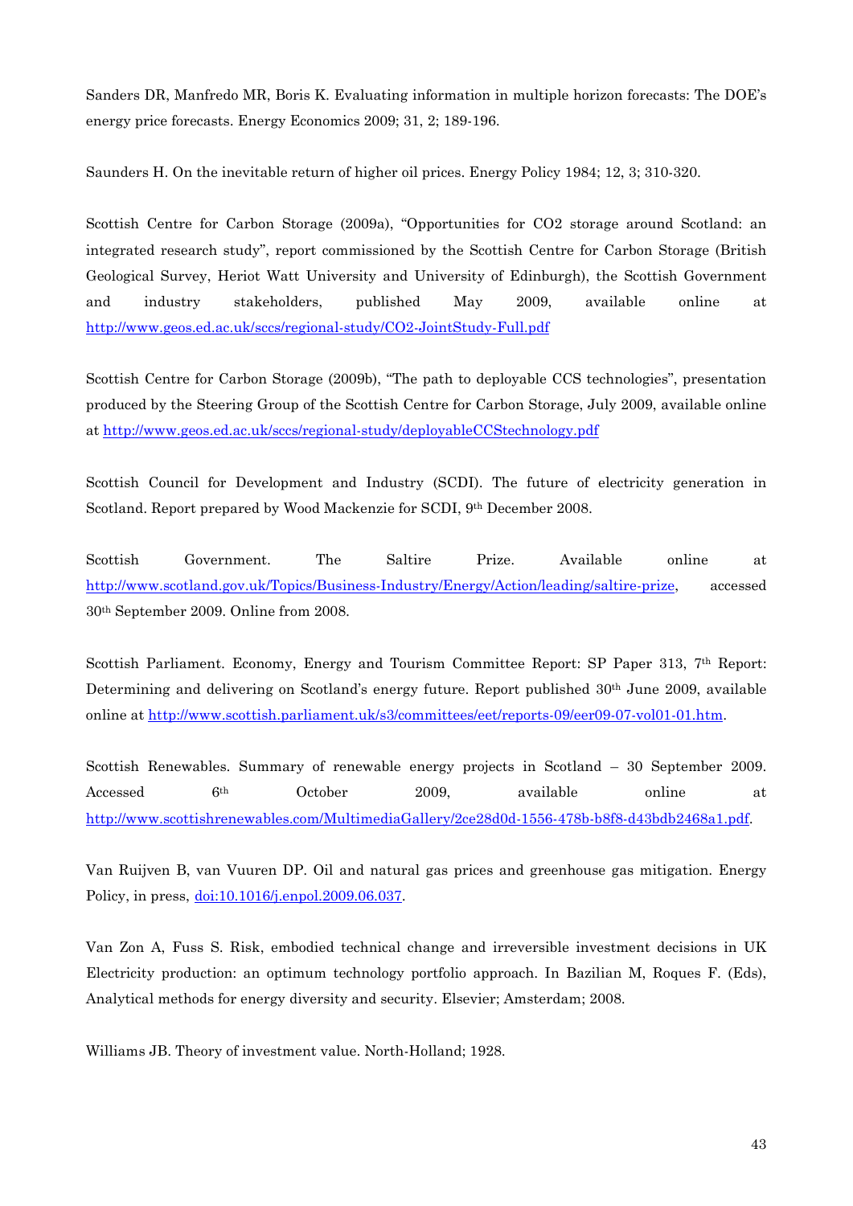Sanders DR, Manfredo MR, Boris K. Evaluating information in multiple horizon forecasts: The DOE's energy price forecasts. Energy Economics 2009; 31, 2; 189-196.

Saunders H. On the inevitable return of higher oil prices. Energy Policy 1984; 12, 3; 310-320.

Scottish Centre for Carbon Storage (2009a), "Opportunities for CO2 storage around Scotland: an integrated research study", report commissioned by the Scottish Centre for Carbon Storage (British Geological Survey, Heriot Watt University and University of Edinburgh), the Scottish Government and industry stakeholders, published May 2009, available online at http://www.geos.ed.ac.uk/sccs/regional-study/CO2-JointStudy-Full.pdf

Scottish Centre for Carbon Storage (2009b), "The path to deployable CCS technologies", presentation produced by the Steering Group of the Scottish Centre for Carbon Storage, July 2009, available online at http://www.geos.ed.ac.uk/sccs/regional-study/deployableCCStechnology.pdf

Scottish Council for Development and Industry (SCDI). The future of electricity generation in Scotland. Report prepared by Wood Mackenzie for SCDI, 9th December 2008.

Scottish Government. The Saltire Prize. Available online at http://www.scotland.gov.uk/Topics/Business-Industry/Energy/Action/leading/saltire-prize, accessed 30th September 2009. Online from 2008.

Scottish Parliament. Economy, Energy and Tourism Committee Report: SP Paper 313, 7th Report: Determining and delivering on Scotland's energy future. Report published 30th June 2009, available online at http://www.scottish.parliament.uk/s3/committees/eet/reports-09/eer09-07-vol01-01.htm.

Scottish Renewables. Summary of renewable energy projects in Scotland – 30 September 2009. Accessed 6th October 2009, available online at http://www.scottishrenewables.com/MultimediaGallery/2ce28d0d-1556-478b-b8f8-d43bdb2468a1.pdf.

Van Ruijven B, van Vuuren DP. Oil and natural gas prices and greenhouse gas mitigation. Energy Policy, in press, doi:10.1016/j.enpol.2009.06.037.

Van Zon A, Fuss S. Risk, embodied technical change and irreversible investment decisions in UK Electricity production: an optimum technology portfolio approach. In Bazilian M, Roques F. (Eds), Analytical methods for energy diversity and security. Elsevier; Amsterdam; 2008.

Williams JB. Theory of investment value. North-Holland; 1928.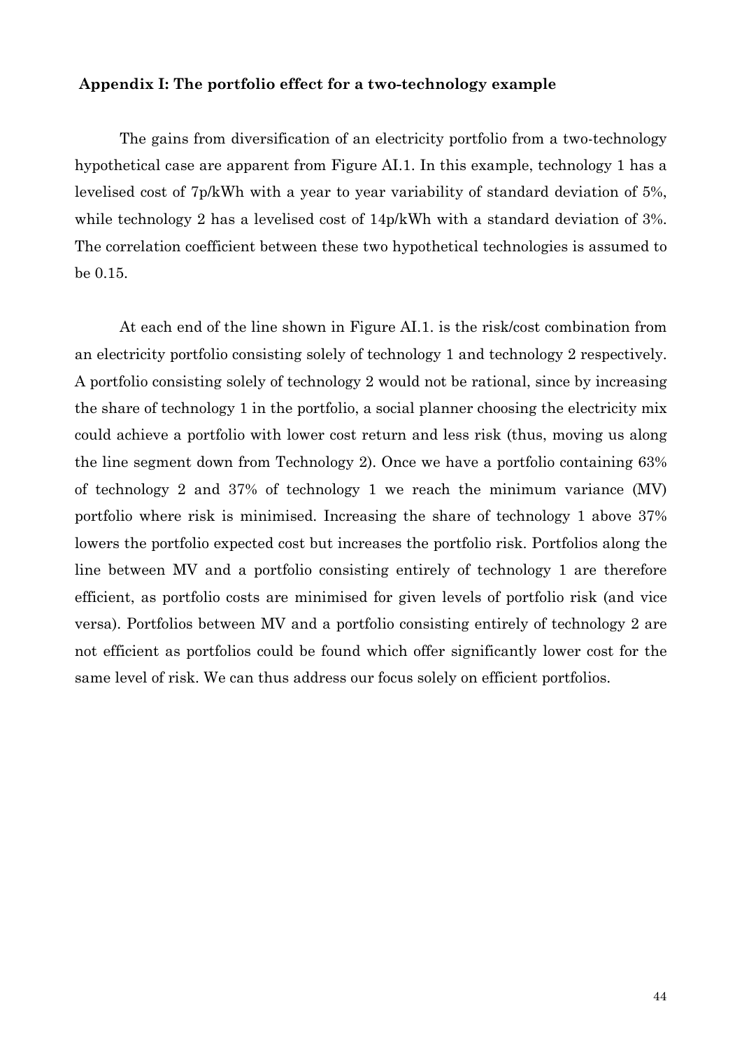### Appendix I: The portfolio effect for a two-technology example

The gains from diversification of an electricity portfolio from a two-technology hypothetical case are apparent from Figure AI.1. In this example, technology 1 has a levelised cost of 7p/kWh with a year to year variability of standard deviation of 5%, while technology 2 has a levelised cost of 14p/kWh with a standard deviation of 3%. The correlation coefficient between these two hypothetical technologies is assumed to be 0.15.

At each end of the line shown in Figure AI.1. is the risk/cost combination from an electricity portfolio consisting solely of technology 1 and technology 2 respectively. A portfolio consisting solely of technology 2 would not be rational, since by increasing the share of technology 1 in the portfolio, a social planner choosing the electricity mix could achieve a portfolio with lower cost return and less risk (thus, moving us along the line segment down from Technology 2). Once we have a portfolio containing 63% of technology 2 and 37% of technology 1 we reach the minimum variance (MV) portfolio where risk is minimised. Increasing the share of technology 1 above 37% lowers the portfolio expected cost but increases the portfolio risk. Portfolios along the line between MV and a portfolio consisting entirely of technology 1 are therefore efficient, as portfolio costs are minimised for given levels of portfolio risk (and vice versa). Portfolios between MV and a portfolio consisting entirely of technology 2 are not efficient as portfolios could be found which offer significantly lower cost for the same level of risk. We can thus address our focus solely on efficient portfolios.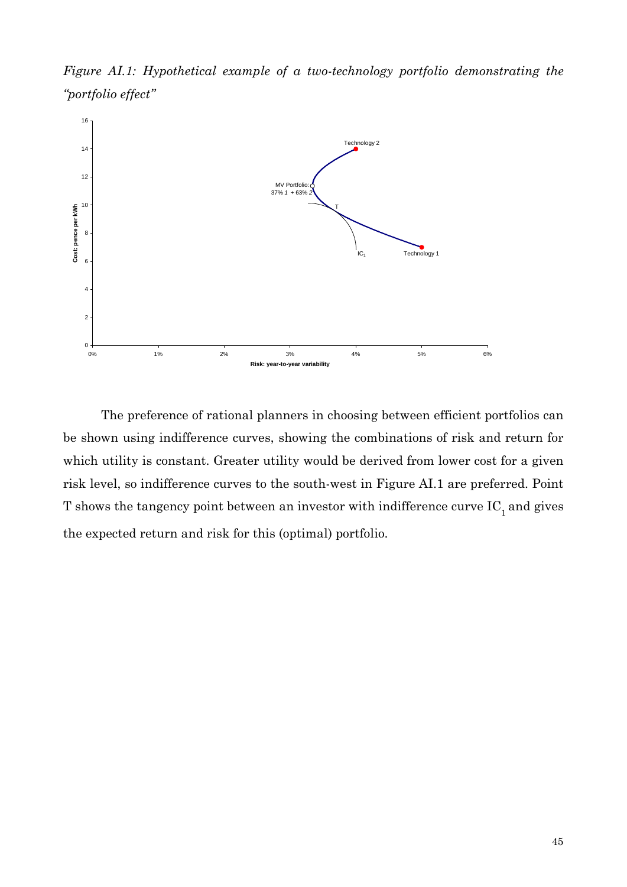*Figure AI.1: Hypothetical example of a two-technology portfolio demonstrating the "portfolio effect"*

The preference of rational planners in choosing between efficient portfolios can be shown using indifference curves, showing the combinations of risk and return for which utility is constant. Greater utility would be derived from lower cost for a given risk level, so indifference curves to the south-west in Figure AI.1 are preferred. Point T shows the tangency point between an investor with indifference curve $IC_1$ and gives the expected return and risk for this (optimal) portfolio.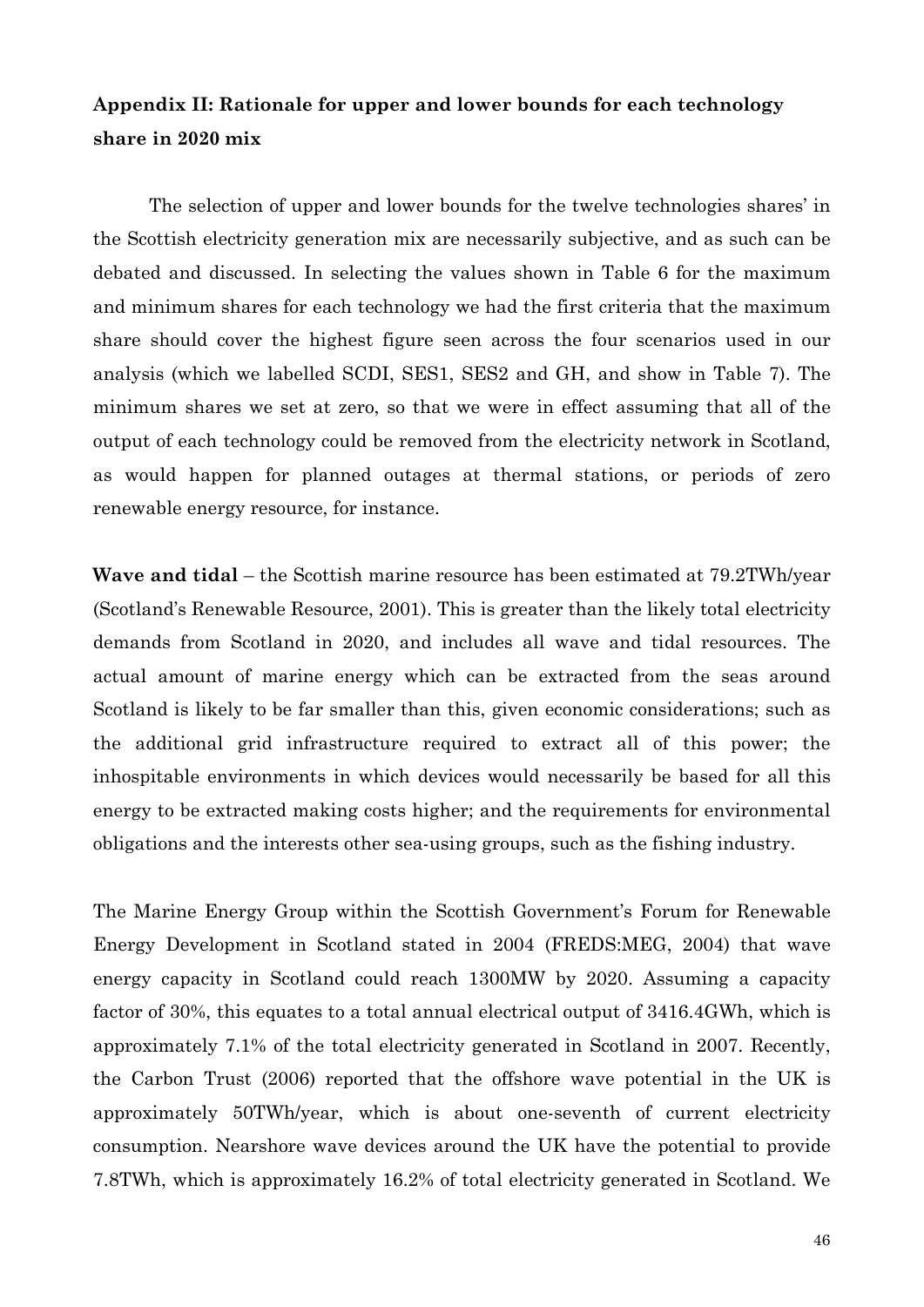## Appendix II: Rationale for upper and lower bounds for each technology share in 2020 mix

The selection of upper and lower bounds for the twelve technologies shares' in the Scottish electricity generation mix are necessarily subjective, and as such can be debated and discussed. In selecting the values shown in Table 6 for the maximum and minimum shares for each technology we had the first criteria that the maximum share should cover the highest figure seen across the four scenarios used in our analysis (which we labelled SCDI, SES1, SES2 and GH, and show in Table 7). The minimum shares we set at zero, so that we were in effect assuming that all of the output of each technology could be removed from the electricity network in Scotland, as would happen for planned outages at thermal stations, or periods of zero renewable energy resource, for instance.

**Wave and tidal** – the Scottish marine resource has been estimated at 79.2TWh/year (Scotland's Renewable Resource, 2001). This is greater than the likely total electricity demands from Scotland in 2020, and includes all wave and tidal resources. The actual amount of marine energy which can be extracted from the seas around Scotland is likely to be far smaller than this, given economic considerations; such as the additional grid infrastructure required to extract all of this power; the inhospitable environments in which devices would necessarily be based for all this energy to be extracted making costs higher; and the requirements for environmental obligations and the interests other sea-using groups, such as the fishing industry.

The Marine Energy Group within the Scottish Government's Forum for Renewable Energy Development in Scotland stated in 2004 (FREDS:MEG, 2004) that wave energy capacity in Scotland could reach 1300MW by 2020. Assuming a capacity factor of 30%, this equates to a total annual electrical output of 3416.4GWh, which is approximately 7.1% of the total electricity generated in Scotland in 2007. Recently, the Carbon Trust (2006) reported that the offshore wave potential in the UK is approximately 50TWh/year, which is about one-seventh of current electricity consumption. Nearshore wave devices around the UK have the potential to provide 7.8TWh, which is approximately 16.2% of total electricity generated in Scotland. We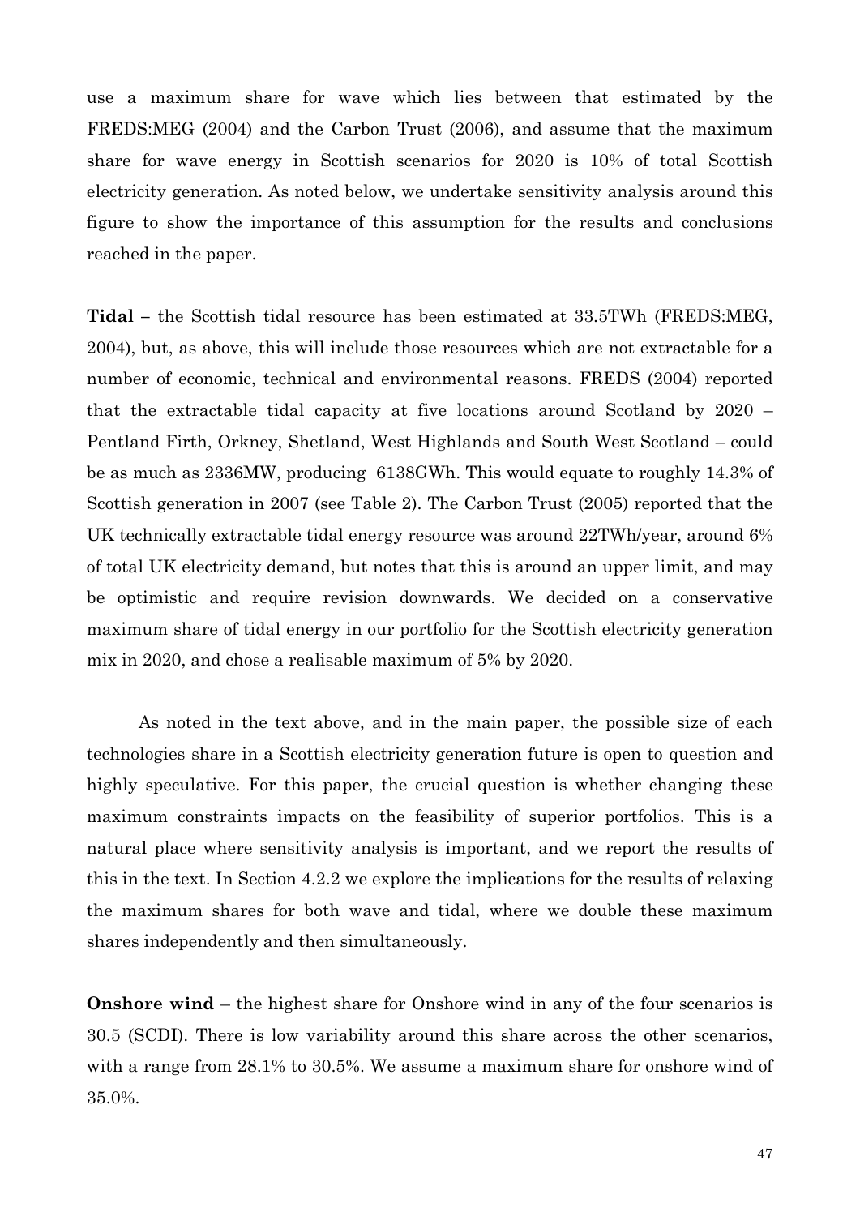use a maximum share for wave which lies between that estimated by the FREDS:MEG (2004) and the Carbon Trust (2006), and assume that the maximum share for wave energy in Scottish scenarios for 2020 is 10% of total Scottish electricity generation. As noted below, we undertake sensitivity analysis around this figure to show the importance of this assumption for the results and conclusions reached in the paper.

**Tidal –** the Scottish tidal resource has been estimated at 33.5TWh (FREDS:MEG, 2004), but, as above, this will include those resources which are not extractable for a number of economic, technical and environmental reasons. FREDS (2004) reported that the extractable tidal capacity at five locations around Scotland by 2020 – Pentland Firth, Orkney, Shetland, West Highlands and South West Scotland – could be as much as 2336MW, producing 6138GWh. This would equate to roughly 14.3% of Scottish generation in 2007 (see Table 2). The Carbon Trust (2005) reported that the UK technically extractable tidal energy resource was around 22TWh/year, around 6% of total UK electricity demand, but notes that this is around an upper limit, and may be optimistic and require revision downwards. We decided on a conservative maximum share of tidal energy in our portfolio for the Scottish electricity generation mix in 2020, and chose a realisable maximum of 5% by 2020.

As noted in the text above, and in the main paper, the possible size of each technologies share in a Scottish electricity generation future is open to question and highly speculative. For this paper, the crucial question is whether changing these maximum constraints impacts on the feasibility of superior portfolios. This is a natural place where sensitivity analysis is important, and we report the results of this in the text. In Section 4.2.2 we explore the implications for the results of relaxing the maximum shares for both wave and tidal, where we double these maximum shares independently and then simultaneously.

**Onshore wind** – the highest share for Onshore wind in any of the four scenarios is 30.5 (SCDI). There is low variability around this share across the other scenarios, with a range from 28.1% to 30.5%. We assume a maximum share for onshore wind of 35.0%.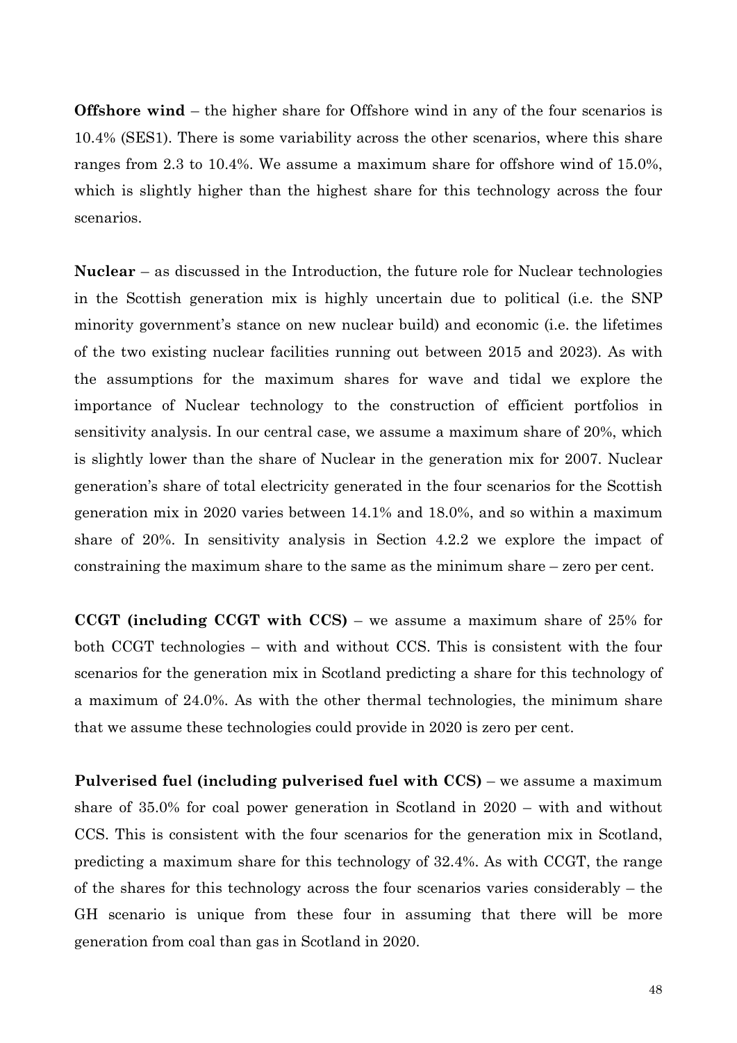**Offshore wind** – the higher share for Offshore wind in any of the four scenarios is 10.4% (SES1). There is some variability across the other scenarios, where this share ranges from 2.3 to 10.4%. We assume a maximum share for offshore wind of 15.0%, which is slightly higher than the highest share for this technology across the four scenarios.

**Nuclear** – as discussed in the Introduction, the future role for Nuclear technologies in the Scottish generation mix is highly uncertain due to political (i.e. the SNP minority government's stance on new nuclear build) and economic (i.e. the lifetimes of the two existing nuclear facilities running out between 2015 and 2023). As with the assumptions for the maximum shares for wave and tidal we explore the importance of Nuclear technology to the construction of efficient portfolios in sensitivity analysis. In our central case, we assume a maximum share of 20%, which is slightly lower than the share of Nuclear in the generation mix for 2007. Nuclear generation's share of total electricity generated in the four scenarios for the Scottish generation mix in 2020 varies between 14.1% and 18.0%, and so within a maximum share of 20%. In sensitivity analysis in Section 4.2.2 we explore the impact of constraining the maximum share to the same as the minimum share – zero per cent.

**CCGT (including CCGT with CCS)** – we assume a maximum share of 25% for both CCGT technologies – with and without CCS. This is consistent with the four scenarios for the generation mix in Scotland predicting a share for this technology of a maximum of 24.0%. As with the other thermal technologies, the minimum share that we assume these technologies could provide in 2020 is zero per cent.

**Pulverised fuel (including pulverised fuel with CCS)** – we assume a maximum share of 35.0% for coal power generation in Scotland in 2020 – with and without CCS. This is consistent with the four scenarios for the generation mix in Scotland, predicting a maximum share for this technology of 32.4%. As with CCGT, the range of the shares for this technology across the four scenarios varies considerably – the GH scenario is unique from these four in assuming that there will be more generation from coal than gas in Scotland in 2020.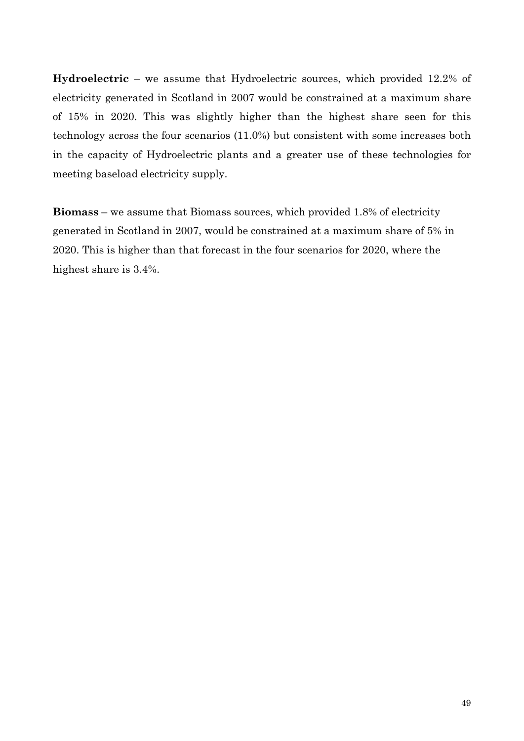**Hydroelectric** – we assume that Hydroelectric sources, which provided 12.2% of electricity generated in Scotland in 2007 would be constrained at a maximum share of 15% in 2020. This was slightly higher than the highest share seen for this technology across the four scenarios (11.0%) but consistent with some increases both in the capacity of Hydroelectric plants and a greater use of these technologies for meeting baseload electricity supply.

**Biomass** – we assume that Biomass sources, which provided 1.8% of electricity generated in Scotland in 2007, would be constrained at a maximum share of 5% in 2020. This is higher than that forecast in the four scenarios for 2020, where the highest share is 3.4%.